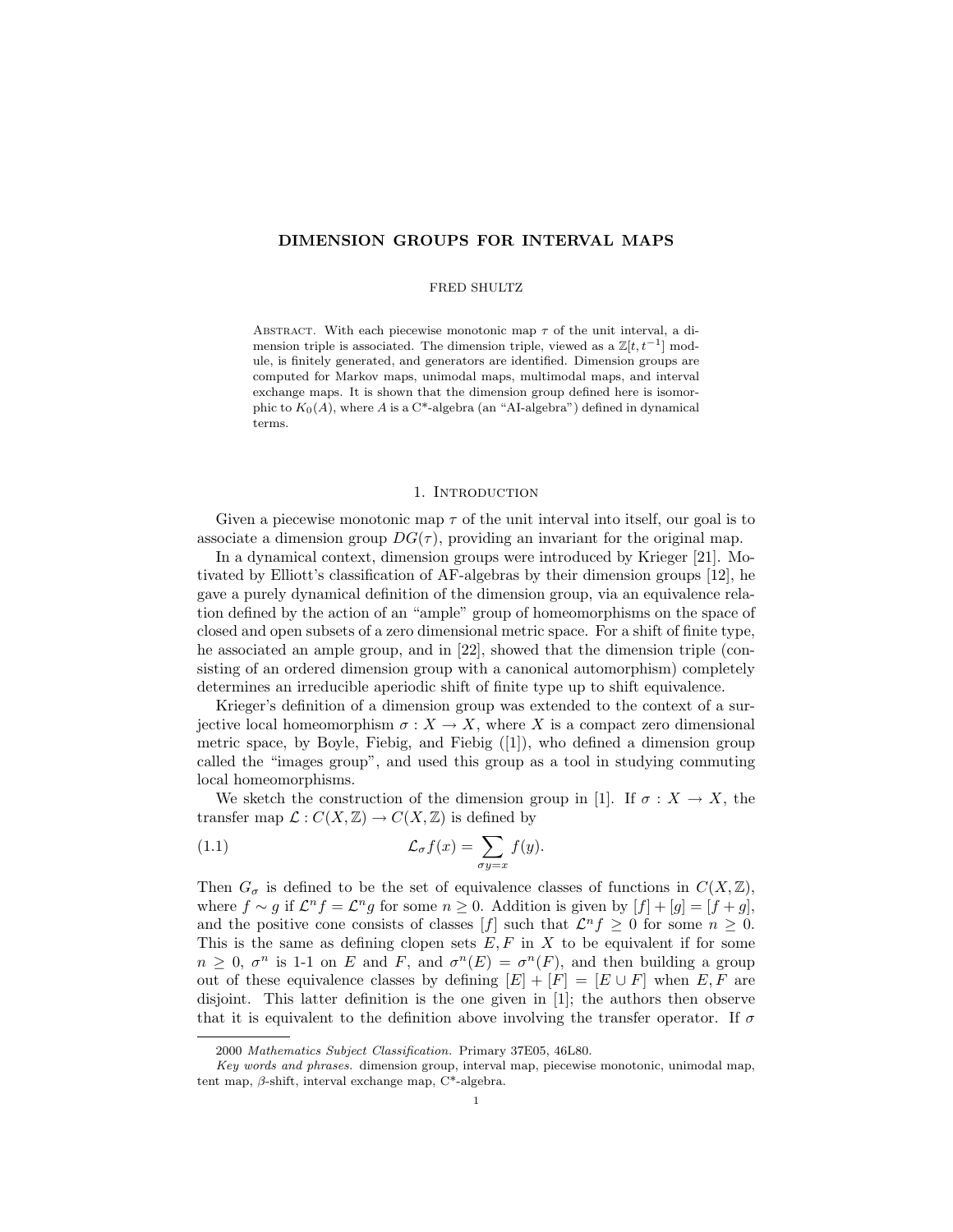# DIMENSION GROUPS FOR INTERVAL MAPS

FRED SHULTZ

Abstract. With each piecewise monotonic map $\tau$ of the unit interval, a dimension triple is associated. The dimension triple, viewed as a $\mathbb{Z}[t, t^{-1}]$ module, is finitely generated, and generators are identified. Dimension groups are computed for Markov maps, unimodal maps, multimodal maps, and interval exchange maps. It is shown that the dimension group defined here is isomorphic to $K_0(A)$, where $A$ is a C*-algebra (an "AI-algebra") defined in dynamical terms.

## 1. Introduction

Given a piecewise monotonic map $\tau$ of the unit interval into itself, our goal is to associate a dimension group $DG(\tau)$, providing an invariant for the original map.

In a dynamical context, dimension groups were introduced by Krieger [21]. Motivated by Elliott's classification of AF-algebras by their dimension groups [12], he gave a purely dynamical definition of the dimension group, via an equivalence relation defined by the action of an "ample" group of homeomorphisms on the space of closed and open subsets of a zero dimensional metric space. For a shift of finite type, he associated an ample group, and in [22], showed that the dimension triple (consisting of an ordered dimension group with a canonical automorphism) completely determines an irreducible aperiodic shift of finite type up to shift equivalence.

Krieger's definition of a dimension group was extended to the context of a surjective local homeomorphism $\sigma : X \to X$, where $X$ is a compact zero dimensional metric space, by Boyle, Fiebig, and Fiebig ([1]), who defined a dimension group called the "images group", and used this group as a tool in studying commuting local homeomorphisms.

We sketch the construction of the dimension group in [1]. If $\sigma : X \to X$, the transfer map $\mathcal{L} : C(X, \mathbb{Z}) \to C(X, \mathbb{Z})$ is defined by

$$\mathcal{L}_\sigma f(x) = \sum_{\sigma y = x} f(y). \tag{1.1}$$

Then $G_\sigma$ is defined to be the set of equivalence classes of functions in $C(X, \mathbb{Z})$, where $f \sim g$ if $\mathcal{L}^n f = \mathcal{L}^n g$ for some $n \geq 0$. Addition is given by $[f] + [g] = [f + g]$, and the positive cone consists of classes $[f]$ such that $\mathcal{L}^n f \geq 0$ for some $n \geq 0$. This is the same as defining clopen sets $E, F$ in $X$ to be equivalent if for some $n \geq 0$, $\sigma^n$ is 1-1 on $E$ and $F$, and $\sigma^n(E) = \sigma^n(F)$, and then building a group out of these equivalence classes by defining $[E] + [F] = [E \cup F]$ when $E, F$ are disjoint. This latter definition is the one given in [1]; the authors then observe that it is equivalent to the definition above involving the transfer operator. If $\sigma$

---

2000 *Mathematics Subject Classification.* Primary 37E05, 46L80.

*Key words and phrases.* dimension group, interval map, piecewise monotonic, unimodal map, tent map, $\beta$-shift, interval exchange map, C*-algebra.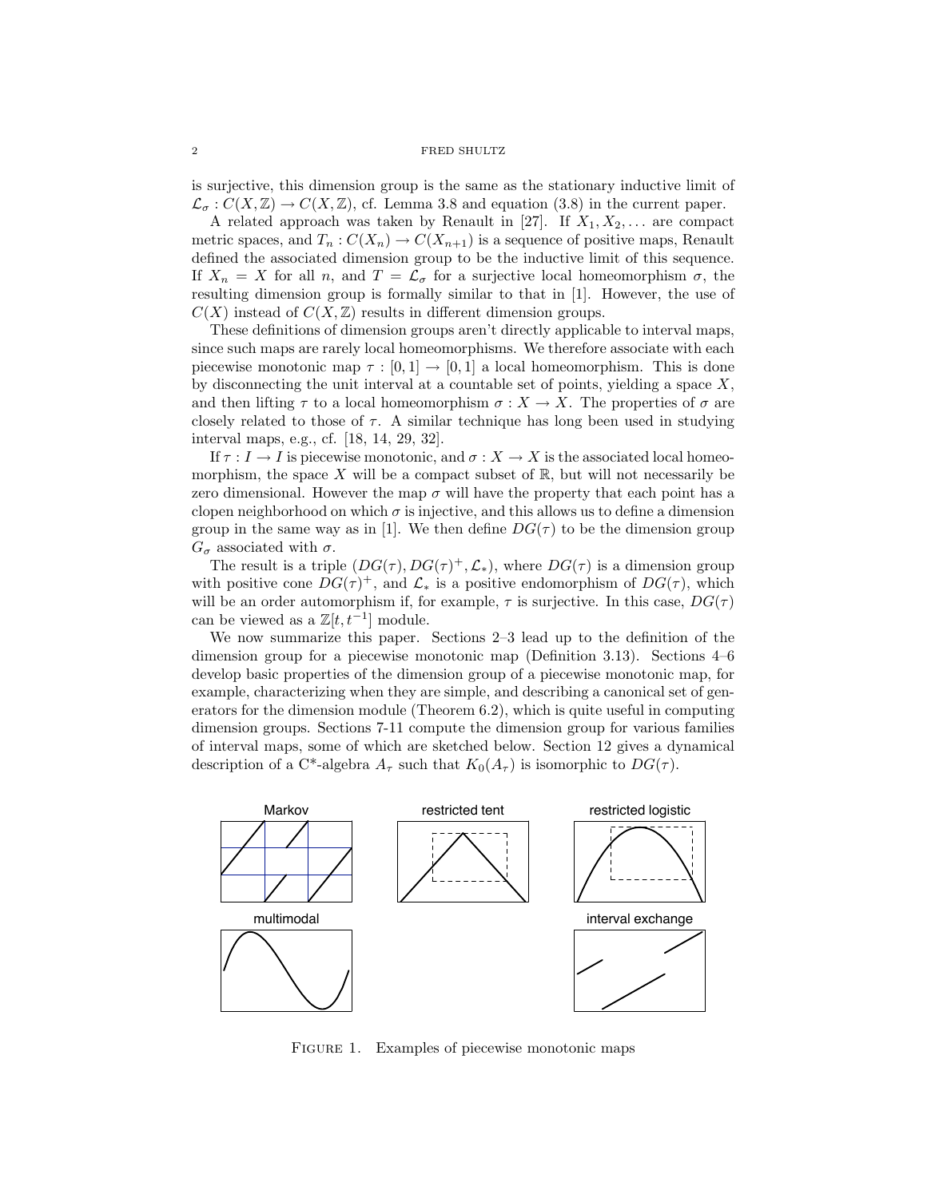is surjective, this dimension group is the same as the stationary inductive limit of $\mathcal{L}_\sigma : C(X, \mathbb{Z}) \to C(X, \mathbb{Z})$, cf. Lemma 3.8 and equation (3.8) in the current paper.

A related approach was taken by Renault in [27]. If $X_1, X_2, \ldots$ are compact metric spaces, and $T_n : C(X_n) \to C(X_{n+1})$ is a sequence of positive maps, Renault defined the associated dimension group to be the inductive limit of this sequence. If $X_n = X$ for all $n$, and $T = \mathcal{L}_\sigma$ for a surjective local homeomorphism $\sigma$, the resulting dimension group is formally similar to that in [1]. However, the use of $C(X)$ instead of $C(X, \mathbb{Z})$ results in different dimension groups.

These definitions of dimension groups aren't directly applicable to interval maps, since such maps are rarely local homeomorphisms. We therefore associate with each piecewise monotonic map $\tau : [0, 1] \to [0, 1]$ a local homeomorphism. This is done by disconnecting the unit interval at a countable set of points, yielding a space $X$, and then lifting $\tau$ to a local homeomorphism $\sigma : X \to X$. The properties of $\sigma$ are closely related to those of $\tau$. A similar technique has long been used in studying interval maps, e.g., cf. [18, 14, 29, 32].

If $\tau : I \to I$ is piecewise monotonic, and $\sigma : X \to X$ is the associated local homeomorphism, the space $X$ will be a compact subset of $\mathbb{R}$, but will not necessarily be zero dimensional. However the map $\sigma$ will have the property that each point has a clopen neighborhood on which $\sigma$ is injective, and this allows us to define a dimension group in the same way as in [1]. We then define $DG(\tau)$ to be the dimension group $G_\sigma$ associated with $\sigma$.

The result is a triple $(DG(\tau), DG(\tau)^+, \mathcal{L}_*)$, where $DG(\tau)$ is a dimension group with positive cone $DG(\tau)^+$, and $\mathcal{L}_*$ is a positive endomorphism of $DG(\tau)$, which will be an order automorphism if, for example, $\tau$ is surjective. In this case, $DG(\tau)$ can be viewed as a $\mathbb{Z}[t, t^{-1}]$ module.

We now summarize this paper. Sections 2–3 lead up to the definition of the dimension group for a piecewise monotonic map (Definition 3.13). Sections 4–6 develop basic properties of the dimension group of a piecewise monotonic map, for example, characterizing when they are simple, and describing a canonical set of generators for the dimension module (Theorem 6.2), which is quite useful in computing dimension groups. Sections 7-11 compute the dimension group for various families of interval maps, some of which are sketched below. Section 12 gives a dynamical description of a C*-algebra $A_\tau$ such that $K_0(A_\tau)$ is isomorphic to $DG(\tau)$.

Markov

restricted tent

restricted logistic

multimodal

interval exchange

Figure 1. Examples of piecewise monotonic maps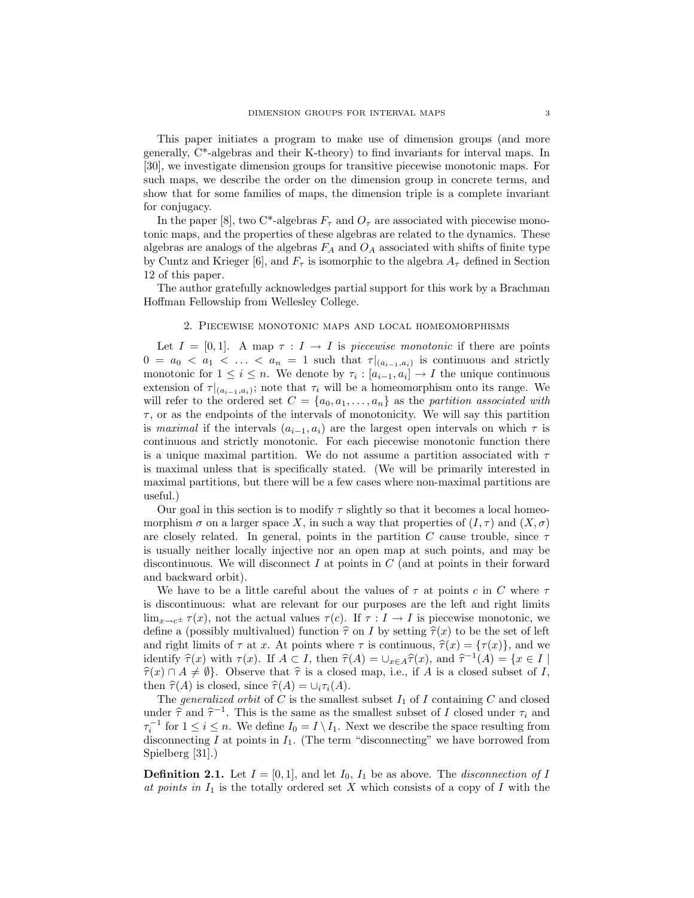This paper initiates a program to make use of dimension groups (and more generally, C*-algebras and their K-theory) to find invariants for interval maps. In [30], we investigate dimension groups for transitive piecewise monotonic maps. For such maps, we describe the order on the dimension group in concrete terms, and show that for some families of maps, the dimension triple is a complete invariant for conjugacy.

In the paper [8], two C*-algebras $F_\tau$ and $O_\tau$ are associated with piecewise monotonic maps, and the properties of these algebras are related to the dynamics. These algebras are analogs of the algebras $F_A$ and $O_A$ associated with shifts of finite type by Cuntz and Krieger [6], and $F_\tau$ is isomorphic to the algebra $A_\tau$ defined in Section 12 of this paper.

The author gratefully acknowledges partial support for this work by a Brachman Hoffman Fellowship from Wellesley College.

## 2. Piecewise monotonic maps and local homeomorphisms

Let $I = [0, 1]$. A map $\tau : I \to I$ is *piecewise monotonic* if there are points $0 = a_0 < a_1 < \ldots < a_n = 1$ such that $\tau|_{(a_{i-1},a_i)}$ is continuous and strictly monotonic for $1 \le i \le n$. We denote by $\tau_i : [a_{i-1}, a_i] \to I$ the unique continuous extension of $\tau|_{(a_{i-1},a_i)}$; note that $\tau_i$ will be a homeomorphism onto its range. We will refer to the ordered set $C = \{a_0, a_1, \ldots, a_n\}$ as the *partition associated with* $\tau$, or as the endpoints of the intervals of monotonicity. We will say this partition is *maximal* if the intervals $(a_{i-1}, a_i)$ are the largest open intervals on which $\tau$ is continuous and strictly monotonic. For each piecewise monotonic function there is a unique maximal partition. We do not assume a partition associated with $\tau$ is maximal unless that is specifically stated. (We will be primarily interested in maximal partitions, but there will be a few cases where non-maximal partitions are useful.)

Our goal in this section is to modify $\tau$ slightly so that it becomes a local homeomorphism $\sigma$ on a larger space $X$, in such a way that properties of $(I, \tau)$ and $(X, \sigma)$ are closely related. In general, points in the partition $C$ cause trouble, since $\tau$ is usually neither locally injective nor an open map at such points, and may be discontinuous. We will disconnect $I$ at points in $C$ (and at points in their forward and backward orbit).

We have to be a little careful about the values of $\tau$ at points $c$ in $C$ where $\tau$ is discontinuous: what are relevant for our purposes are the left and right limits $\lim_{x\to c^\pm} \tau(x)$, not the actual values $\tau(c)$. If $\tau : I \to I$ is piecewise monotonic, we define a (possibly multivalued) function $\widehat{\tau}$ on $I$ by setting $\widehat{\tau}(x)$ to be the set of left and right limits of $\tau$ at $x$. At points where $\tau$ is continuous, $\widehat{\tau}(x) = \{\tau(x)\}$, and we identify $\widehat{\tau}(x)$ with $\tau(x)$. If $A \subset I$, then $\widehat{\tau}(A) = \cup_{x\in A}\widehat{\tau}(x)$, and $\widehat{\tau}^{-1}(A) = \{x \in I \mid \widehat{\tau}(x) \cap A \neq \emptyset\}$. Observe that $\widehat{\tau}$ is a closed map, i.e., if $A$ is a closed subset of $I$, then $\widehat{\tau}(A)$ is closed, since $\widehat{\tau}(A) = \cup_i \tau_i(A)$.

The *generalized orbit* of $C$ is the smallest subset $I_1$ of $I$ containing $C$ and closed under $\widehat{\tau}$ and $\widehat{\tau}^{-1}$. This is the same as the smallest subset of $I$ closed under $\tau_i$ and $\tau_i^{-1}$ for $1 \le i \le n$. We define $I_0 = I \setminus I_1$. Next we describe the space resulting from disconnecting $I$ at points in $I_1$. (The term "disconnecting" we have borrowed from Spielberg [31].)

**Definition 2.1.** Let $I = [0, 1]$, and let $I_0$, $I_1$ be as above. The *disconnection of* $I$ *at points in* $I_1$ is the totally ordered set $X$ which consists of a copy of $I$ with the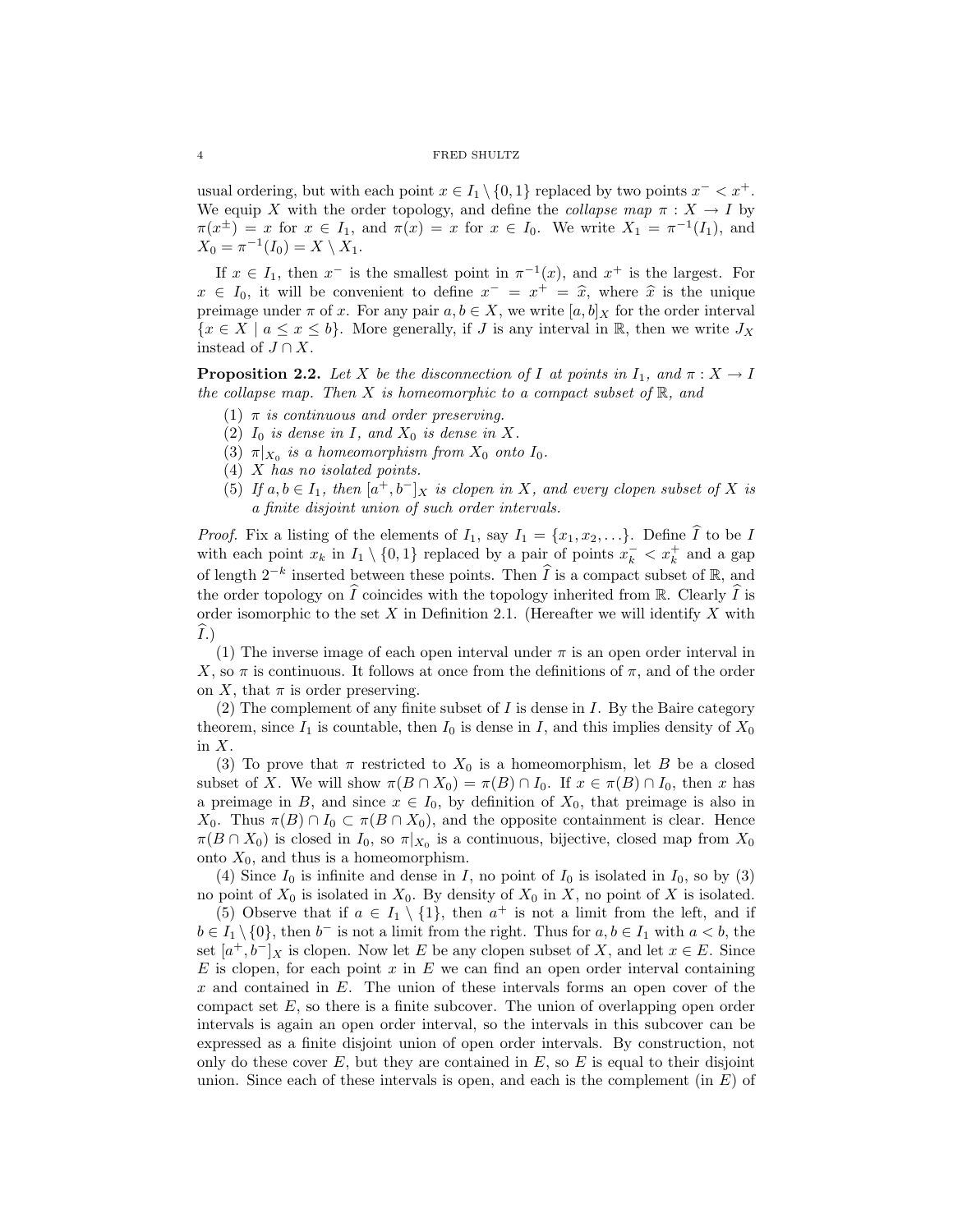usual ordering, but with each point $x \in I_1 \setminus \{0,1\}$ replaced by two points $x^- < x^+$. We equip $X$ with the order topology, and define the *collapse map* $\pi : X \to I$ by $\pi(x^\pm) = x$ for $x \in I_1$, and $\pi(x) = x$ for $x \in I_0$. We write $X_1 = \pi^{-1}(I_1)$, and $X_0 = \pi^{-1}(I_0) = X \setminus X_1$.

If $x \in I_1$, then $x^-$ is the smallest point in $\pi^{-1}(x)$, and $x^+$ is the largest. For $x \in I_0$, it will be convenient to define $x^- = x^+ = \widehat{x}$, where $\widehat{x}$ is the unique preimage under $\pi$ of $x$. For any pair $a, b \in X$, we write $[a,b]_X$ for the order interval $\{x \in X \mid a \le x \le b\}$. More generally, if $J$ is any interval in $\mathbb{R}$, then we write $J_X$ instead of $J \cap X$.

**Proposition 2.2.** *Let $X$ be the disconnection of $I$ at points in $I_1$, and $\pi : X \to I$ the collapse map. Then $X$ is homeomorphic to a compact subset of $\mathbb{R}$, and*

1. *$\pi$ is continuous and order preserving.*
2. *$I_0$ is dense in $I$, and $X_0$ is dense in $X$.*
3. *$\pi|_{X_0}$ is a homeomorphism from $X_0$ onto $I_0$.*
4. *$X$ has no isolated points.*
5. *If $a, b \in I_1$, then $[a^+, b^-]_X$ is clopen in $X$, and every clopen subset of $X$ is a finite disjoint union of such order intervals.*

*Proof.* Fix a listing of the elements of $I_1$, say $I_1 = \{x_1, x_2, \ldots\}$. Define $\widehat{I}$ to be $I$ with each point $x_k$ in $I_1 \setminus \{0,1\}$ replaced by a pair of points $x_k^- < x_k^+$ and a gap of length $2^{-k}$ inserted between these points. Then $\widehat{I}$ is a compact subset of $\mathbb{R}$, and the order topology on $\widehat{I}$ coincides with the topology inherited from $\mathbb{R}$. Clearly $\widehat{I}$ is order isomorphic to the set $X$ in Definition 2.1. (Hereafter we will identify $X$ with $\widehat{I}$.)

(1) The inverse image of each open interval under $\pi$ is an open order interval in $X$, so $\pi$ is continuous. It follows at once from the definitions of $\pi$, and of the order on $X$, that $\pi$ is order preserving.

(2) The complement of any finite subset of $I$ is dense in $I$. By the Baire category theorem, since $I_1$ is countable, then $I_0$ is dense in $I$, and this implies density of $X_0$ in $X$.

(3) To prove that $\pi$ restricted to $X_0$ is a homeomorphism, let $B$ be a closed subset of $X$. We will show $\pi(B \cap X_0) = \pi(B) \cap I_0$. If $x \in \pi(B) \cap I_0$, then $x$ has a preimage in $B$, and since $x \in I_0$, by definition of $X_0$, that preimage is also in $X_0$. Thus $\pi(B) \cap I_0 \subset \pi(B \cap X_0)$, and the opposite containment is clear. Hence $\pi(B \cap X_0)$ is closed in $I_0$, so $\pi|_{X_0}$ is a continuous, bijective, closed map from $X_0$ onto $X_0$, and thus is a homeomorphism.

(4) Since $I_0$ is infinite and dense in $I$, no point of $I_0$ is isolated in $I_0$, so by (3) no point of $X_0$ is isolated in $X_0$. By density of $X_0$ in $X$, no point of $X$ is isolated.

(5) Observe that if $a \in I_1 \setminus \{1\}$, then $a^+$ is not a limit from the left, and if $b \in I_1 \setminus \{0\}$, then $b^-$ is not a limit from the right. Thus for $a, b \in I_1$ with $a < b$, the set $[a^+, b^-]_X$ is clopen. Now let $E$ be any clopen subset of $X$, and let $x \in E$. Since $E$ is clopen, for each point $x$ in $E$ we can find an open order interval containing $x$ and contained in $E$. The union of these intervals forms an open cover of the compact set $E$, so there is a finite subcover. The union of overlapping open order intervals is again an open order interval, so the intervals in this subcover can be expressed as a finite disjoint union of open order intervals. By construction, not only do these cover $E$, but they are contained in $E$, so $E$ is equal to their disjoint union. Since each of these intervals is open, and each is the complement (in $E$) of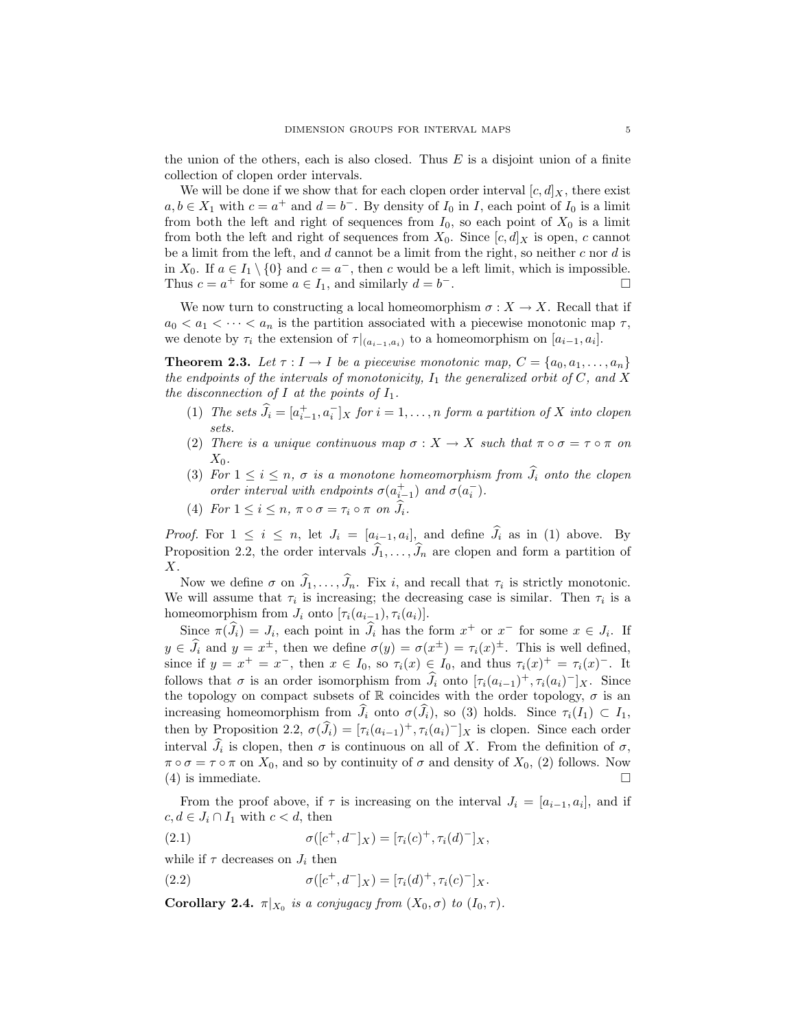the union of the others, each is also closed. Thus $E$ is a disjoint union of a finite collection of clopen order intervals.

We will be done if we show that for each clopen order interval $[c, d]_X$, there exist $a, b \in X_1$ with $c = a^+$ and $d = b^-$. By density of $I_0$ in $I$, each point of $I_0$ is a limit from both the left and right of sequences from $I_0$, so each point of $X_0$ is a limit from both the left and right of sequences from $X_0$. Since $[c, d]_X$ is open, $c$ cannot be a limit from the left, and $d$ cannot be a limit from the right, so neither $c$ nor $d$ is in $X_0$. If $a \in I_1 \setminus \{0\}$ and $c = a^-$, then $c$ would be a left limit, which is impossible. Thus $c = a^+$ for some $a \in I_1$, and similarly $d = b^-$. $\square$

We now turn to constructing a local homeomorphism $\sigma : X \to X$. Recall that if $a_0 < a_1 < \cdots < a_n$ is the partition associated with a piecewise monotonic map $\tau$, we denote by $\tau_i$ the extension of $\tau|_{(a_{i-1}, a_i)}$ to a homeomorphism on $[a_{i-1}, a_i]$.

**Theorem 2.3.** *Let $\tau : I \to I$ be a piecewise monotonic map, $C = \{a_0, a_1, \ldots, a_n\}$ the endpoints of the intervals of monotonicity, $I_1$ the generalized orbit of $C$, and $X$ the disconnection of $I$ at the points of $I_1$.*

1. *The sets $\widehat{J}_i = [a_{i-1}^+, a_i^-]_X$ for $i = 1, \ldots, n$ form a partition of $X$ into clopen sets.*
2. *There is a unique continuous map $\sigma : X \to X$ such that $\pi \circ \sigma = \tau \circ \pi$ on $X_0$.*
3. *For $1 \le i \le n$, $\sigma$ is a monotone homeomorphism from $\widehat{J}_i$ onto the clopen order interval with endpoints $\sigma(a_{i-1}^+)$ and $\sigma(a_i^-)$.*
4. *For $1 \le i \le n$, $\pi \circ \sigma = \tau_i \circ \pi$ on $\widehat{J}_i$.*

*Proof.* For $1 \le i \le n$, let $J_i = [a_{i-1}, a_i]$, and define $\widehat{J}_i$ as in (1) above. By Proposition 2.2, the order intervals $\widehat{J}_1, \ldots, \widehat{J}_n$ are clopen and form a partition of $X$.

Now we define $\sigma$ on $\widehat{J}_1, \ldots, \widehat{J}_n$. Fix $i$, and recall that $\tau_i$ is strictly monotonic. We will assume that $\tau_i$ is increasing; the decreasing case is similar. Then $\tau_i$ is a homeomorphism from $J_i$ onto $[\tau_i(a_{i-1}), \tau_i(a_i)]$.

Since $\pi(\widehat{J}_i) = J_i$, each point in $\widehat{J}_i$ has the form $x^+$ or $x^-$ for some $x \in J_i$. If $y \in \widehat{J}_i$ and $y = x^\pm$, then we define $\sigma(y) = \sigma(x^\pm) = \tau_i(x)^\pm$. This is well defined, since if $y = x^+ = x^-$, then $x \in I_0$, so $\tau_i(x) \in I_0$, and thus $\tau_i(x)^+ = \tau_i(x)^-$. It follows that $\sigma$ is an order isomorphism from $\widehat{J}_i$ onto $[\tau_i(a_{i-1})^+, \tau_i(a_i)^-]_X$. Since the topology on compact subsets of $\mathbb{R}$ coincides with the order topology, $\sigma$ is an increasing homeomorphism from $\widehat{J}_i$ onto $\sigma(\widehat{J}_i)$, so (3) holds. Since $\tau_i(I_1) \subset I_1$, then by Proposition 2.2, $\sigma(\widehat{J}_i) = [\tau_i(a_{i-1})^+, \tau_i(a_i)^-]_X$ is clopen. Since each order interval $\widehat{J}_i$ is clopen, then $\sigma$ is continuous on all of $X$. From the definition of $\sigma$, $\pi \circ \sigma = \tau \circ \pi$ on $X_0$, and so by continuity of $\sigma$ and density of $X_0$, (2) follows. Now (4) is immediate. $\square$

From the proof above, if $\tau$ is increasing on the interval $J_i = [a_{i-1}, a_i]$, and if $c, d \in J_i \cap I_1$ with $c < d$, then

$$\sigma([c^+, d^-]_X) = [\tau_i(c)^+, \tau_i(d)^-]_X, \tag{2.1}$$

while if $\tau$ decreases on $J_i$ then

$$\sigma([c^+, d^-]_X) = [\tau_i(d)^+, \tau_i(c)^-]_X. \tag{2.2}$$

**Corollary 2.4.** *$\pi|_{X_0}$ is a conjugacy from $(X_0, \sigma)$ to $(I_0, \tau)$.*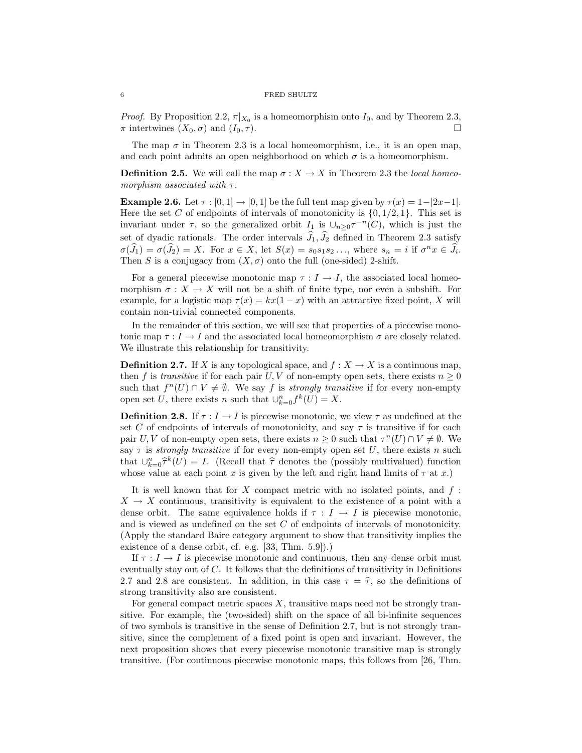*Proof.* By Proposition 2.2, $\pi|_{X_0}$ is a homeomorphism onto $I_0$, and by Theorem 2.3, $\pi$ intertwines $(X_0, \sigma)$ and $(I_0, \tau)$. $\square$

The map $\sigma$ in Theorem 2.3 is a local homeomorphism, i.e., it is an open map, and each point admits an open neighborhood on which $\sigma$ is a homeomorphism.

**Definition 2.5.** We will call the map $\sigma : X \to X$ in Theorem 2.3 the *local homeomorphism associated with* $\tau$.

**Example 2.6.** Let $\tau : [0, 1] \to [0, 1]$ be the full tent map given by $\tau(x) = 1-|2x-1|$. Here the set $C$ of endpoints of intervals of monotonicity is $\{0, 1/2, 1\}$. This set is invariant under $\tau$, so the generalized orbit $I_1$ is $\cup_{n\geq 0}\tau^{-n}(C)$, which is just the set of dyadic rationals. The order intervals $\widehat{J}_1, \widehat{J}_2$ defined in Theorem 2.3 satisfy $\sigma(\widehat{J}_1) = \sigma(\widehat{J}_2) = X$. For $x \in X$, let $S(x) = s_0s_1s_2\ldots$, where $s_n = i$ if $\sigma^n x \in \widehat{J}_i$. Then $S$ is a conjugacy from $(X, \sigma)$ onto the full (one-sided) 2-shift.

For a general piecewise monotonic map $\tau : I \to I$, the associated local homeomorphism $\sigma : X \to X$ will not be a shift of finite type, nor even a subshift. For example, for a logistic map $\tau(x) = kx(1 - x)$ with an attractive fixed point, $X$ will contain non-trivial connected components.

In the remainder of this section, we will see that properties of a piecewise monotonic map $\tau : I \to I$ and the associated local homeomorphism $\sigma$ are closely related. We illustrate this relationship for transitivity.

**Definition 2.7.** If $X$ is any topological space, and $f : X \to X$ is a continuous map, then $f$ is *transitive* if for each pair $U, V$ of non-empty open sets, there exists $n \geq 0$ such that $f^n(U) \cap V \neq \emptyset$. We say $f$ is *strongly transitive* if for every non-empty open set $U$, there exists $n$ such that $\cup_{k=0}^n f^k(U) = X$.

**Definition 2.8.** If $\tau : I \to I$ is piecewise monotonic, we view $\tau$ as undefined at the set $C$ of endpoints of intervals of monotonicity, and say $\tau$ is transitive if for each pair $U, V$ of non-empty open sets, there exists $n \geq 0$ such that $\tau^n(U) \cap V \neq \emptyset$. We say $\tau$ is *strongly transitive* if for every non-empty open set $U$, there exists $n$ such that $\cup_{k=0}^n \widehat{\tau}^k(U) = I$. (Recall that $\widehat{\tau}$ denotes the (possibly multivalued) function whose value at each point $x$ is given by the left and right hand limits of $\tau$ at $x$.)

It is well known that for $X$ compact metric with no isolated points, and $f : X \to X$ continuous, transitivity is equivalent to the existence of a point with a dense orbit. The same equivalence holds if $\tau : I \to I$ is piecewise monotonic, and is viewed as undefined on the set $C$ of endpoints of intervals of monotonicity. (Apply the standard Baire category argument to show that transitivity implies the existence of a dense orbit, cf. e.g. [33, Thm. 5.9]).)

If $\tau : I \to I$ is piecewise monotonic and continuous, then any dense orbit must eventually stay out of $C$. It follows that the definitions of transitivity in Definitions 2.7 and 2.8 are consistent. In addition, in this case $\tau = \widehat{\tau}$, so the definitions of strong transitivity also are consistent.

For general compact metric spaces $X$, transitive maps need not be strongly transitive. For example, the (two-sided) shift on the space of all bi-infinite sequences of two symbols is transitive in the sense of Definition 2.7, but is not strongly transitive, since the complement of a fixed point is open and invariant. However, the next proposition shows that every piecewise monotonic transitive map is strongly transitive. (For continuous piecewise monotonic maps, this follows from [26, Thm.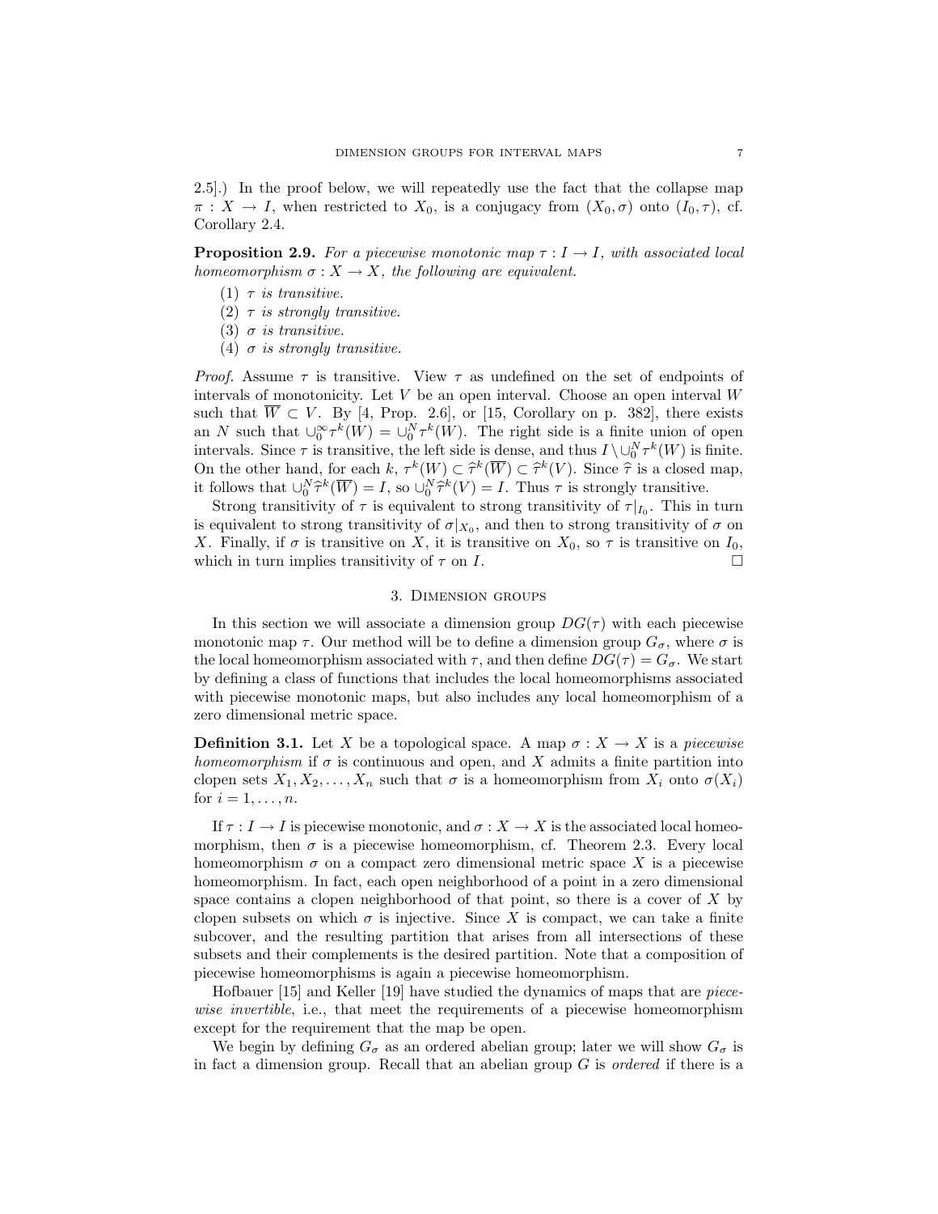2.5].) In the proof below, we will repeatedly use the fact that the collapse map $\pi : X \to I$, when restricted to $X_0$, is a conjugacy from $(X_0, \sigma)$ onto $(I_0, \tau)$, cf. Corollary 2.4.

**Proposition 2.9.** *For a piecewise monotonic map $\tau : I \to I$, with associated local homeomorphism $\sigma : X \to X$, the following are equivalent.*

1. *$\tau$ is transitive.*
2. *$\tau$ is strongly transitive.*
3. *$\sigma$ is transitive.*
4. *$\sigma$ is strongly transitive.*

*Proof.* Assume $\tau$ is transitive. View $\tau$ as undefined on the set of endpoints of intervals of monotonicity. Let $V$ be an open interval. Choose an open interval $W$ such that $\overline{W} \subset V$. By [4, Prop. 2.6], or [15, Corollary on p. 382], there exists an $N$ such that $\cup_0^\infty \tau^k(W) = \cup_0^N \tau^k(W)$. The right side is a finite union of open intervals. Since $\tau$ is transitive, the left side is dense, and thus $I \setminus \cup_0^N \tau^k(W)$ is finite. On the other hand, for each $k$, $\tau^k(W) \subset \widehat{\tau}^k(\overline{W}) \subset \widehat{\tau}^k(V)$. Since $\widehat{\tau}$ is a closed map, it follows that $\cup_0^N \widehat{\tau}^k(\overline{W}) = I$, so $\cup_0^N \widehat{\tau}^k(V) = I$. Thus $\tau$ is strongly transitive.

Strong transitivity of $\tau$ is equivalent to strong transitivity of $\tau|_{I_0}$. This in turn is equivalent to strong transitivity of $\sigma|_{X_0}$, and then to strong transitivity of $\sigma$ on $X$. Finally, if $\sigma$ is transitive on $X$, it is transitive on $X_0$, so $\tau$ is transitive on $I_0$, which in turn implies transitivity of $\tau$ on $I$. $\square$

## 3. Dimension groups

In this section we will associate a dimension group $DG(\tau)$ with each piecewise monotonic map $\tau$. Our method will be to define a dimension group $G_\sigma$, where $\sigma$ is the local homeomorphism associated with $\tau$, and then define $DG(\tau) = G_\sigma$. We start by defining a class of functions that includes the local homeomorphisms associated with piecewise monotonic maps, but also includes any local homeomorphism of a zero dimensional metric space.

**Definition 3.1.** Let $X$ be a topological space. A map $\sigma : X \to X$ is a *piecewise homeomorphism* if $\sigma$ is continuous and open, and $X$ admits a finite partition into clopen sets $X_1, X_2, \ldots, X_n$ such that $\sigma$ is a homeomorphism from $X_i$ onto $\sigma(X_i)$ for $i = 1, \ldots, n$.

If $\tau : I \to I$ is piecewise monotonic, and $\sigma : X \to X$ is the associated local homeomorphism, then $\sigma$ is a piecewise homeomorphism, cf. Theorem 2.3. Every local homeomorphism $\sigma$ on a compact zero dimensional metric space $X$ is a piecewise homeomorphism. In fact, each open neighborhood of a point in a zero dimensional space contains a clopen neighborhood of that point, so there is a cover of $X$ by clopen subsets on which $\sigma$ is injective. Since $X$ is compact, we can take a finite subcover, and the resulting partition that arises from all intersections of these subsets and their complements is the desired partition. Note that a composition of piecewise homeomorphisms is again a piecewise homeomorphism.

Hofbauer [15] and Keller [19] have studied the dynamics of maps that are *piecewise invertible*, i.e., that meet the requirements of a piecewise homeomorphism except for the requirement that the map be open.

We begin by defining $G_\sigma$ as an ordered abelian group; later we will show $G_\sigma$ is in fact a dimension group. Recall that an abelian group $G$ is *ordered* if there is a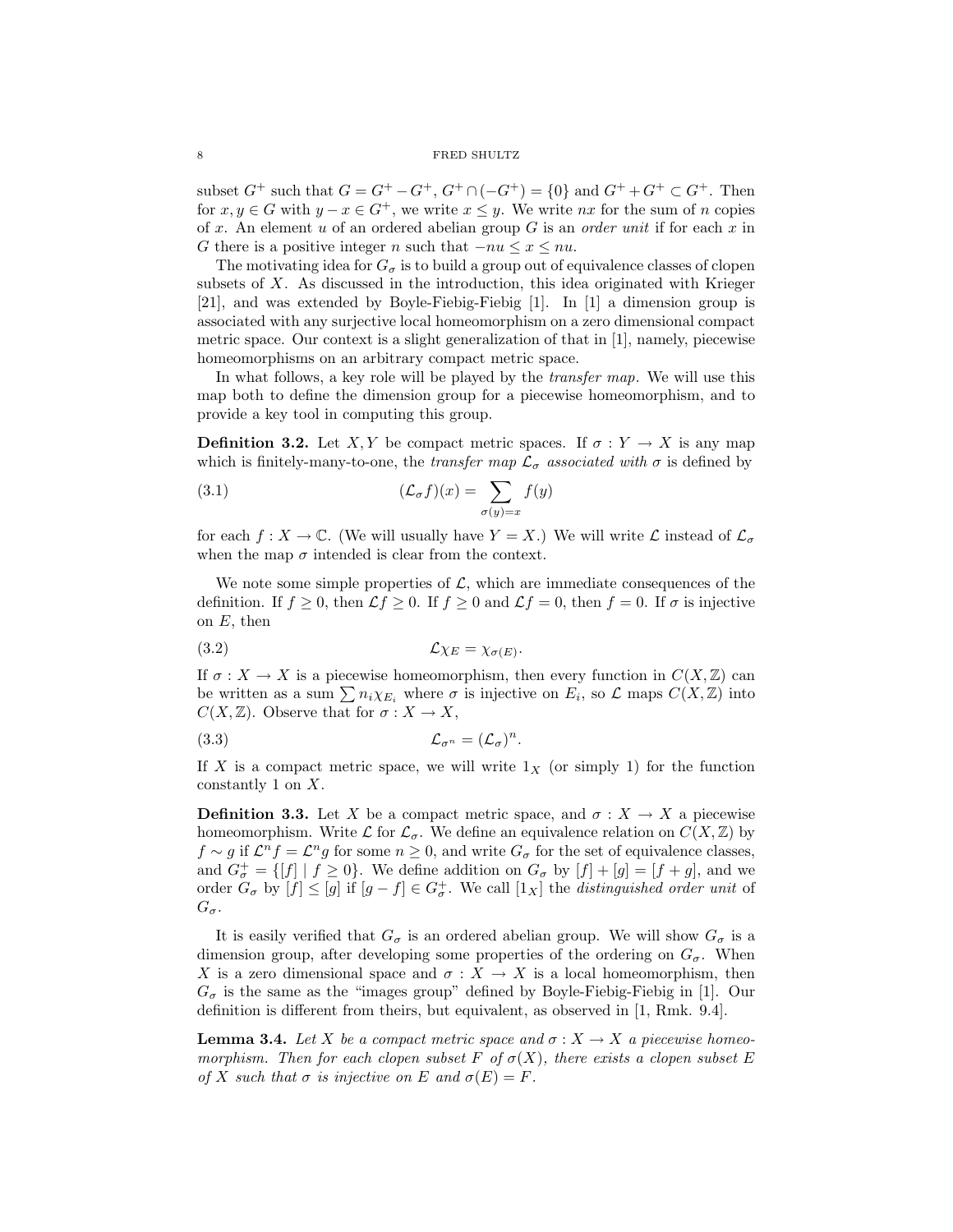subset $G^+$ such that $G = G^+ - G^+$, $G^+ \cap (-G^+) = \{0\}$ and $G^+ + G^+ \subset G^+$. Then for $x, y \in G$ with $y - x \in G^+$, we write $x \leq y$. We write $nx$ for the sum of $n$ copies of $x$. An element $u$ of an ordered abelian group $G$ is an *order unit* if for each $x$ in $G$ there is a positive integer $n$ such that $-nu \leq x \leq nu$.

The motivating idea for $G_\sigma$ is to build a group out of equivalence classes of clopen subsets of $X$. As discussed in the introduction, this idea originated with Krieger [21], and was extended by Boyle-Fiebig-Fiebig [1]. In [1] a dimension group is associated with any surjective local homeomorphism on a zero dimensional compact metric space. Our context is a slight generalization of that in [1], namely, piecewise homeomorphisms on an arbitrary compact metric space.

In what follows, a key role will be played by the *transfer map*. We will use this map both to define the dimension group for a piecewise homeomorphism, and to provide a key tool in computing this group.

**Definition 3.2.** Let $X, Y$ be compact metric spaces. If $\sigma : Y \to X$ is any map which is finitely-many-to-one, the *transfer map* $\mathcal{L}_\sigma$ *associated with* $\sigma$ is defined by

$$(\mathcal{L}_\sigma f)(x) = \sum_{\sigma(y)=x} f(y) \tag{3.1}$$

for each $f : X \to \mathbb{C}$. (We will usually have $Y = X$.) We will write $\mathcal{L}$ instead of $\mathcal{L}_\sigma$ when the map $\sigma$ intended is clear from the context.

We note some simple properties of $\mathcal{L}$, which are immediate consequences of the definition. If $f \geq 0$, then $\mathcal{L}f \geq 0$. If $f \geq 0$ and $\mathcal{L}f = 0$, then $f = 0$. If $\sigma$ is injective on $E$, then

$$\mathcal{L}\chi_E = \chi_{\sigma(E)}. \tag{3.2}$$

If $\sigma : X \to X$ is a piecewise homeomorphism, then every function in $C(X, \mathbb{Z})$ can be written as a sum $\sum n_i \chi_{E_i}$ where $\sigma$ is injective on $E_i$, so $\mathcal{L}$ maps $C(X, \mathbb{Z})$ into $C(X, \mathbb{Z})$. Observe that for $\sigma : X \to X$,

$$\mathcal{L}_{\sigma^n} = (\mathcal{L}_\sigma)^n. \tag{3.3}$$

If $X$ is a compact metric space, we will write $1_X$ (or simply 1) for the function constantly 1 on $X$.

**Definition 3.3.** Let $X$ be a compact metric space, and $\sigma : X \to X$ a piecewise homeomorphism. Write $\mathcal{L}$ for $\mathcal{L}_\sigma$. We define an equivalence relation on $C(X, \mathbb{Z})$ by $f \sim g$ if $\mathcal{L}^n f = \mathcal{L}^n g$ for some $n \geq 0$, and write $G_\sigma$ for the set of equivalence classes, and $G_\sigma^+ = \{[f] \mid f \geq 0\}$. We define addition on $G_\sigma$ by $[f] + [g] = [f + g]$, and we order $G_\sigma$ by $[f] \leq [g]$ if $[g - f] \in G_\sigma^+$. We call $[1_X]$ the *distinguished order unit* of $G_\sigma$.

It is easily verified that $G_\sigma$ is an ordered abelian group. We will show $G_\sigma$ is a dimension group, after developing some properties of the ordering on $G_\sigma$. When $X$ is a zero dimensional space and $\sigma : X \to X$ is a local homeomorphism, then $G_\sigma$ is the same as the "images group" defined by Boyle-Fiebig-Fiebig in [1]. Our definition is different from theirs, but equivalent, as observed in [1, Rmk. 9.4].

**Lemma 3.4.** *Let $X$ be a compact metric space and $\sigma : X \to X$ a piecewise homeomorphism. Then for each clopen subset $F$ of $\sigma(X)$, there exists a clopen subset $E$ of $X$ such that $\sigma$ is injective on $E$ and $\sigma(E) = F$.*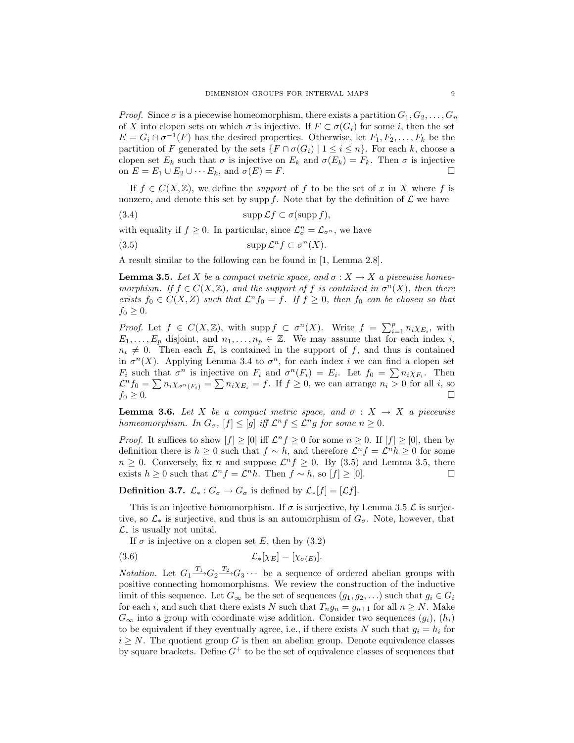*Proof.* Since $\sigma$ is a piecewise homeomorphism, there exists a partition $G_1, G_2, \ldots, G_n$ of $X$ into clopen sets on which $\sigma$ is injective. If $F \subset \sigma(G_i)$ for some $i$, then the set $E = G_i \cap \sigma^{-1}(F)$ has the desired properties. Otherwise, let $F_1, F_2, \ldots, F_k$ be the partition of $F$ generated by the sets $\{F \cap \sigma(G_i) \mid 1 \leq i \leq n\}$. For each $k$, choose a clopen set $E_k$ such that $\sigma$ is injective on $E_k$ and $\sigma(E_k) = F_k$. Then $\sigma$ is injective on $E = E_1 \cup E_2 \cup \cdots E_k$, and $\sigma(E) = F$. □

If $f \in C(X, \mathbb{Z})$, we define the *support* of $f$ to be the set of $x$ in $X$ where $f$ is nonzero, and denote this set by $\operatorname{supp} f$. Note that by the definition of $\mathcal{L}$ we have

$$\operatorname{supp} \mathcal{L}f \subset \sigma(\operatorname{supp} f), \tag{3.4}$$

with equality if $f \geq 0$. In particular, since $\mathcal{L}_\sigma^n = \mathcal{L}_{\sigma^n}$, we have

$$\operatorname{supp} \mathcal{L}^n f \subset \sigma^n(X). \tag{3.5}$$

A result similar to the following can be found in [1, Lemma 2.8].

**Lemma 3.5.** *Let $X$ be a compact metric space, and $\sigma : X \to X$ a piecewise homeomorphism. If $f \in C(X, \mathbb{Z})$, and the support of $f$ is contained in $\sigma^n(X)$, then there exists $f_0 \in C(X, Z)$ such that $\mathcal{L}^n f_0 = f$. If $f \geq 0$, then $f_0$ can be chosen so that $f_0 \geq 0$.*

*Proof.* Let $f \in C(X, \mathbb{Z})$, with $\operatorname{supp} f \subset \sigma^n(X)$. Write $f = \sum_{i=1}^{p} n_i \chi_{E_i}$, with $E_1, \ldots, E_p$ disjoint, and $n_1, \ldots, n_p \in \mathbb{Z}$. We may assume that for each index $i$, $n_i \neq 0$. Then each $E_i$ is contained in the support of $f$, and thus is contained in $\sigma^n(X)$. Applying Lemma 3.4 to $\sigma^n$, for each index $i$ we can find a clopen set $F_i$ such that $\sigma^n$ is injective on $F_i$ and $\sigma^n(F_i) = E_i$. Let $f_0 = \sum n_i \chi_{F_i}$. Then $\mathcal{L}^n f_0 = \sum n_i \chi_{\sigma^n(F_i)} = \sum n_i \chi_{E_i} = f$. If $f \geq 0$, we can arrange $n_i > 0$ for all $i$, so $f_0 \geq 0$. □

**Lemma 3.6.** *Let $X$ be a compact metric space, and $\sigma : X \to X$ a piecewise homeomorphism. In $G_\sigma$, $[f] \leq [g]$ iff $\mathcal{L}^n f \leq \mathcal{L}^n g$ for some $n \geq 0$.*

*Proof.* It suffices to show $[f] \geq [0]$ iff $\mathcal{L}^n f \geq 0$ for some $n \geq 0$. If $[f] \geq [0]$, then by definition there is $h \geq 0$ such that $f \sim h$, and therefore $\mathcal{L}^n f = \mathcal{L}^n h \geq 0$ for some $n \geq 0$. Conversely, fix $n$ and suppose $\mathcal{L}^n f \geq 0$. By (3.5) and Lemma 3.5, there exists $h \geq 0$ such that $\mathcal{L}^n f = \mathcal{L}^n h$. Then $f \sim h$, so $[f] \geq [0]$. □

**Definition 3.7.** $\mathcal{L}_* : G_\sigma \to G_\sigma$ is defined by $\mathcal{L}_*[f] = [\mathcal{L}f]$.

This is an injective homomorphism. If $\sigma$ is surjective, by Lemma 3.5 $\mathcal{L}$ is surjective, so $\mathcal{L}_*$ is surjective, and thus is an automorphism of $G_\sigma$. Note, however, that $\mathcal{L}_*$ is usually not unital.

If $\sigma$ is injective on a clopen set $E$, then by (3.2)

$$\mathcal{L}_*[\chi_E] = [\chi_{\sigma(E)}]. \tag{3.6}$$

*Notation.* Let $G_1 \xrightarrow{T_1} G_2 \xrightarrow{T_2} G_3 \cdots$ be a sequence of ordered abelian groups with positive connecting homomorphisms. We review the construction of the inductive limit of this sequence. Let $G_\infty$ be the set of sequences $(g_1, g_2, \ldots)$ such that $g_i \in G_i$ for each $i$, and such that there exists $N$ such that $T_n g_n = g_{n+1}$ for all $n \geq N$. Make $G_\infty$ into a group with coordinate wise addition. Consider two sequences $(g_i)$, $(h_i)$ to be equivalent if they eventually agree, i.e., if there exists $N$ such that $g_i = h_i$ for $i \geq N$. The quotient group $G$ is then an abelian group. Denote equivalence classes by square brackets. Define $G^+$ to be the set of equivalence classes of sequences that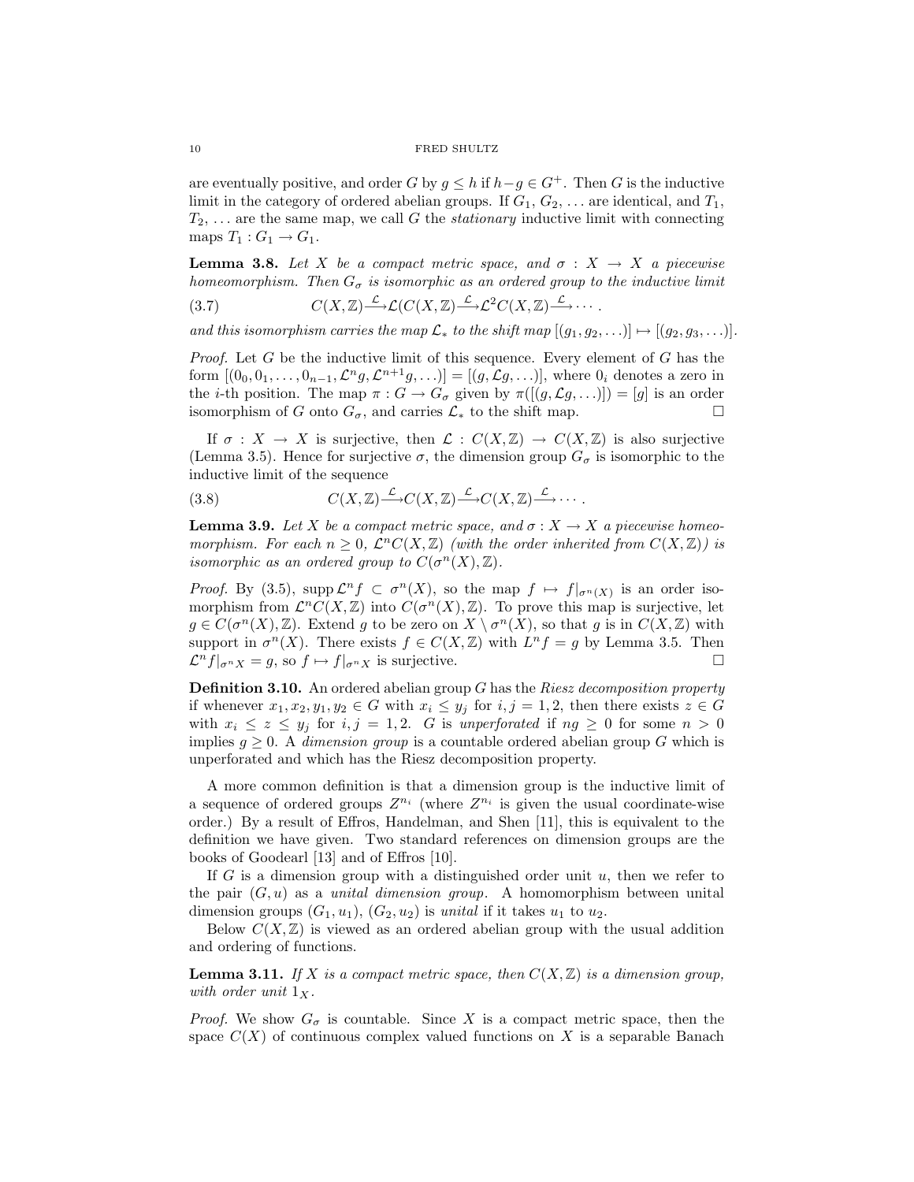are eventually positive, and order $G$ by $g \le h$ if $h-g \in G^+$. Then $G$ is the inductive limit in the category of ordered abelian groups. If $G_1, G_2, \ldots$ are identical, and $T_1$, $T_2, \ldots$ are the same map, we call $G$ the *stationary* inductive limit with connecting maps $T_1 : G_1 \to G_1$.

**Lemma 3.8.** *Let $X$ be a compact metric space, and $\sigma : X \to X$ a piecewise homeomorphism. Then $G_\sigma$ is isomorphic as an ordered group to the inductive limit*

$$C(X,\mathbb{Z}) \xrightarrow{\mathcal{L}} \mathcal{L}(C(X,\mathbb{Z}) \xrightarrow{\mathcal{L}} \mathcal{L}^2 C(X,\mathbb{Z}) \xrightarrow{\mathcal{L}} \cdots . \tag{3.7}$$

*and this isomorphism carries the map $\mathcal{L}_*$ to the shift map $[(g_1, g_2, \ldots)] \mapsto [(g_2, g_3, \ldots)]$.*

*Proof.* Let $G$ be the inductive limit of this sequence. Every element of $G$ has the form $[(0_0, 0_1, \ldots, 0_{n-1}, \mathcal{L}^n g, \mathcal{L}^{n+1} g, \ldots)] = [(g, \mathcal{L}g, \ldots)]$, where $0_i$ denotes a zero in the $i$-th position. The map $\pi : G \to G_\sigma$ given by $\pi([(g, \mathcal{L}g, \ldots)]) = [g]$ is an order isomorphism of $G$ onto $G_\sigma$, and carries $\mathcal{L}_*$ to the shift map. $\square$

If $\sigma : X \to X$ is surjective, then $\mathcal{L} : C(X,\mathbb{Z}) \to C(X,\mathbb{Z})$ is also surjective (Lemma 3.5). Hence for surjective $\sigma$, the dimension group $G_\sigma$ is isomorphic to the inductive limit of the sequence

$$C(X,\mathbb{Z}) \xrightarrow{\mathcal{L}} C(X,\mathbb{Z}) \xrightarrow{\mathcal{L}} C(X,\mathbb{Z}) \xrightarrow{\mathcal{L}} \cdots . \tag{3.8}$$

**Lemma 3.9.** *Let $X$ be a compact metric space, and $\sigma : X \to X$ a piecewise homeomorphism. For each $n \ge 0$, $\mathcal{L}^n C(X,\mathbb{Z})$ (with the order inherited from $C(X,\mathbb{Z})$) is isomorphic as an ordered group to $C(\sigma^n(X),\mathbb{Z})$.*

*Proof.* By (3.5), $\operatorname{supp} \mathcal{L}^n f \subset \sigma^n(X)$, so the map $f \mapsto f|_{\sigma^n(X)}$ is an order isomorphism from $\mathcal{L}^n C(X,\mathbb{Z})$ into $C(\sigma^n(X),\mathbb{Z})$. To prove this map is surjective, let $g \in C(\sigma^n(X),\mathbb{Z})$. Extend $g$ to be zero on $X \setminus \sigma^n(X)$, so that $g$ is in $C(X,\mathbb{Z})$ with support in $\sigma^n(X)$. There exists $f \in C(X,\mathbb{Z})$ with $L^n f = g$ by Lemma 3.5. Then $\mathcal{L}^n f|_{\sigma^n X} = g$, so $f \mapsto f|_{\sigma^n X}$ is surjective. $\square$

**Definition 3.10.** An ordered abelian group $G$ has the *Riesz decomposition property* if whenever $x_1, x_2, y_1, y_2 \in G$ with $x_i \le y_j$ for $i,j = 1,2$, then there exists $z \in G$ with $x_i \le z \le y_j$ for $i,j = 1,2$. $G$ is *unperforated* if $ng \ge 0$ for some $n > 0$ implies $g \ge 0$. A *dimension group* is a countable ordered abelian group $G$ which is unperforated and which has the Riesz decomposition property.

A more common definition is that a dimension group is the inductive limit of a sequence of ordered groups $Z^{n_i}$ (where $Z^{n_i}$ is given the usual coordinate-wise order.) By a result of Effros, Handelman, and Shen [11], this is equivalent to the definition we have given. Two standard references on dimension groups are the books of Goodearl [13] and of Effros [10].

If $G$ is a dimension group with a distinguished order unit $u$, then we refer to the pair $(G,u)$ as a *unital dimension group*. A homomorphism between unital dimension groups $(G_1,u_1)$, $(G_2,u_2)$ is *unital* if it takes $u_1$ to $u_2$.

Below $C(X,\mathbb{Z})$ is viewed as an ordered abelian group with the usual addition and ordering of functions.

**Lemma 3.11.** *If $X$ is a compact metric space, then $C(X,\mathbb{Z})$ is a dimension group, with order unit $1_X$.*

*Proof.* We show $G_\sigma$ is countable. Since $X$ is a compact metric space, then the space $C(X)$ of continuous complex valued functions on $X$ is a separable Banach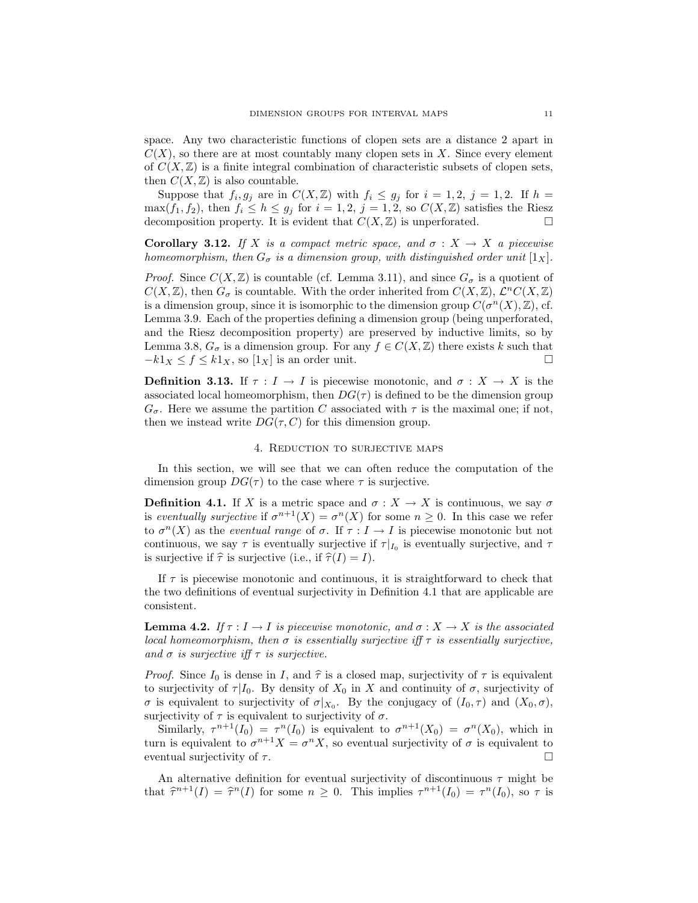space. Any two characteristic functions of clopen sets are a distance 2 apart in $C(X)$, so there are at most countably many clopen sets in $X$. Since every element of $C(X, \mathbb{Z})$ is a finite integral combination of characteristic subsets of clopen sets, then $C(X, \mathbb{Z})$ is also countable.

Suppose that $f_i, g_j$ are in $C(X, \mathbb{Z})$ with $f_i \leq g_j$ for $i = 1, 2,\ j = 1, 2$. If $h = \max(f_1, f_2)$, then $f_i \leq h \leq g_j$ for $i = 1, 2,\ j = 1, 2$, so $C(X, \mathbb{Z})$ satisfies the Riesz decomposition property. It is evident that $C(X, \mathbb{Z})$ is unperforated. □

**Corollary 3.12.** *If $X$ is a compact metric space, and $\sigma : X \to X$ a piecewise homeomorphism, then $G_\sigma$ is a dimension group, with distinguished order unit $[1_X]$.*

*Proof.* Since $C(X, \mathbb{Z})$ is countable (cf. Lemma 3.11), and since $G_\sigma$ is a quotient of $C(X, \mathbb{Z})$, then $G_\sigma$ is countable. With the order inherited from $C(X, \mathbb{Z})$, $\mathcal{L}^n C(X, \mathbb{Z})$ is a dimension group, since it is isomorphic to the dimension group $C(\sigma^n(X), \mathbb{Z})$, cf. Lemma 3.9. Each of the properties defining a dimension group (being unperforated, and the Riesz decomposition property) are preserved by inductive limits, so by Lemma 3.8, $G_\sigma$ is a dimension group. For any $f \in C(X, \mathbb{Z})$ there exists $k$ such that $-k1_X \leq f \leq k1_X$, so $[1_X]$ is an order unit. □

**Definition 3.13.** If $\tau : I \to I$ is piecewise monotonic, and $\sigma : X \to X$ is the associated local homeomorphism, then $DG(\tau)$ is defined to be the dimension group $G_\sigma$. Here we assume the partition $C$ associated with $\tau$ is the maximal one; if not, then we instead write $DG(\tau, C)$ for this dimension group.

## 4. Reduction to surjective maps

In this section, we will see that we can often reduce the computation of the dimension group $DG(\tau)$ to the case where $\tau$ is surjective.

**Definition 4.1.** If $X$ is a metric space and $\sigma : X \to X$ is continuous, we say $\sigma$ is *eventually surjective* if $\sigma^{n+1}(X) = \sigma^n(X)$ for some $n \geq 0$. In this case we refer to $\sigma^n(X)$ as the *eventual range* of $\sigma$. If $\tau : I \to I$ is piecewise monotonic but not continuous, we say $\tau$ is eventually surjective if $\tau|_{I_0}$ is eventually surjective, and $\tau$ is surjective if $\widehat{\tau}$ is surjective (i.e., if $\widehat{\tau}(I) = I$).

If $\tau$ is piecewise monotonic and continuous, it is straightforward to check that the two definitions of eventual surjectivity in Definition 4.1 that are applicable are consistent.

**Lemma 4.2.** *If $\tau : I \to I$ is piecewise monotonic, and $\sigma : X \to X$ is the associated local homeomorphism, then $\sigma$ is essentially surjective iff $\tau$ is essentially surjective, and $\sigma$ is surjective iff $\tau$ is surjective.*

*Proof.* Since $I_0$ is dense in $I$, and $\widehat{\tau}$ is a closed map, surjectivity of $\tau$ is equivalent to surjectivity of $\tau|I_0$. By density of $X_0$ in $X$ and continuity of $\sigma$, surjectivity of $\sigma$ is equivalent to surjectivity of $\sigma|_{X_0}$. By the conjugacy of $(I_0, \tau)$ and $(X_0, \sigma)$, surjectivity of $\tau$ is equivalent to surjectivity of $\sigma$.

Similarly, $\tau^{n+1}(I_0) = \tau^n(I_0)$ is equivalent to $\sigma^{n+1}(X_0) = \sigma^n(X_0)$, which in turn is equivalent to $\sigma^{n+1}X = \sigma^n X$, so eventual surjectivity of $\sigma$ is equivalent to eventual surjectivity of $\tau$. □

An alternative definition for eventual surjectivity of discontinuous $\tau$ might be that $\widehat{\tau}^{n+1}(I) = \widehat{\tau}^n(I)$ for some $n \geq 0$. This implies $\tau^{n+1}(I_0) = \tau^n(I_0)$, so $\tau$ is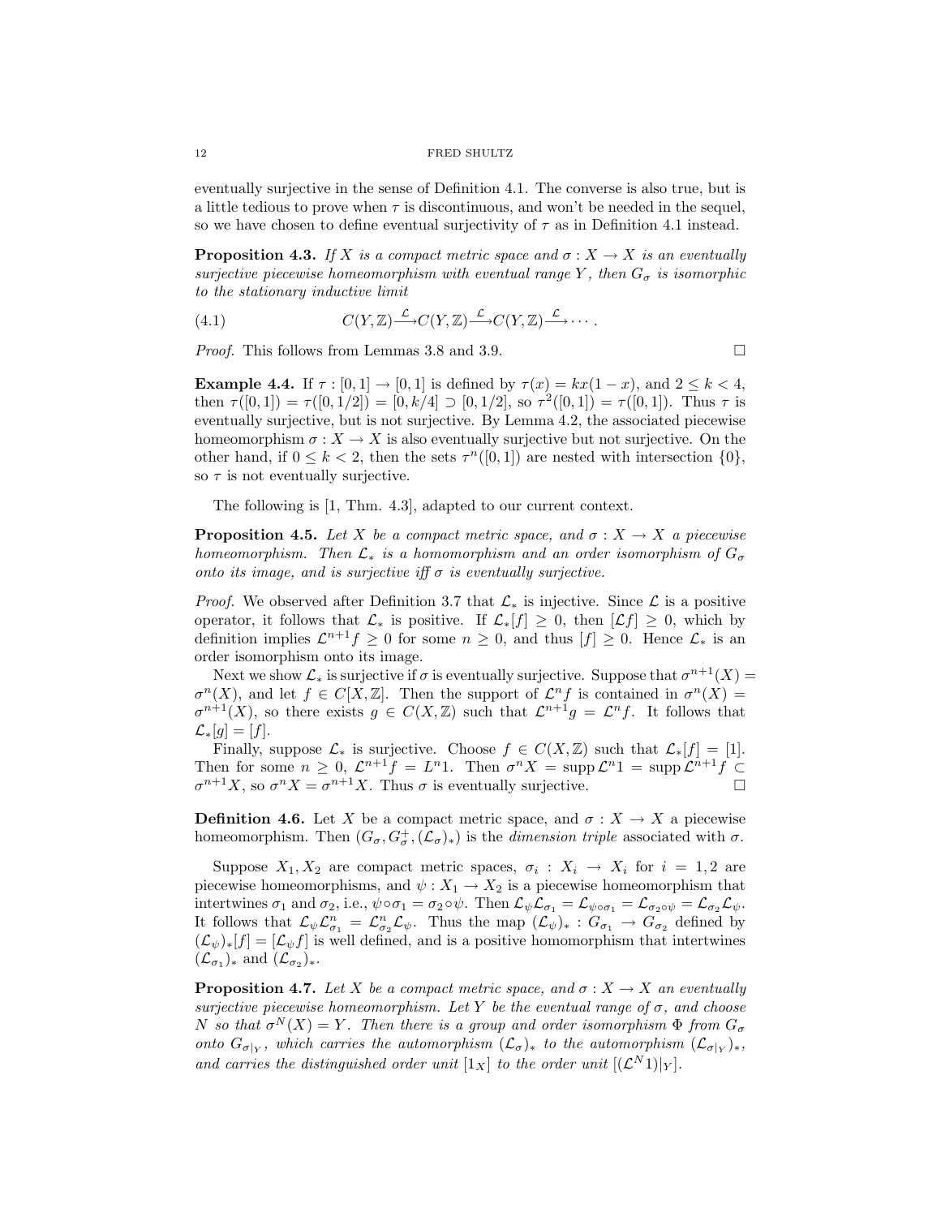eventually surjective in the sense of Definition 4.1. The converse is also true, but is a little tedious to prove when $\tau$ is discontinuous, and won't be needed in the sequel, so we have chosen to define eventual surjectivity of $\tau$ as in Definition 4.1 instead.

**Proposition 4.3.** *If $X$ is a compact metric space and $\sigma : X \to X$ is an eventually surjective piecewise homeomorphism with eventual range $Y$, then $G_\sigma$ is isomorphic to the stationary inductive limit*

$$C(Y,\mathbb{Z}) \xrightarrow{\mathcal{L}} C(Y,\mathbb{Z}) \xrightarrow{\mathcal{L}} C(Y,\mathbb{Z}) \xrightarrow{\mathcal{L}} \cdots . \tag{4.1}$$

*Proof.* This follows from Lemmas 3.8 and 3.9. □

**Example 4.4.** If $\tau : [0,1] \to [0,1]$ is defined by $\tau(x) = kx(1-x)$, and $2 \le k < 4$, then $\tau([0,1]) = \tau([0,1/2]) = [0,k/4] \supset [0,1/2]$, so $\tau^2([0,1]) = \tau([0,1])$. Thus $\tau$ is eventually surjective, but is not surjective. By Lemma 4.2, the associated piecewise homeomorphism $\sigma : X \to X$ is also eventually surjective but not surjective. On the other hand, if $0 \le k < 2$, then the sets $\tau^n([0,1])$ are nested with intersection $\{0\}$, so $\tau$ is not eventually surjective.

The following is [1, Thm. 4.3], adapted to our current context.

**Proposition 4.5.** *Let $X$ be a compact metric space, and $\sigma : X \to X$ a piecewise homeomorphism. Then $\mathcal{L}_*$ is a homomorphism and an order isomorphism of $G_\sigma$ onto its image, and is surjective iff $\sigma$ is eventually surjective.*

*Proof.* We observed after Definition 3.7 that $\mathcal{L}_*$ is injective. Since $\mathcal{L}$ is a positive operator, it follows that $\mathcal{L}_*$ is positive. If $\mathcal{L}_*[f] \ge 0$, then $[\mathcal{L}f] \ge 0$, which by definition implies $\mathcal{L}^{n+1} f \ge 0$ for some $n \ge 0$, and thus $[f] \ge 0$. Hence $\mathcal{L}_*$ is an order isomorphism onto its image.

Next we show $\mathcal{L}_*$ is surjective if $\sigma$ is eventually surjective. Suppose that $\sigma^{n+1}(X) = \sigma^n(X)$, and let $f \in C[X,\mathbb{Z}]$. Then the support of $\mathcal{L}^n f$ is contained in $\sigma^n(X) = \sigma^{n+1}(X)$, so there exists $g \in C(X,\mathbb{Z})$ such that $\mathcal{L}^{n+1} g = \mathcal{L}^n f$. It follows that $\mathcal{L}_*[g] = [f]$.

Finally, suppose $\mathcal{L}_*$ is surjective. Choose $f \in C(X,\mathbb{Z})$ such that $\mathcal{L}_*[f] = [1]$. Then for some $n \ge 0$, $\mathcal{L}^{n+1} f = L^n 1$. Then $\sigma^n X = \operatorname{supp} \mathcal{L}^n 1 = \operatorname{supp} \mathcal{L}^{n+1} f \subset \sigma^{n+1} X$, so $\sigma^n X = \sigma^{n+1} X$. Thus $\sigma$ is eventually surjective. □

**Definition 4.6.** Let $X$ be a compact metric space, and $\sigma : X \to X$ a piecewise homeomorphism. Then $(G_\sigma, G_\sigma^+, (\mathcal{L}_\sigma)_*)$ is the *dimension triple* associated with $\sigma$.

Suppose $X_1, X_2$ are compact metric spaces, $\sigma_i : X_i \to X_i$ for $i = 1,2$ are piecewise homeomorphisms, and $\psi : X_1 \to X_2$ is a piecewise homeomorphism that intertwines $\sigma_1$ and $\sigma_2$, i.e., $\psi \circ \sigma_1 = \sigma_2 \circ \psi$. Then $\mathcal{L}_\psi \mathcal{L}_{\sigma_1} = \mathcal{L}_{\psi\circ\sigma_1} = \mathcal{L}_{\sigma_2\circ\psi} = \mathcal{L}_{\sigma_2}\mathcal{L}_\psi$. It follows that $\mathcal{L}_\psi \mathcal{L}_{\sigma_1}^n = \mathcal{L}_{\sigma_2}^n \mathcal{L}_\psi$. Thus the map $(\mathcal{L}_\psi)_* : G_{\sigma_1} \to G_{\sigma_2}$ defined by $(\mathcal{L}_\psi)_*[f] = [\mathcal{L}_\psi f]$ is well defined, and is a positive homomorphism that intertwines $(\mathcal{L}_{\sigma_1})_*$ and $(\mathcal{L}_{\sigma_2})_*$.

**Proposition 4.7.** *Let $X$ be a compact metric space, and $\sigma : X \to X$ an eventually surjective piecewise homeomorphism. Let $Y$ be the eventual range of $\sigma$, and choose $N$ so that $\sigma^N(X) = Y$. Then there is a group and order isomorphism $\Phi$ from $G_\sigma$ onto $G_{\sigma|_Y}$, which carries the automorphism $(\mathcal{L}_\sigma)_*$ to the automorphism $(\mathcal{L}_{\sigma|_Y})_*$, and carries the distinguished order unit $[1_X]$ to the order unit $[(\mathcal{L}^N 1)|_Y]$.*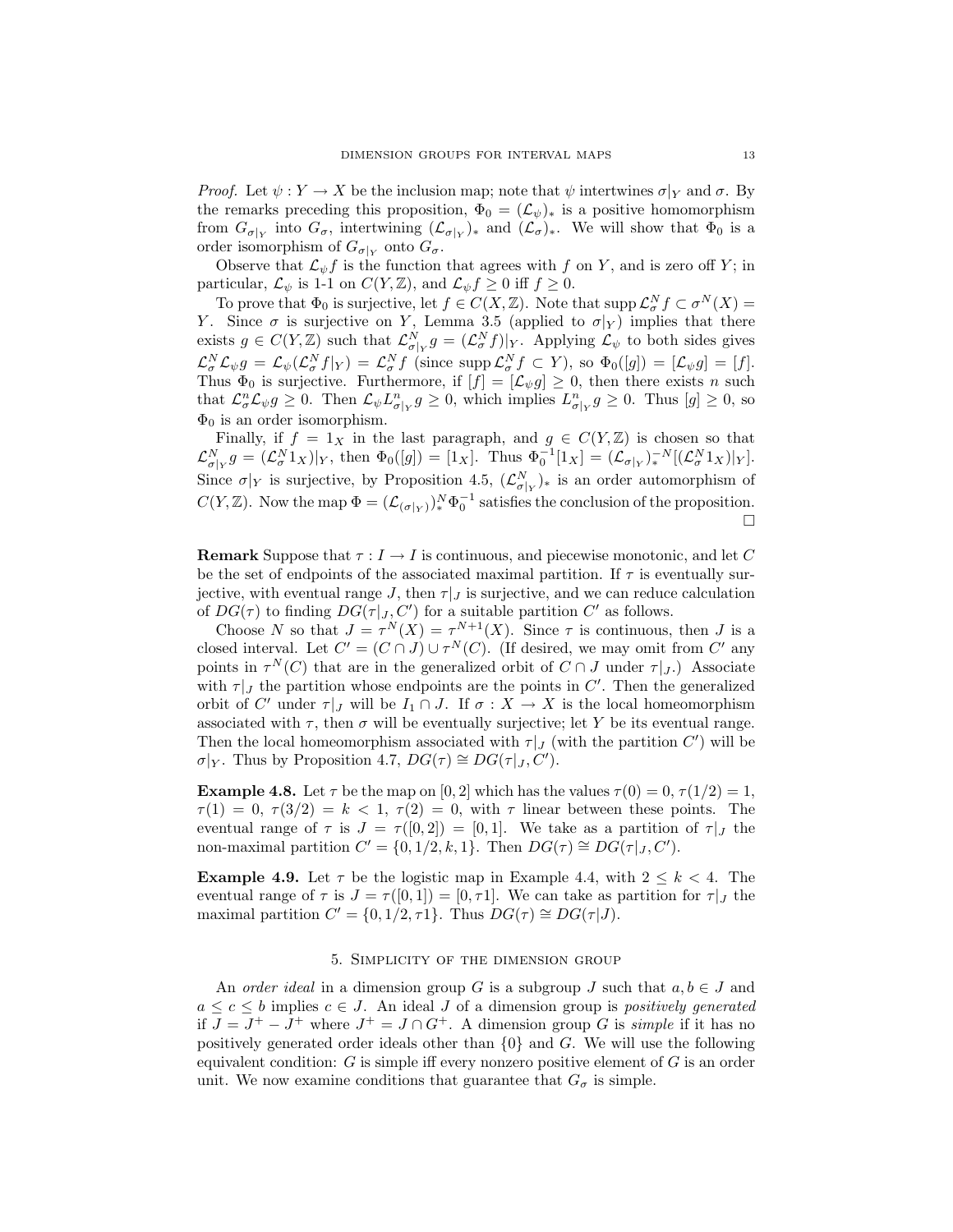*Proof.* Let $\psi : Y \to X$ be the inclusion map; note that $\psi$ intertwines $\sigma|_Y$ and $\sigma$. By the remarks preceding this proposition, $\Phi_0 = (\mathcal{L}_\psi)_*$ is a positive homomorphism from $G_{\sigma|_Y}$ into $G_\sigma$, intertwining $(\mathcal{L}_{\sigma|_Y})_*$ and $(\mathcal{L}_\sigma)_*$. We will show that $\Phi_0$ is a order isomorphism of $G_{\sigma|_Y}$ onto $G_\sigma$.

Observe that $\mathcal{L}_\psi f$ is the function that agrees with $f$ on $Y$, and is zero off $Y$; in particular, $\mathcal{L}_\psi$ is 1-1 on $C(Y, \mathbb{Z})$, and $\mathcal{L}_\psi f \geq 0$ iff $f \geq 0$.

To prove that $\Phi_0$ is surjective, let $f \in C(X, \mathbb{Z})$. Note that $\operatorname{supp} \mathcal{L}_\sigma^N f \subset \sigma^N(X) = Y$. Since $\sigma$ is surjective on $Y$, Lemma 3.5 (applied to $\sigma|_Y$) implies that there exists $g \in C(Y, \mathbb{Z})$ such that $\mathcal{L}_{\sigma|_Y}^N g = (\mathcal{L}_\sigma^N f)|_Y$. Applying $\mathcal{L}_\psi$ to both sides gives $\mathcal{L}_\sigma^N \mathcal{L}_\psi g = \mathcal{L}_\psi(\mathcal{L}_\sigma^N f|_Y) = \mathcal{L}_\sigma^N f$ (since $\operatorname{supp} \mathcal{L}_\sigma^N f \subset Y$), so $\Phi_0([g]) = [\mathcal{L}_\psi g] = [f]$. Thus $\Phi_0$ is surjective. Furthermore, if $[f] = [\mathcal{L}_\psi g] \geq 0$, then there exists $n$ such that $\mathcal{L}_\sigma^n \mathcal{L}_\psi g \geq 0$. Then $\mathcal{L}_\psi L_{\sigma|_Y}^n g \geq 0$, which implies $L_{\sigma|_Y}^n g \geq 0$. Thus $[g] \geq 0$, so $\Phi_0$ is an order isomorphism.

Finally, if $f = 1_X$ in the last paragraph, and $g \in C(Y, \mathbb{Z})$ is chosen so that $\mathcal{L}_{\sigma|_Y}^N g = (\mathcal{L}_\sigma^N 1_X)|_Y$, then $\Phi_0([g]) = [1_X]$. Thus $\Phi_0^{-1}[1_X] = (\mathcal{L}_{\sigma|_Y})_*^{-N}[(\mathcal{L}_\sigma^N 1_X)|_Y]$. Since $\sigma|_Y$ is surjective, by Proposition 4.5, $(\mathcal{L}_{\sigma|_Y}^N)_*$ is an order automorphism of $C(Y, \mathbb{Z})$. Now the map $\Phi = (\mathcal{L}_{(\sigma|_Y)})_*^N \Phi_0^{-1}$ satisfies the conclusion of the proposition. ∎

**Remark** Suppose that $\tau : I \to I$ is continuous, and piecewise monotonic, and let $C$ be the set of endpoints of the associated maximal partition. If $\tau$ is eventually surjective, with eventual range $J$, then $\tau|_J$ is surjective, and we can reduce calculation of $DG(\tau)$ to finding $DG(\tau|_J, C')$ for a suitable partition $C'$ as follows.

Choose $N$ so that $J = \tau^N(X) = \tau^{N+1}(X)$. Since $\tau$ is continuous, then $J$ is a closed interval. Let $C' = (C \cap J) \cup \tau^N(C)$. (If desired, we may omit from $C'$ any points in $\tau^N(C)$ that are in the generalized orbit of $C \cap J$ under $\tau|_J$.) Associate with $\tau|_J$ the partition whose endpoints are the points in $C'$. Then the generalized orbit of $C'$ under $\tau|_J$ will be $I_1 \cap J$. If $\sigma : X \to X$ is the local homeomorphism associated with $\tau$, then $\sigma$ will be eventually surjective; let $Y$ be its eventual range. Then the local homeomorphism associated with $\tau|_J$ (with the partition $C'$) will be $\sigma|_Y$. Thus by Proposition 4.7, $DG(\tau) \cong DG(\tau|_J, C')$.

**Example 4.8.** Let $\tau$ be the map on $[0, 2]$ which has the values $\tau(0) = 0$, $\tau(1/2) = 1$, $\tau(1) = 0$, $\tau(3/2) = k < 1$, $\tau(2) = 0$, with $\tau$ linear between these points. The eventual range of $\tau$ is $J = \tau([0, 2]) = [0, 1]$. We take as a partition of $\tau|_J$ the non-maximal partition $C' = \{0, 1/2, k, 1\}$. Then $DG(\tau) \cong DG(\tau|_J, C')$.

**Example 4.9.** Let $\tau$ be the logistic map in Example 4.4, with $2 \leq k < 4$. The eventual range of $\tau$ is $J = \tau([0, 1]) = [0, \tau 1]$. We can take as partition for $\tau|_J$ the maximal partition $C' = \{0, 1/2, \tau 1\}$. Thus $DG(\tau) \cong DG(\tau|J)$.

## 5. Simplicity of the dimension group

An *order ideal* in a dimension group $G$ is a subgroup $J$ such that $a, b \in J$ and $a \leq c \leq b$ implies $c \in J$. An ideal $J$ of a dimension group is *positively generated* if $J = J^+ - J^+$ where $J^+ = J \cap G^+$. A dimension group $G$ is *simple* if it has no positively generated order ideals other than $\{0\}$ and $G$. We will use the following equivalent condition: $G$ is simple iff every nonzero positive element of $G$ is an order unit. We now examine conditions that guarantee that $G_\sigma$ is simple.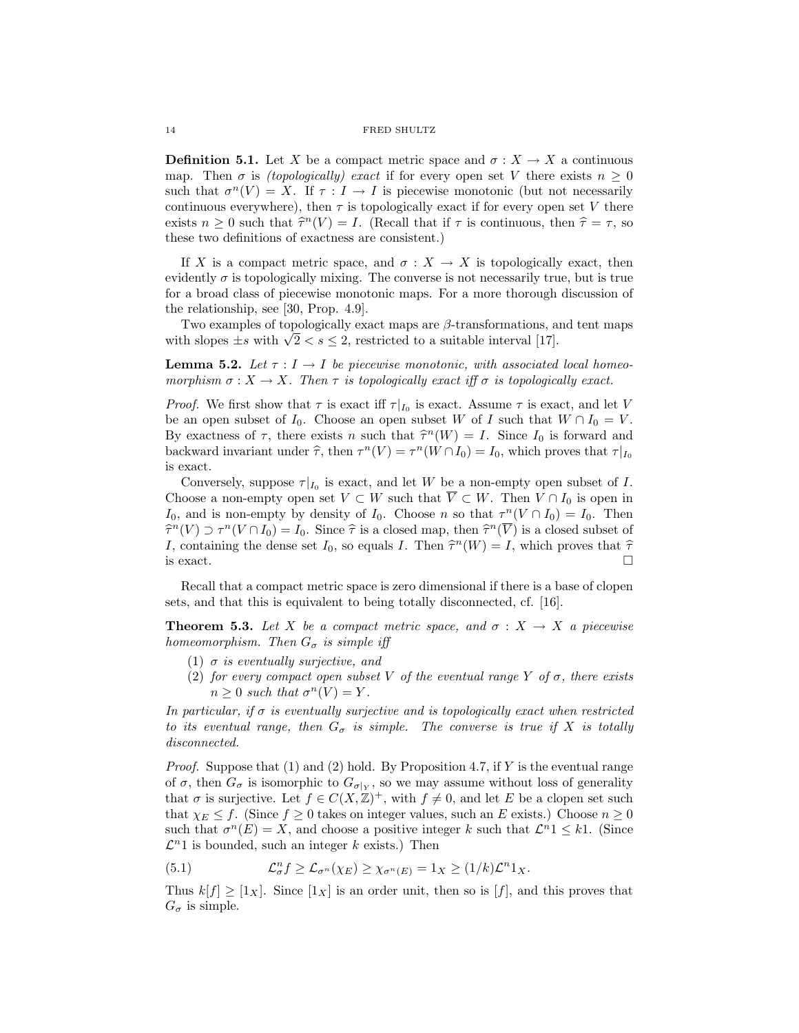**Definition 5.1.** Let $X$ be a compact metric space and $\sigma : X \to X$ a continuous map. Then $\sigma$ is *(topologically) exact* if for every open set $V$ there exists $n \geq 0$ such that $\sigma^n(V) = X$. If $\tau : I \to I$ is piecewise monotonic (but not necessarily continuous everywhere), then $\tau$ is topologically exact if for every open set $V$ there exists $n \geq 0$ such that $\widehat{\tau}^n(V) = I$. (Recall that if $\tau$ is continuous, then $\widehat{\tau} = \tau$, so these two definitions of exactness are consistent.)

If $X$ is a compact metric space, and $\sigma : X \to X$ is topologically exact, then evidently $\sigma$ is topologically mixing. The converse is not necessarily true, but is true for a broad class of piecewise monotonic maps. For a more thorough discussion of the relationship, see [30, Prop. 4.9].

Two examples of topologically exact maps are $\beta$-transformations, and tent maps with slopes $\pm s$ with $\sqrt{2} < s \leq 2$, restricted to a suitable interval [17].

**Lemma 5.2.** *Let $\tau : I \to I$ be piecewise monotonic, with associated local homeomorphism $\sigma : X \to X$. Then $\tau$ is topologically exact iff $\sigma$ is topologically exact.*

*Proof.* We first show that $\tau$ is exact iff $\tau|_{I_0}$ is exact. Assume $\tau$ is exact, and let $V$ be an open subset of $I_0$. Choose an open subset $W$ of $I$ such that $W \cap I_0 = V$. By exactness of $\tau$, there exists $n$ such that $\widehat{\tau}^n(W) = I$. Since $I_0$ is forward and backward invariant under $\widehat{\tau}$, then $\tau^n(V) = \tau^n(W \cap I_0) = I_0$, which proves that $\tau|_{I_0}$ is exact.

Conversely, suppose $\tau|_{I_0}$ is exact, and let $W$ be a non-empty open subset of $I$. Choose a non-empty open set $V \subset W$ such that $\overline{V} \subset W$. Then $V \cap I_0$ is open in $I_0$, and is non-empty by density of $I_0$. Choose $n$ so that $\tau^n(V \cap I_0) = I_0$. Then $\widehat{\tau}^n(V) \supset \tau^n(V \cap I_0) = I_0$. Since $\widehat{\tau}$ is a closed map, then $\widehat{\tau}^n(\overline{V})$ is a closed subset of $I$, containing the dense set $I_0$, so equals $I$. Then $\widehat{\tau}^n(W) = I$, which proves that $\widehat{\tau}$ is exact. $\square$

Recall that a compact metric space is zero dimensional if there is a base of clopen sets, and that this is equivalent to being totally disconnected, cf. [16].

**Theorem 5.3.** *Let $X$ be a compact metric space, and $\sigma : X \to X$ a piecewise homeomorphism. Then $G_\sigma$ is simple iff*

1. *$\sigma$ is eventually surjective, and*
2. *for every compact open subset $V$ of the eventual range $Y$ of $\sigma$, there exists $n \geq 0$ such that $\sigma^n(V) = Y$.*

*In particular, if $\sigma$ is eventually surjective and is topologically exact when restricted to its eventual range, then $G_\sigma$ is simple. The converse is true if $X$ is totally disconnected.*

*Proof.* Suppose that (1) and (2) hold. By Proposition 4.7, if $Y$ is the eventual range of $\sigma$, then $G_\sigma$ is isomorphic to $G_{\sigma|_Y}$, so we may assume without loss of generality that $\sigma$ is surjective. Let $f \in C(X, \mathbb{Z})^+$, with $f \neq 0$, and let $E$ be a clopen set such that $\chi_E \leq f$. (Since $f \geq 0$ takes on integer values, such an $E$ exists.) Choose $n \geq 0$ such that $\sigma^n(E) = X$, and choose a positive integer $k$ such that $\mathcal{L}^n 1 \leq k1$. (Since $\mathcal{L}^n 1$ is bounded, such an integer $k$ exists.) Then

$$\mathcal{L}_\sigma^n f \geq \mathcal{L}_{\sigma^n}(\chi_E) \geq \chi_{\sigma^n(E)} = 1_X \geq (1/k)\mathcal{L}^n 1_X. \tag{5.1}$$

Thus $k[f] \geq [1_X]$. Since $[1_X]$ is an order unit, then so is $[f]$, and this proves that $G_\sigma$ is simple.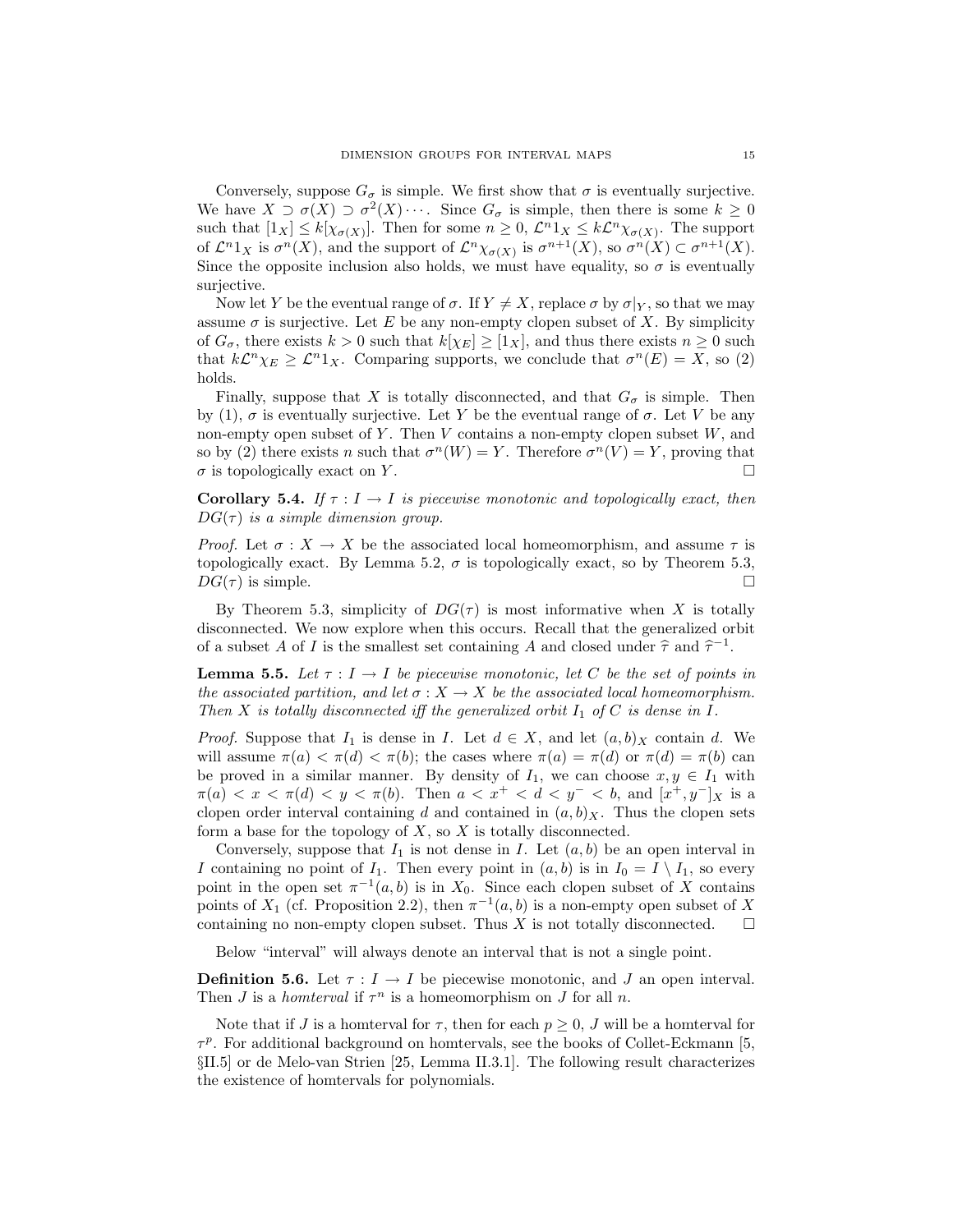Conversely, suppose $G_\sigma$ is simple. We first show that $\sigma$ is eventually surjective. We have $X \supset \sigma(X) \supset \sigma^2(X) \cdots$. Since $G_\sigma$ is simple, then there is some $k \geq 0$ such that $[1_X] \leq k[\chi_{\sigma(X)}]$. Then for some $n \geq 0$, $\mathcal{L}^n 1_X \leq k\mathcal{L}^n \chi_{\sigma(X)}$. The support of $\mathcal{L}^n 1_X$ is $\sigma^n(X)$, and the support of $\mathcal{L}^n \chi_{\sigma(X)}$ is $\sigma^{n+1}(X)$, so $\sigma^n(X) \subset \sigma^{n+1}(X)$. Since the opposite inclusion also holds, we must have equality, so $\sigma$ is eventually surjective.

Now let $Y$ be the eventual range of $\sigma$. If $Y \neq X$, replace $\sigma$ by $\sigma|_Y$, so that we may assume $\sigma$ is surjective. Let $E$ be any non-empty clopen subset of $X$. By simplicity of $G_\sigma$, there exists $k > 0$ such that $k[\chi_E] \geq [1_X]$, and thus there exists $n \geq 0$ such that $k\mathcal{L}^n \chi_E \geq \mathcal{L}^n 1_X$. Comparing supports, we conclude that $\sigma^n(E) = X$, so (2) holds.

Finally, suppose that $X$ is totally disconnected, and that $G_\sigma$ is simple. Then by (1), $\sigma$ is eventually surjective. Let $Y$ be the eventual range of $\sigma$. Let $V$ be any non-empty open subset of $Y$. Then $V$ contains a non-empty clopen subset $W$, and so by (2) there exists $n$ such that $\sigma^n(W) = Y$. Therefore $\sigma^n(V) = Y$, proving that $\sigma$ is topologically exact on $Y$. $\square$

**Corollary 5.4.** *If $\tau : I \to I$ is piecewise monotonic and topologically exact, then $DG(\tau)$ is a simple dimension group.*

*Proof.* Let $\sigma : X \to X$ be the associated local homeomorphism, and assume $\tau$ is topologically exact. By Lemma 5.2, $\sigma$ is topologically exact, so by Theorem 5.3, $DG(\tau)$ is simple. $\square$

By Theorem 5.3, simplicity of $DG(\tau)$ is most informative when $X$ is totally disconnected. We now explore when this occurs. Recall that the generalized orbit of a subset $A$ of $I$ is the smallest set containing $A$ and closed under $\widehat{\tau}$ and $\widehat{\tau}^{-1}$.

**Lemma 5.5.** *Let $\tau : I \to I$ be piecewise monotonic, let $C$ be the set of points in the associated partition, and let $\sigma : X \to X$ be the associated local homeomorphism. Then $X$ is totally disconnected iff the generalized orbit $I_1$ of $C$ is dense in $I$.*

*Proof.* Suppose that $I_1$ is dense in $I$. Let $d \in X$, and let $(a, b)_X$ contain $d$. We will assume $\pi(a) < \pi(d) < \pi(b)$; the cases where $\pi(a) = \pi(d)$ or $\pi(d) = \pi(b)$ can be proved in a similar manner. By density of $I_1$, we can choose $x, y \in I_1$ with $\pi(a) < x < \pi(d) < y < \pi(b)$. Then $a < x^+ < d < y^- < b$, and $[x^+, y^-]_X$ is a clopen order interval containing $d$ and contained in $(a, b)_X$. Thus the clopen sets form a base for the topology of $X$, so $X$ is totally disconnected.

Conversely, suppose that $I_1$ is not dense in $I$. Let $(a, b)$ be an open interval in $I$ containing no point of $I_1$. Then every point in $(a, b)$ is in $I_0 = I \setminus I_1$, so every point in the open set $\pi^{-1}(a, b)$ is in $X_0$. Since each clopen subset of $X$ contains points of $X_1$ (cf. Proposition 2.2), then $\pi^{-1}(a, b)$ is a non-empty open subset of $X$ containing no non-empty clopen subset. Thus $X$ is not totally disconnected. $\square$

Below "interval" will always denote an interval that is not a single point.

**Definition 5.6.** Let $\tau : I \to I$ be piecewise monotonic, and $J$ an open interval. Then $J$ is a *homterval* if $\tau^n$ is a homeomorphism on $J$ for all $n$.

Note that if $J$ is a homterval for $\tau$, then for each $p \geq 0$, $J$ will be a homterval for $\tau^p$. For additional background on homtervals, see the books of Collet-Eckmann [5, §II.5] or de Melo-van Strien [25, Lemma II.3.1]. The following result characterizes the existence of homtervals for polynomials.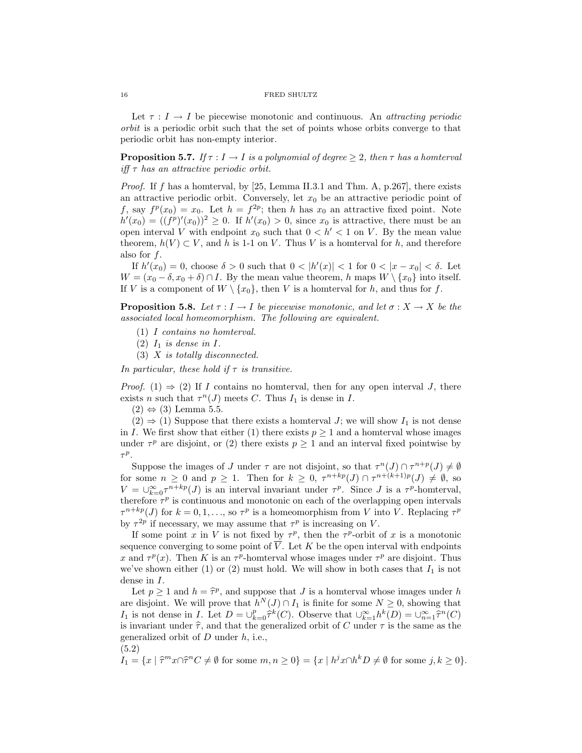Let $\tau : I \to I$ be piecewise monotonic and continuous. An *attracting periodic orbit* is a periodic orbit such that the set of points whose orbits converge to that periodic orbit has non-empty interior.

**Proposition 5.7.** *If $\tau : I \to I$ is a polynomial of degree $\geq 2$, then $\tau$ has a homterval iff $\tau$ has an attractive periodic orbit.*

*Proof.* If $f$ has a homterval, by [25, Lemma II.3.1 and Thm. A, p.267], there exists an attractive periodic orbit. Conversely, let $x_0$ be an attractive periodic point of $f$, say $f^p(x_0) = x_0$. Let $h = f^{2p}$; then $h$ has $x_0$ an attractive fixed point. Note $h'(x_0) = ((f^p)'(x_0))^2 \geq 0$. If $h'(x_0) > 0$, since $x_0$ is attractive, there must be an open interval $V$ with endpoint $x_0$ such that $0 < h' < 1$ on $V$. By the mean value theorem, $h(V) \subset V$, and $h$ is 1-1 on $V$. Thus $V$ is a homterval for $h$, and therefore also for $f$.

If $h'(x_0) = 0$, choose $\delta > 0$ such that $0 < |h'(x)| < 1$ for $0 < |x - x_0| < \delta$. Let $W = (x_0 - \delta, x_0 + \delta) \cap I$. By the mean value theorem, $h$ maps $W \setminus \{x_0\}$ into itself. If $V$ is a component of $W \setminus \{x_0\}$, then $V$ is a homterval for $h$, and thus for $f$.

**Proposition 5.8.** *Let $\tau : I \to I$ be piecewise monotonic, and let $\sigma : X \to X$ be the associated local homeomorphism. The following are equivalent.*

1. *$I$ contains no homterval.*
2. *$I_1$ is dense in $I$.*
3. *$X$ is totally disconnected.*

*In particular, these hold if $\tau$ is transitive.*

*Proof.* (1) $\Rightarrow$ (2) If $I$ contains no homterval, then for any open interval $J$, there exists $n$ such that $\tau^n(J)$ meets $C$. Thus $I_1$ is dense in $I$.

(2) $\Leftrightarrow$ (3) Lemma 5.5.

(2) $\Rightarrow$ (1) Suppose that there exists a homterval $J$; we will show $I_1$ is not dense in $I$. We first show that either (1) there exists $p \geq 1$ and a homterval whose images under $\tau^p$ are disjoint, or (2) there exists $p \geq 1$ and an interval fixed pointwise by $\tau^p$.

Suppose the images of $J$ under $\tau$ are not disjoint, so that $\tau^n(J) \cap \tau^{n+p}(J) \neq \emptyset$ for some $n \geq 0$ and $p \geq 1$. Then for $k \geq 0$, $\tau^{n+kp}(J) \cap \tau^{n+(k+1)p}(J) \neq \emptyset$, so $V = \cup_{k=0}^{\infty} \tau^{n+kp}(J)$ is an interval invariant under $\tau^p$. Since $J$ is a $\tau^p$-homterval, therefore $\tau^p$ is continuous and monotonic on each of the overlapping open intervals $\tau^{n+kp}(J)$ for $k = 0, 1, \ldots$, so $\tau^p$ is a homeomorphism from $V$ into $V$. Replacing $\tau^p$ by $\tau^{2p}$ if necessary, we may assume that $\tau^p$ is increasing on $V$.

If some point $x$ in $V$ is not fixed by $\tau^p$, then the $\tau^p$-orbit of $x$ is a monotonic sequence converging to some point of $\overline{V}$. Let $K$ be the open interval with endpoints $x$ and $\tau^p(x)$. Then $K$ is an $\tau^p$-homterval whose images under $\tau^p$ are disjoint. Thus we've shown either (1) or (2) must hold. We will show in both cases that $I_1$ is not dense in $I$.

Let $p \geq 1$ and $h = \widehat{\tau}^p$, and suppose that $J$ is a homterval whose images under $h$ are disjoint. We will prove that $h^N(J) \cap I_1$ is finite for some $N \geq 0$, showing that $I_1$ is not dense in $I$. Let $D = \cup_{k=0}^{p} \widehat{\tau}^k(C)$. Observe that $\cup_{k=1}^{\infty} h^k(D) = \cup_{n=1}^{\infty} \widehat{\tau}^n(C)$ is invariant under $\widehat{\tau}$, and that the generalized orbit of $C$ under $\tau$ is the same as the generalized orbit of $D$ under $h$, i.e.,

$$I_1 = \{x \mid \widehat{\tau}^m x \cap \widehat{\tau}^n C \neq \emptyset \text{ for some } m, n \geq 0\} = \{x \mid h^j x \cap h^k D \neq \emptyset \text{ for some } j, k \geq 0\}. \tag{5.2}$$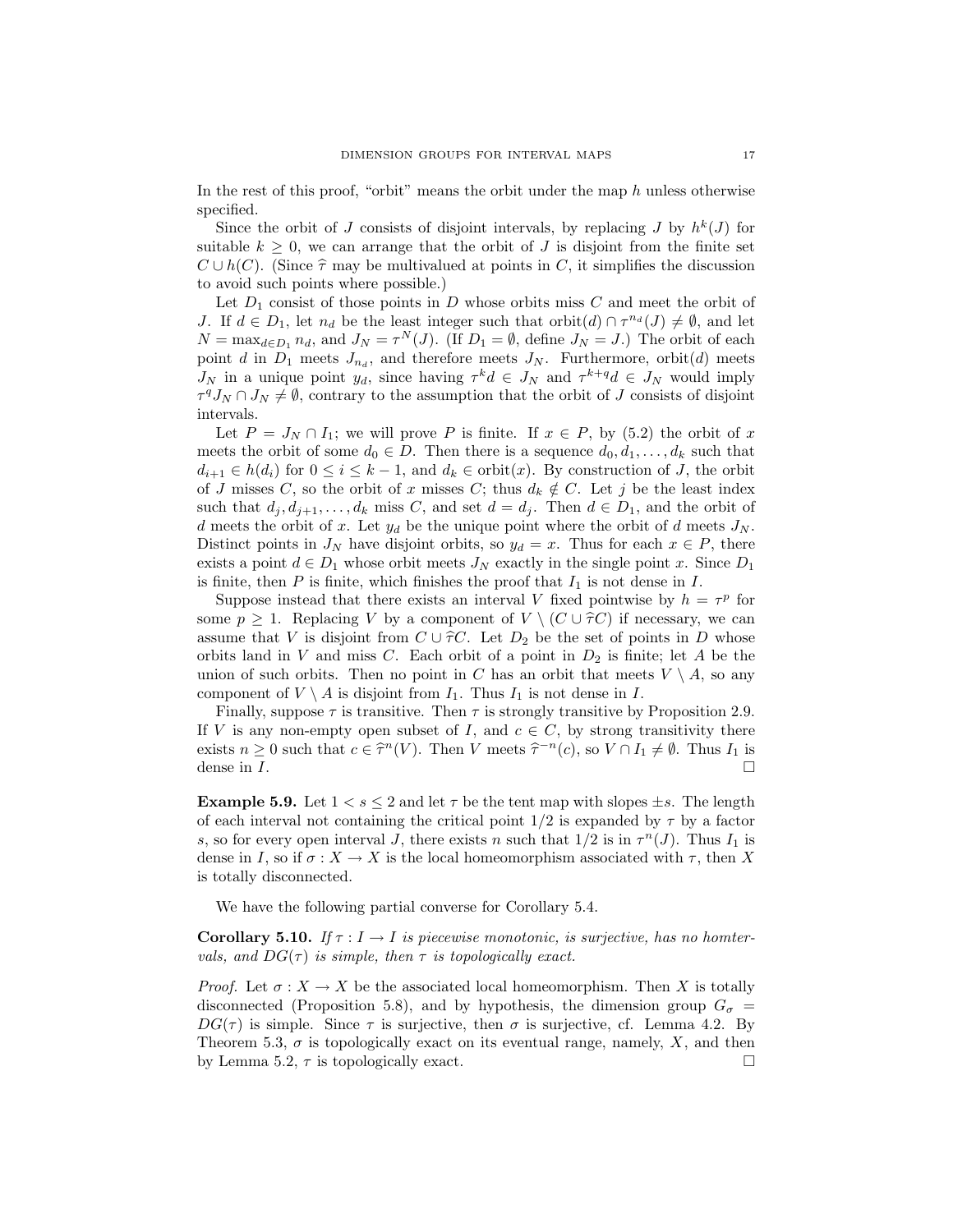In the rest of this proof, "orbit" means the orbit under the map $h$ unless otherwise specified.

Since the orbit of $J$ consists of disjoint intervals, by replacing $J$ by $h^k(J)$ for suitable $k \geq 0$, we can arrange that the orbit of $J$ is disjoint from the finite set $C \cup h(C)$. (Since $\widehat{\tau}$ may be multivalued at points in $C$, it simplifies the discussion to avoid such points where possible.)

Let $D_1$ consist of those points in $D$ whose orbits miss $C$ and meet the orbit of $J$. If $d \in D_1$, let $n_d$ be the least integer such that $\text{orbit}(d) \cap \tau^{n_d}(J) \neq \emptyset$, and let $N = \max_{d \in D_1} n_d$, and $J_N = \tau^N(J)$. (If $D_1 = \emptyset$, define $J_N = J$.) The orbit of each point $d$ in $D_1$ meets $J_{n_d}$, and therefore meets $J_N$. Furthermore, $\text{orbit}(d)$ meets $J_N$ in a unique point $y_d$, since having $\tau^k d \in J_N$ and $\tau^{k+q} d \in J_N$ would imply $\tau^q J_N \cap J_N \neq \emptyset$, contrary to the assumption that the orbit of $J$ consists of disjoint intervals.

Let $P = J_N \cap I_1$; we will prove $P$ is finite. If $x \in P$, by (5.2) the orbit of $x$ meets the orbit of some $d_0 \in D$. Then there is a sequence $d_0, d_1, \ldots, d_k$ such that $d_{i+1} \in h(d_i)$ for $0 \leq i \leq k-1$, and $d_k \in \text{orbit}(x)$. By construction of $J$, the orbit of $J$ misses $C$, so the orbit of $x$ misses $C$; thus $d_k \notin C$. Let $j$ be the least index such that $d_j, d_{j+1}, \ldots, d_k$ miss $C$, and set $d = d_j$. Then $d \in D_1$, and the orbit of $d$ meets the orbit of $x$. Let $y_d$ be the unique point where the orbit of $d$ meets $J_N$. Distinct points in $J_N$ have disjoint orbits, so $y_d = x$. Thus for each $x \in P$, there exists a point $d \in D_1$ whose orbit meets $J_N$ exactly in the single point $x$. Since $D_1$ is finite, then $P$ is finite, which finishes the proof that $I_1$ is not dense in $I$.

Suppose instead that there exists an interval $V$ fixed pointwise by $h = \tau^p$ for some $p \geq 1$. Replacing $V$ by a component of $V \setminus (C \cup \widehat{\tau} C)$ if necessary, we can assume that $V$ is disjoint from $C \cup \widehat{\tau} C$. Let $D_2$ be the set of points in $D$ whose orbits land in $V$ and miss $C$. Each orbit of a point in $D_2$ is finite; let $A$ be the union of such orbits. Then no point in $C$ has an orbit that meets $V \setminus A$, so any component of $V \setminus A$ is disjoint from $I_1$. Thus $I_1$ is not dense in $I$.

Finally, suppose $\tau$ is transitive. Then $\tau$ is strongly transitive by Proposition 2.9. If $V$ is any non-empty open subset of $I$, and $c \in C$, by strong transitivity there exists $n \geq 0$ such that $c \in \widehat{\tau}^n(V)$. Then $V$ meets $\widehat{\tau}^{-n}(c)$, so $V \cap I_1 \neq \emptyset$. Thus $I_1$ is dense in $I$. $\square$

**Example 5.9.** Let $1 < s \leq 2$ and let $\tau$ be the tent map with slopes $\pm s$. The length of each interval not containing the critical point $1/2$ is expanded by $\tau$ by a factor $s$, so for every open interval $J$, there exists $n$ such that $1/2$ is in $\tau^n(J)$. Thus $I_1$ is dense in $I$, so if $\sigma : X \to X$ is the local homeomorphism associated with $\tau$, then $X$ is totally disconnected.

We have the following partial converse for Corollary 5.4.

**Corollary 5.10.** *If $\tau : I \to I$ is piecewise monotonic, is surjective, has no homtervals, and $DG(\tau)$ is simple, then $\tau$ is topologically exact.*

*Proof.* Let $\sigma : X \to X$ be the associated local homeomorphism. Then $X$ is totally disconnected (Proposition 5.8), and by hypothesis, the dimension group $G_\sigma = DG(\tau)$ is simple. Since $\tau$ is surjective, then $\sigma$ is surjective, cf. Lemma 4.2. By Theorem 5.3, $\sigma$ is topologically exact on its eventual range, namely, $X$, and then by Lemma 5.2, $\tau$ is topologically exact. $\square$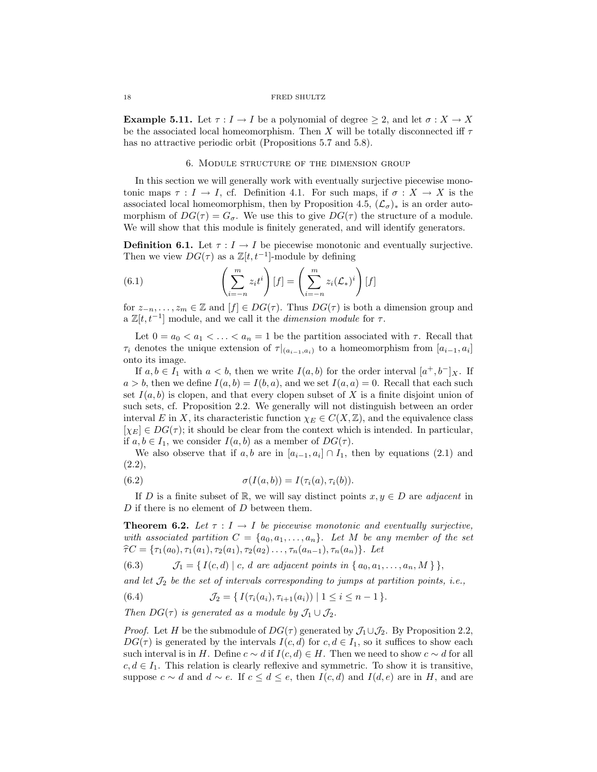**Example 5.11.** Let $\tau : I \to I$ be a polynomial of degree $\geq 2$, and let $\sigma : X \to X$ be the associated local homeomorphism. Then $X$ will be totally disconnected iff $\tau$ has no attractive periodic orbit (Propositions 5.7 and 5.8).

## 6. Module structure of the dimension group

In this section we will generally work with eventually surjective piecewise monotonic maps $\tau : I \to I$, cf. Definition 4.1. For such maps, if $\sigma : X \to X$ is the associated local homeomorphism, then by Proposition 4.5, $(\mathcal{L}_\sigma)_*$ is an order automorphism of $DG(\tau) = G_\sigma$. We use this to give $DG(\tau)$ the structure of a module. We will show that this module is finitely generated, and will identify generators.

**Definition 6.1.** Let $\tau : I \to I$ be piecewise monotonic and eventually surjective. Then we view $DG(\tau)$ as a $\mathbb{Z}[t, t^{-1}]$-module by defining

$$\left( \sum_{i=-n}^{m} z_i t^i \right) [f] = \left( \sum_{i=-n}^{m} z_i (\mathcal{L}_*)^i \right) [f] \tag{6.1}$$

for $z_{-n}, \ldots, z_m \in \mathbb{Z}$ and $[f] \in DG(\tau)$. Thus $DG(\tau)$ is both a dimension group and a $\mathbb{Z}[t, t^{-1}]$ module, and we call it the *dimension module* for $\tau$.

Let $0 = a_0 < a_1 < \ldots < a_n = 1$ be the partition associated with $\tau$. Recall that $\tau_i$ denotes the unique extension of $\tau|_{(a_{i-1}, a_i)}$ to a homeomorphism from $[a_{i-1}, a_i]$ onto its image.

If $a, b \in I_1$ with $a < b$, then we write $I(a, b)$ for the order interval $[a^+, b^-]_X$. If $a > b$, then we define $I(a, b) = I(b, a)$, and we set $I(a, a) = 0$. Recall that each such set $I(a, b)$ is clopen, and that every clopen subset of $X$ is a finite disjoint union of such sets, cf. Proposition 2.2. We generally will not distinguish between an order interval $E$ in $X$, its characteristic function $\chi_E \in C(X, \mathbb{Z})$, and the equivalence class $[\chi_E] \in DG(\tau)$; it should be clear from the context which is intended. In particular, if $a, b \in I_1$, we consider $I(a, b)$ as a member of $DG(\tau)$.

We also observe that if $a, b$ are in $[a_{i-1}, a_i] \cap I_1$, then by equations (2.1) and (2.2),

$$\sigma(I(a, b)) = I(\tau_i(a), \tau_i(b)). \tag{6.2}$$

If $D$ is a finite subset of $\mathbb{R}$, we will say distinct points $x, y \in D$ are *adjacent* in $D$ if there is no element of $D$ between them.

**Theorem 6.2.** *Let $\tau : I \to I$ be piecewise monotonic and eventually surjective, with associated partition $C = \{a_0, a_1, \ldots, a_n\}$. Let $M$ be any member of the set $\widehat{\tau}C = \{\tau_1(a_0), \tau_1(a_1), \tau_2(a_1), \tau_2(a_2) \ldots, \tau_n(a_{n-1}), \tau_n(a_n)\}$. Let*

$$\mathcal{J}_1 = \{ \, I(c, d) \mid c, \, d \text{ are adjacent points in } \{ \, a_0, a_1, \ldots, a_n, M \, \} \}, \tag{6.3}$$

*and let $\mathcal{J}_2$ be the set of intervals corresponding to jumps at partition points, i.e.,*

$$\mathcal{J}_2 = \{ \, I(\tau_i(a_i), \tau_{i+1}(a_i)) \mid 1 \leq i \leq n - 1 \, \}. \tag{6.4}$$

*Then $DG(\tau)$ is generated as a module by $\mathcal{J}_1 \cup \mathcal{J}_2$.*

*Proof.* Let $H$ be the submodule of $DG(\tau)$ generated by $\mathcal{J}_1 \cup \mathcal{J}_2$. By Proposition 2.2, $DG(\tau)$ is generated by the intervals $I(c, d)$ for $c, d \in I_1$, so it suffices to show each such interval is in $H$. Define $c \sim d$ if $I(c, d) \in H$. Then we need to show $c \sim d$ for all $c, d \in I_1$. This relation is clearly reflexive and symmetric. To show it is transitive, suppose $c \sim d$ and $d \sim e$. If $c \leq d \leq e$, then $I(c, d)$ and $I(d, e)$ are in $H$, and are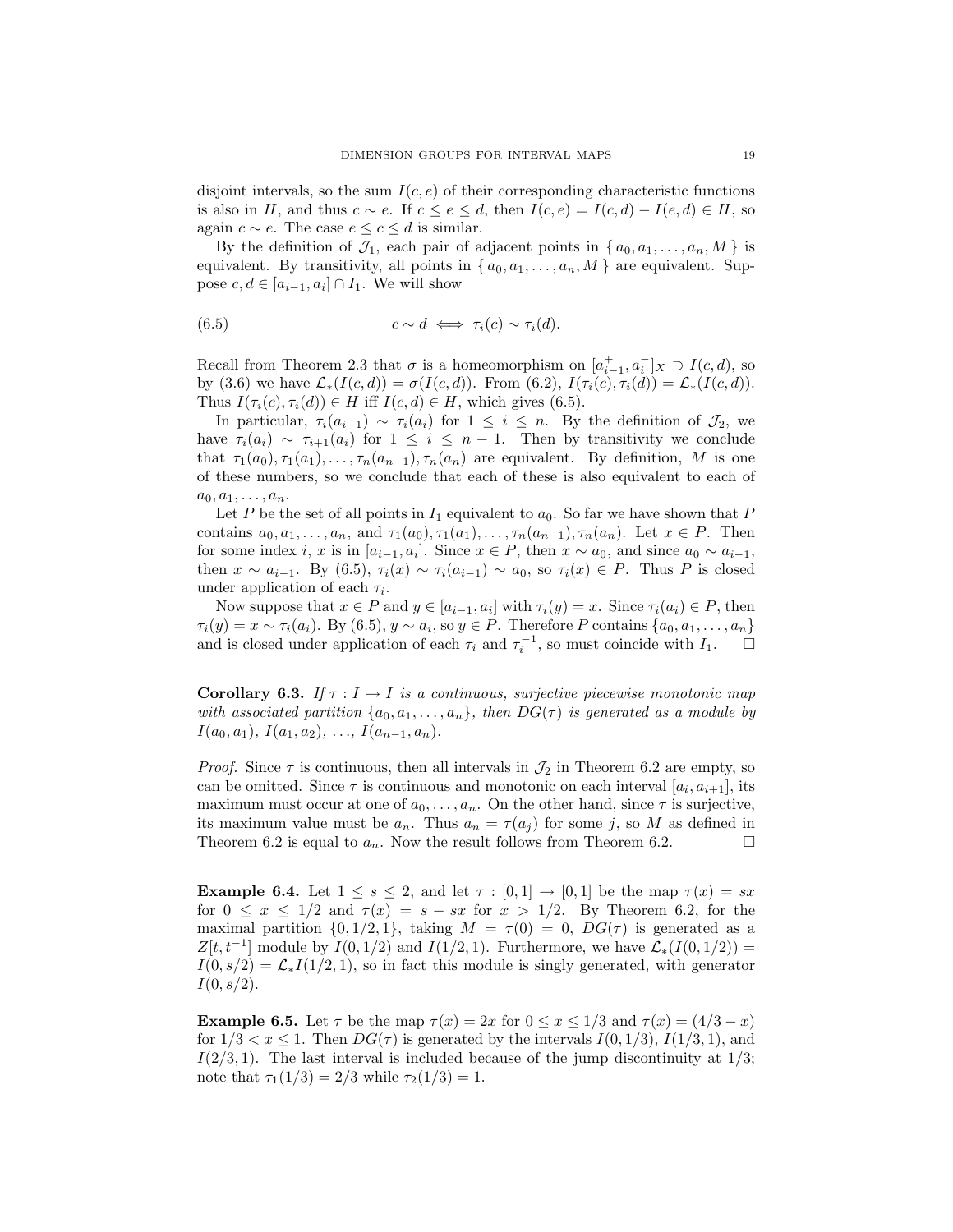disjoint intervals, so the sum $I(c,e)$ of their corresponding characteristic functions is also in $H$, and thus $c \sim e$. If $c \le e \le d$, then $I(c,e) = I(c,d) - I(e,d) \in H$, so again $c \sim e$. The case $e \le c \le d$ is similar.

By the definition of $\mathcal{J}_1$, each pair of adjacent points in $\{ a_0, a_1, \ldots, a_n, M \}$ is equivalent. By transitivity, all points in $\{ a_0, a_1, \ldots, a_n, M \}$ are equivalent. Suppose $c, d \in [a_{i-1}, a_i] \cap I_1$. We will show

$$c \sim d \iff \tau_i(c) \sim \tau_i(d). \tag{6.5}$$

Recall from Theorem 2.3 that $\sigma$ is a homeomorphism on $[a_{i-1}^+, a_i^-]_X \supset I(c,d)$, so by (3.6) we have $\mathcal{L}_*(I(c,d)) = \sigma(I(c,d))$. From (6.2), $I(\tau_i(c), \tau_i(d)) = \mathcal{L}_*(I(c,d))$. Thus $I(\tau_i(c), \tau_i(d)) \in H$ iff $I(c,d) \in H$, which gives (6.5).

In particular, $\tau_i(a_{i-1}) \sim \tau_i(a_i)$ for $1 \le i \le n$. By the definition of $\mathcal{J}_2$, we have $\tau_i(a_i) \sim \tau_{i+1}(a_i)$ for $1 \le i \le n-1$. Then by transitivity we conclude that $\tau_1(a_0), \tau_1(a_1), \ldots, \tau_n(a_{n-1}), \tau_n(a_n)$ are equivalent. By definition, $M$ is one of these numbers, so we conclude that each of these is also equivalent to each of $a_0, a_1, \ldots, a_n$.

Let $P$ be the set of all points in $I_1$ equivalent to $a_0$. So far we have shown that $P$ contains $a_0, a_1, \ldots, a_n$, and $\tau_1(a_0), \tau_1(a_1), \ldots, \tau_n(a_{n-1}), \tau_n(a_n)$. Let $x \in P$. Then for some index $i$, $x$ is in $[a_{i-1}, a_i]$. Since $x \in P$, then $x \sim a_0$, and since $a_0 \sim a_{i-1}$, then $x \sim a_{i-1}$. By (6.5), $\tau_i(x) \sim \tau_i(a_{i-1}) \sim a_0$, so $\tau_i(x) \in P$. Thus $P$ is closed under application of each $\tau_i$.

Now suppose that $x \in P$ and $y \in [a_{i-1}, a_i]$ with $\tau_i(y) = x$. Since $\tau_i(a_i) \in P$, then $\tau_i(y) = x \sim \tau_i(a_i)$. By (6.5), $y \sim a_i$, so $y \in P$. Therefore $P$ contains $\{a_0, a_1, \ldots, a_n\}$ and is closed under application of each $\tau_i$ and $\tau_i^{-1}$, so must coincide with $I_1$. $\square$

**Corollary 6.3.** *If $\tau : I \to I$ is a continuous, surjective piecewise monotonic map with associated partition $\{a_0, a_1, \ldots, a_n\}$, then $DG(\tau)$ is generated as a module by $I(a_0, a_1)$, $I(a_1, a_2)$, $\ldots$, $I(a_{n-1}, a_n)$.*

*Proof.* Since $\tau$ is continuous, then all intervals in $\mathcal{J}_2$ in Theorem 6.2 are empty, so can be omitted. Since $\tau$ is continuous and monotonic on each interval $[a_i, a_{i+1}]$, its maximum must occur at one of $a_0, \ldots, a_n$. On the other hand, since $\tau$ is surjective, its maximum value must be $a_n$. Thus $a_n = \tau(a_j)$ for some $j$, so $M$ as defined in Theorem 6.2 is equal to $a_n$. Now the result follows from Theorem 6.2. $\square$

**Example 6.4.** Let $1 \le s \le 2$, and let $\tau : [0,1] \to [0,1]$ be the map $\tau(x) = sx$ for $0 \le x \le 1/2$ and $\tau(x) = s - sx$ for $x > 1/2$. By Theorem 6.2, for the maximal partition $\{0, 1/2, 1\}$, taking $M = \tau(0) = 0$, $DG(\tau)$ is generated as a $Z[t, t^{-1}]$ module by $I(0, 1/2)$ and $I(1/2, 1)$. Furthermore, we have $\mathcal{L}_*(I(0, 1/2)) = I(0, s/2) = \mathcal{L}_* I(1/2, 1)$, so in fact this module is singly generated, with generator $I(0, s/2)$.

**Example 6.5.** Let $\tau$ be the map $\tau(x) = 2x$ for $0 \le x \le 1/3$ and $\tau(x) = (4/3 - x)$ for $1/3 < x \le 1$. Then $DG(\tau)$ is generated by the intervals $I(0, 1/3)$, $I(1/3, 1)$, and $I(2/3, 1)$. The last interval is included because of the jump discontinuity at $1/3$; note that $\tau_1(1/3) = 2/3$ while $\tau_2(1/3) = 1$.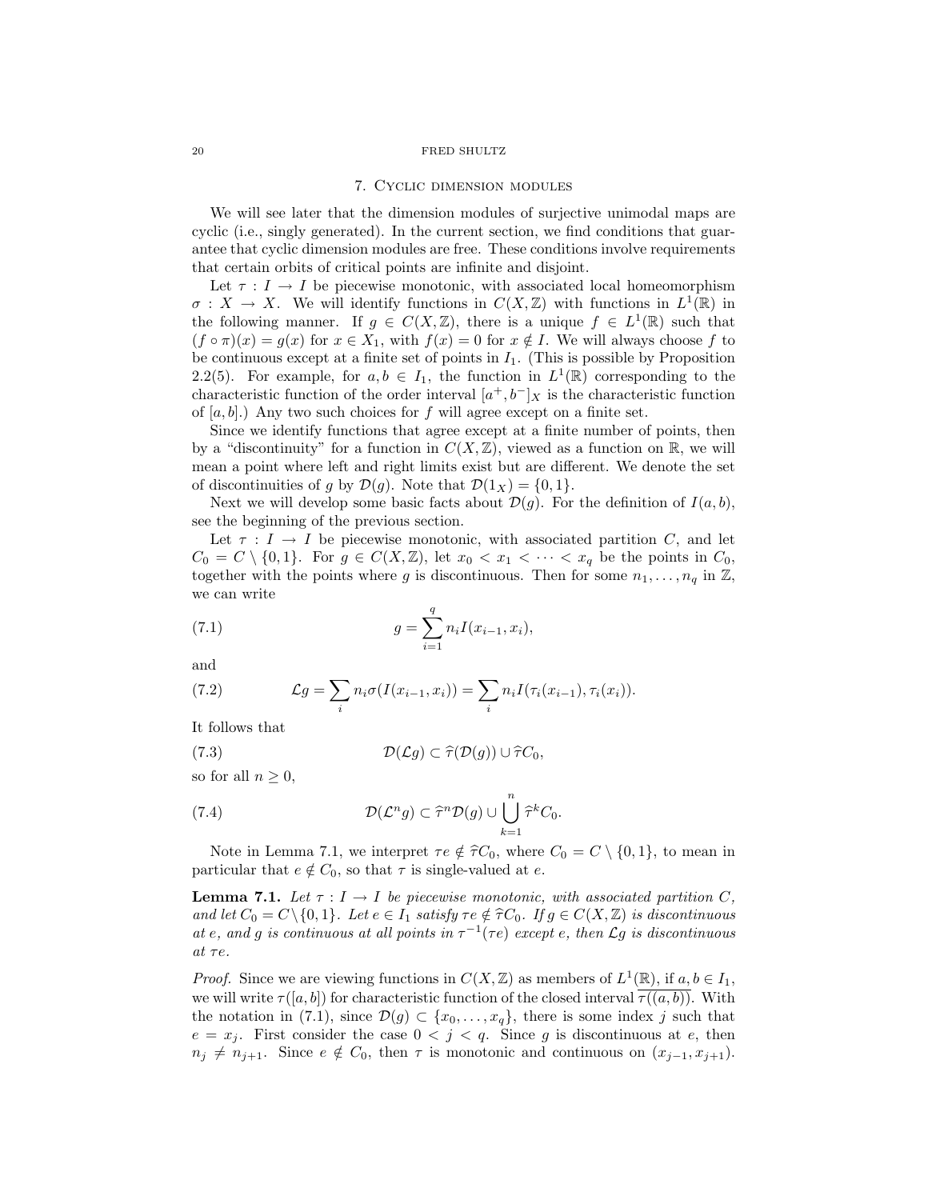## 7. Cyclic dimension modules

We will see later that the dimension modules of surjective unimodal maps are cyclic (i.e., singly generated). In the current section, we find conditions that guarantee that cyclic dimension modules are free. These conditions involve requirements that certain orbits of critical points are infinite and disjoint.

Let $\tau : I \to I$ be piecewise monotonic, with associated local homeomorphism $\sigma : X \to X$. We will identify functions in $C(X, \mathbb{Z})$ with functions in $L^1(\mathbb{R})$ in the following manner. If $g \in C(X, \mathbb{Z})$, there is a unique $f \in L^1(\mathbb{R})$ such that $(f \circ \pi)(x) = g(x)$ for $x \in X_1$, with $f(x) = 0$ for $x \notin I$. We will always choose $f$ to be continuous except at a finite set of points in $I_1$. (This is possible by Proposition 2.2(5). For example, for $a, b \in I_1$, the function in $L^1(\mathbb{R})$ corresponding to the characteristic function of the order interval $[a^+, b^-]_X$ is the characteristic function of $[a, b]$.) Any two such choices for $f$ will agree except on a finite set.

Since we identify functions that agree except at a finite number of points, then by a "discontinuity" for a function in $C(X, \mathbb{Z})$, viewed as a function on $\mathbb{R}$, we will mean a point where left and right limits exist but are different. We denote the set of discontinuities of $g$ by $\mathcal{D}(g)$. Note that $\mathcal{D}(1_X) = \{0, 1\}$.

Next we will develop some basic facts about $\mathcal{D}(g)$. For the definition of $I(a, b)$, see the beginning of the previous section.

Let $\tau : I \to I$ be piecewise monotonic, with associated partition $C$, and let $C_0 = C \setminus \{0, 1\}$. For $g \in C(X, \mathbb{Z})$, let $x_0 < x_1 < \cdots < x_q$ be the points in $C_0$, together with the points where $g$ is discontinuous. Then for some $n_1, \ldots, n_q$ in $\mathbb{Z}$, we can write

$$g = \sum_{i=1}^{q} n_i I(x_{i-1}, x_i), \tag{7.1}$$

and

$$\mathcal{L}g = \sum_i n_i \sigma(I(x_{i-1}, x_i)) = \sum_i n_i I(\tau_i(x_{i-1}), \tau_i(x_i)). \tag{7.2}$$

It follows that

$$\mathcal{D}(\mathcal{L}g) \subset \widehat{\tau}(\mathcal{D}(g)) \cup \widehat{\tau}C_0, \tag{7.3}$$

so for all $n \geq 0$,

$$\mathcal{D}(\mathcal{L}^n g) \subset \widehat{\tau}^n \mathcal{D}(g) \cup \bigcup_{k=1}^{n} \widehat{\tau}^k C_0. \tag{7.4}$$

Note in Lemma 7.1, we interpret $\tau e \notin \widehat{\tau}C_0$, where $C_0 = C \setminus \{0, 1\}$, to mean in particular that $e \notin C_0$, so that $\tau$ is single-valued at $e$.

**Lemma 7.1.** *Let $\tau : I \to I$ be piecewise monotonic, with associated partition $C$, and let $C_0 = C \setminus \{0, 1\}$. Let $e \in I_1$ satisfy $\tau e \notin \widehat{\tau}C_0$. If $g \in C(X, \mathbb{Z})$ is discontinuous at $e$, and $g$ is continuous at all points in $\tau^{-1}(\tau e)$ except $e$, then $\mathcal{L}g$ is discontinuous at $\tau e$.*

*Proof.* Since we are viewing functions in $C(X, \mathbb{Z})$ as members of $L^1(\mathbb{R})$, if $a, b \in I_1$, we will write $\tau([a, b])$ for characteristic function of the closed interval $\overline{\tau((a, b))}$. With the notation in (7.1), since $\mathcal{D}(g) \subset \{x_0, \ldots, x_q\}$, there is some index $j$ such that $e = x_j$. First consider the case $0 < j < q$. Since $g$ is discontinuous at $e$, then $n_j \neq n_{j+1}$. Since $e \notin C_0$, then $\tau$ is monotonic and continuous on $(x_{j-1}, x_{j+1})$.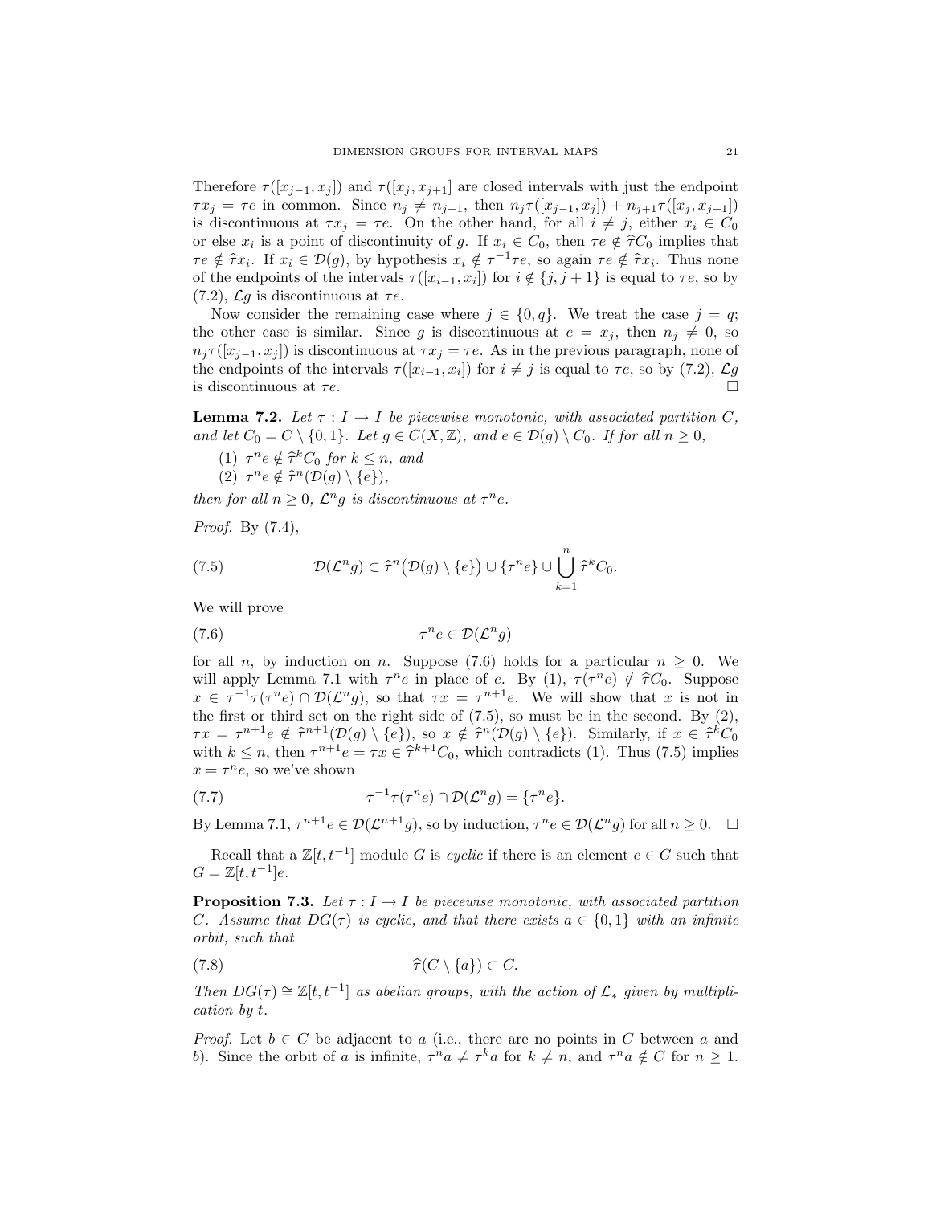Therefore $\tau([x_{j-1}, x_j])$ and $\tau([x_j, x_{j+1}]$ are closed intervals with just the endpoint $\tau x_j = \tau e$ in common. Since $n_j \neq n_{j+1}$, then $n_j \tau([x_{j-1}, x_j]) + n_{j+1}\tau([x_j, x_{j+1}])$ is discontinuous at $\tau x_j = \tau e$. On the other hand, for all $i \neq j$, either $x_i \in C_0$ or else $x_i$ is a point of discontinuity of $g$. If $x_i \in C_0$, then $\tau e \notin \widehat{\tau} C_0$ implies that $\tau e \notin \widehat{\tau} x_i$. If $x_i \in \mathcal{D}(g)$, by hypothesis $x_i \notin \tau^{-1}\tau e$, so again $\tau e \notin \widehat{\tau} x_i$. Thus none of the endpoints of the intervals $\tau([x_{i-1}, x_i])$ for $i \notin \{j, j+1\}$ is equal to $\tau e$, so by (7.2), $\mathcal{L} g$ is discontinuous at $\tau e$.

Now consider the remaining case where $j \in \{0, q\}$. We treat the case $j = q$; the other case is similar. Since $g$ is discontinuous at $e = x_j$, then $n_j \neq 0$, so $n_j \tau([x_{j-1}, x_j])$ is discontinuous at $\tau x_j = \tau e$. As in the previous paragraph, none of the endpoints of the intervals $\tau([x_{i-1}, x_i])$ for $i \neq j$ is equal to $\tau e$, so by (7.2), $\mathcal{L} g$ is discontinuous at $\tau e$. □

**Lemma 7.2.** *Let $\tau : I \to I$ be piecewise monotonic, with associated partition $C$, and let $C_0 = C \setminus \{0, 1\}$. Let $g \in C(X, \mathbb{Z})$, and $e \in \mathcal{D}(g) \setminus C_0$. If for all $n \geq 0$,*

(1) *$\tau^n e \notin \widehat{\tau}^k C_0$ for $k \leq n$, and*
(2) *$\tau^n e \notin \widehat{\tau}^n(\mathcal{D}(g) \setminus \{e\})$,*

*then for all $n \geq 0$, $\mathcal{L}^n g$ is discontinuous at $\tau^n e$.*

*Proof.* By (7.4),

$$\mathcal{D}(\mathcal{L}^n g) \subset \widehat{\tau}^n\big(\mathcal{D}(g) \setminus \{e\}\big) \cup \{\tau^n e\} \cup \bigcup_{k=1}^{n} \widehat{\tau}^k C_0. \tag{7.5}$$

We will prove

$$\tau^n e \in \mathcal{D}(\mathcal{L}^n g) \tag{7.6}$$

for all $n$, by induction on $n$. Suppose (7.6) holds for a particular $n \geq 0$. We will apply Lemma 7.1 with $\tau^n e$ in place of $e$. By (1), $\tau(\tau^n e) \notin \widehat{\tau} C_0$. Suppose $x \in \tau^{-1}\tau(\tau^n e) \cap \mathcal{D}(\mathcal{L}^n g)$, so that $\tau x = \tau^{n+1} e$. We will show that $x$ is not in the first or third set on the right side of (7.5), so must be in the second. By (2), $\tau x = \tau^{n+1} e \notin \widehat{\tau}^{n+1}(\mathcal{D}(g) \setminus \{e\})$, so $x \notin \widehat{\tau}^n(\mathcal{D}(g) \setminus \{e\})$. Similarly, if $x \in \widehat{\tau}^k C_0$ with $k \leq n$, then $\tau^{n+1} e = \tau x \in \widehat{\tau}^{k+1} C_0$, which contradicts (1). Thus (7.5) implies $x = \tau^n e$, so we've shown

$$\tau^{-1}\tau(\tau^n e) \cap \mathcal{D}(\mathcal{L}^n g) = \{\tau^n e\}. \tag{7.7}$$

By Lemma 7.1, $\tau^{n+1} e \in \mathcal{D}(\mathcal{L}^{n+1} g)$, so by induction, $\tau^n e \in \mathcal{D}(\mathcal{L}^n g)$ for all $n \geq 0$. □

Recall that a $\mathbb{Z}[t, t^{-1}]$ module $G$ is *cyclic* if there is an element $e \in G$ such that $G = \mathbb{Z}[t, t^{-1}]e$.

**Proposition 7.3.** *Let $\tau : I \to I$ be piecewise monotonic, with associated partition $C$. Assume that $DG(\tau)$ is cyclic, and that there exists $a \in \{0, 1\}$ with an infinite orbit, such that*

$$\widehat{\tau}(C \setminus \{a\}) \subset C. \tag{7.8}$$

*Then $DG(\tau) \cong \mathbb{Z}[t, t^{-1}]$ as abelian groups, with the action of $\mathcal{L}_*$ given by multiplication by $t$.*

*Proof.* Let $b \in C$ be adjacent to $a$ (i.e., there are no points in $C$ between $a$ and $b$). Since the orbit of $a$ is infinite, $\tau^n a \neq \tau^k a$ for $k \neq n$, and $\tau^n a \notin C$ for $n \geq 1$.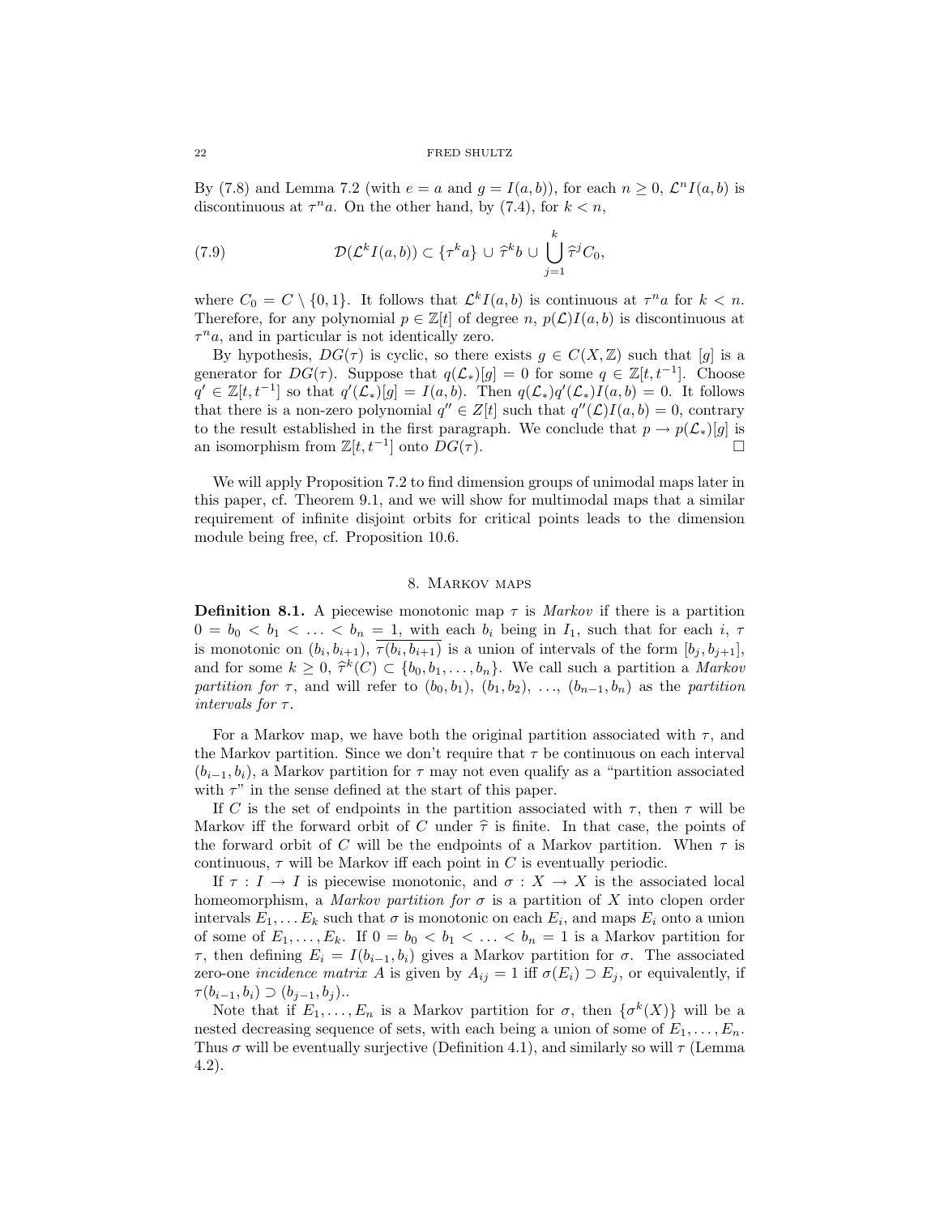By (7.8) and Lemma 7.2 (with $e = a$ and $g = I(a,b)$), for each $n \geq 0$, $\mathcal{L}^n I(a,b)$ is discontinuous at $\tau^n a$. On the other hand, by (7.4), for $k < n$,

$$\mathcal{D}(\mathcal{L}^k I(a,b)) \subset \{\tau^k a\} \cup \widehat{\tau}^k b \cup \bigcup_{j=1}^{k} \widehat{\tau}^j C_0, \tag{7.9}$$

where $C_0 = C \setminus \{0,1\}$. It follows that $\mathcal{L}^k I(a,b)$ is continuous at $\tau^n a$ for $k < n$. Therefore, for any polynomial $p \in \mathbb{Z}[t]$ of degree $n$, $p(\mathcal{L})I(a,b)$ is discontinuous at $\tau^n a$, and in particular is not identically zero.

By hypothesis, $DG(\tau)$ is cyclic, so there exists $g \in C(X,\mathbb{Z})$ such that $[g]$ is a generator for $DG(\tau)$. Suppose that $q(\mathcal{L}_*)[g] = 0$ for some $q \in \mathbb{Z}[t,t^{-1}]$. Choose $q' \in \mathbb{Z}[t,t^{-1}]$ so that $q'(\mathcal{L}_*)[g] = I(a,b)$. Then $q(\mathcal{L}_*)q'(\mathcal{L}_*)I(a,b) = 0$. It follows that there is a non-zero polynomial $q'' \in Z[t]$ such that $q''(\mathcal{L})I(a,b) = 0$, contrary to the result established in the first paragraph. We conclude that $p \to p(\mathcal{L}_*)[g]$ is an isomorphism from $\mathbb{Z}[t,t^{-1}]$ onto $DG(\tau)$. □

We will apply Proposition 7.2 to find dimension groups of unimodal maps later in this paper, cf. Theorem 9.1, and we will show for multimodal maps that a similar requirement of infinite disjoint orbits for critical points leads to the dimension module being free, cf. Proposition 10.6.

## 8. Markov maps

**Definition 8.1.** A piecewise monotonic map $\tau$ is *Markov* if there is a partition $0 = b_0 < b_1 < \ldots < b_n = 1$, with each $b_i$ being in $I_1$, such that for each $i$, $\tau$ is monotonic on $(b_i, b_{i+1})$, $\overline{\tau(b_i, b_{i+1})}$ is a union of intervals of the form $[b_j, b_{j+1}]$, and for some $k \geq 0$, $\widehat{\tau}^k(C) \subset \{b_0, b_1, \ldots, b_n\}$. We call such a partition a *Markov partition for* $\tau$, and will refer to $(b_0, b_1)$, $(b_1, b_2)$, $\ldots$, $(b_{n-1}, b_n)$ as the *partition intervals for* $\tau$.

For a Markov map, we have both the original partition associated with $\tau$, and the Markov partition. Since we don't require that $\tau$ be continuous on each interval $(b_{i-1}, b_i)$, a Markov partition for $\tau$ may not even qualify as a "partition associated with $\tau$" in the sense defined at the start of this paper.

If $C$ is the set of endpoints in the partition associated with $\tau$, then $\tau$ will be Markov iff the forward orbit of $C$ under $\widehat{\tau}$ is finite. In that case, the points of the forward orbit of $C$ will be the endpoints of a Markov partition. When $\tau$ is continuous, $\tau$ will be Markov iff each point in $C$ is eventually periodic.

If $\tau : I \to I$ is piecewise monotonic, and $\sigma : X \to X$ is the associated local homeomorphism, a *Markov partition for* $\sigma$ is a partition of $X$ into clopen order intervals $E_1, \ldots E_k$ such that $\sigma$ is monotonic on each $E_i$, and maps $E_i$ onto a union of some of $E_1, \ldots, E_k$. If $0 = b_0 < b_1 < \ldots < b_n = 1$ is a Markov partition for $\tau$, then defining $E_i = I(b_{i-1}, b_i)$ gives a Markov partition for $\sigma$. The associated zero-one *incidence matrix* $A$ is given by $A_{ij} = 1$ iff $\sigma(E_i) \supset E_j$, or equivalently, if $\tau(b_{i-1}, b_i) \supset (b_{j-1}, b_j)$..

Note that if $E_1, \ldots, E_n$ is a Markov partition for $\sigma$, then $\{\sigma^k(X)\}$ will be a nested decreasing sequence of sets, with each being a union of some of $E_1, \ldots, E_n$. Thus $\sigma$ will be eventually surjective (Definition 4.1), and similarly so will $\tau$ (Lemma 4.2).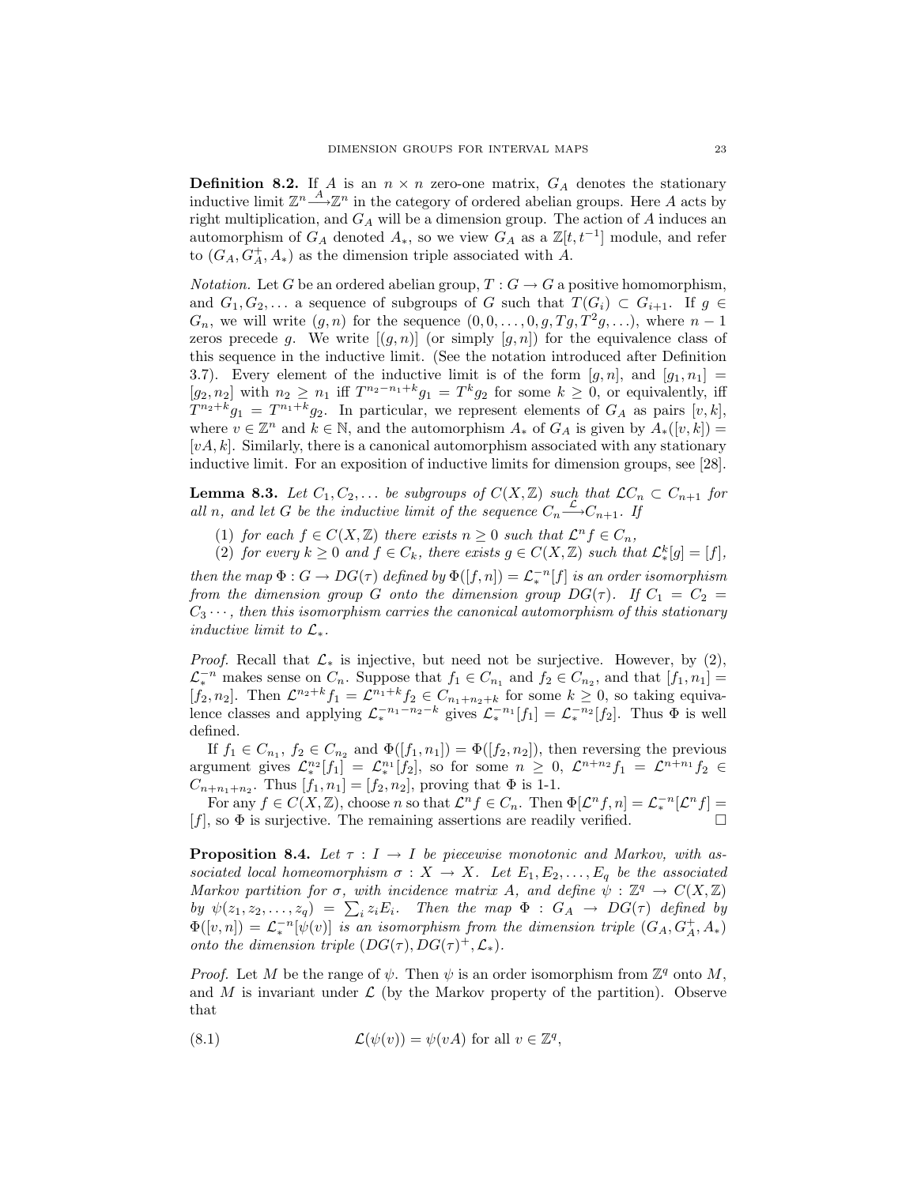**Definition 8.2.** If $A$ is an $n \times n$ zero-one matrix, $G_A$ denotes the stationary inductive limit $\mathbb{Z}^n \xrightarrow{A} \mathbb{Z}^n$ in the category of ordered abelian groups. Here $A$ acts by right multiplication, and $G_A$ will be a dimension group. The action of $A$ induces an automorphism of $G_A$ denoted $A_*$, so we view $G_A$ as a $\mathbb{Z}[t, t^{-1}]$ module, and refer to $(G_A, G_A^+, A_*)$ as the dimension triple associated with $A$.

*Notation.* Let $G$ be an ordered abelian group, $T : G \to G$ a positive homomorphism, and $G_1, G_2, \dots$ a sequence of subgroups of $G$ such that $T(G_i) \subset G_{i+1}$. If $g \in G_n$, we will write $(g, n)$ for the sequence $(0, 0, \dots, 0, g, Tg, T^2g, \dots)$, where $n - 1$ zeros precede $g$. We write $[(g, n)]$ (or simply $[g, n]$) for the equivalence class of this sequence in the inductive limit. (See the notation introduced after Definition 3.7). Every element of the inductive limit is of the form $[g, n]$, and $[g_1, n_1] = [g_2, n_2]$ with $n_2 \geq n_1$ iff $T^{n_2 - n_1 + k} g_1 = T^k g_2$ for some $k \geq 0$, or equivalently, iff $T^{n_2+k} g_1 = T^{n_1+k} g_2$. In particular, we represent elements of $G_A$ as pairs $[v, k]$, where $v \in \mathbb{Z}^n$ and $k \in \mathbb{N}$, and the automorphism $A_*$ of $G_A$ is given by $A_*([v, k]) = [vA, k]$. Similarly, there is a canonical automorphism associated with any stationary inductive limit. For an exposition of inductive limits for dimension groups, see [28].

**Lemma 8.3.** *Let $C_1, C_2, \dots$ be subgroups of $C(X, \mathbb{Z})$ such that $\mathcal{L}C_n \subset C_{n+1}$ for all $n$, and let $G$ be the inductive limit of the sequence $C_n \xrightarrow{\mathcal{L}} C_{n+1}$. If*

1. *for each $f \in C(X, \mathbb{Z})$ there exists $n \geq 0$ such that $\mathcal{L}^n f \in C_n$,*
2. *for every $k \geq 0$ and $f \in C_k$, there exists $g \in C(X, \mathbb{Z})$ such that $\mathcal{L}_*^k[g] = [f]$,*

*then the map $\Phi : G \to DG(\tau)$ defined by $\Phi([f, n]) = \mathcal{L}_*^{-n}[f]$ is an order isomorphism from the dimension group $G$ onto the dimension group $DG(\tau)$. If $C_1 = C_2 = C_3 \cdots$, then this isomorphism carries the canonical automorphism of this stationary inductive limit to $\mathcal{L}_*$.*

*Proof.* Recall that $\mathcal{L}_*$ is injective, but need not be surjective. However, by (2), $\mathcal{L}_*^{-n}$ makes sense on $C_n$. Suppose that $f_1 \in C_{n_1}$ and $f_2 \in C_{n_2}$, and that $[f_1, n_1] = [f_2, n_2]$. Then $\mathcal{L}^{n_2+k} f_1 = \mathcal{L}^{n_1+k} f_2 \in C_{n_1+n_2+k}$ for some $k \geq 0$, so taking equivalence classes and applying $\mathcal{L}_*^{-n_1-n_2-k}$ gives $\mathcal{L}_*^{-n_1}[f_1] = \mathcal{L}_*^{-n_2}[f_2]$. Thus $\Phi$ is well defined.

If $f_1 \in C_{n_1}$, $f_2 \in C_{n_2}$ and $\Phi([f_1, n_1]) = \Phi([f_2, n_2])$, then reversing the previous argument gives $\mathcal{L}_*^{n_2}[f_1] = \mathcal{L}_*^{n_1}[f_2]$, so for some $n \geq 0$, $\mathcal{L}^{n+n_2} f_1 = \mathcal{L}^{n+n_1} f_2 \in C_{n+n_1+n_2}$. Thus $[f_1, n_1] = [f_2, n_2]$, proving that $\Phi$ is 1-1.

For any $f \in C(X, \mathbb{Z})$, choose $n$ so that $\mathcal{L}^n f \in C_n$. Then $\Phi[\mathcal{L}^n f, n] = \mathcal{L}_*^{-n}[\mathcal{L}^n f] = [f]$, so $\Phi$ is surjective. The remaining assertions are readily verified. $\square$

**Proposition 8.4.** *Let $\tau : I \to I$ be piecewise monotonic and Markov, with associated local homeomorphism $\sigma : X \to X$. Let $E_1, E_2, \dots, E_q$ be the associated Markov partition for $\sigma$, with incidence matrix $A$, and define $\psi : \mathbb{Z}^q \to C(X, \mathbb{Z})$ by $\psi(z_1, z_2, \dots, z_q) = \sum_i z_i E_i$. Then the map $\Phi : G_A \to DG(\tau)$ defined by $\Phi([v, n]) = \mathcal{L}_*^{-n}[\psi(v)]$ is an isomorphism from the dimension triple $(G_A, G_A^+, A_*)$ onto the dimension triple $(DG(\tau), DG(\tau)^+, \mathcal{L}_*)$.*

*Proof.* Let $M$ be the range of $\psi$. Then $\psi$ is an order isomorphism from $\mathbb{Z}^q$ onto $M$, and $M$ is invariant under $\mathcal{L}$ (by the Markov property of the partition). Observe that

$$\mathcal{L}(\psi(v)) = \psi(vA) \text{ for all } v \in \mathbb{Z}^q, \tag{8.1}$$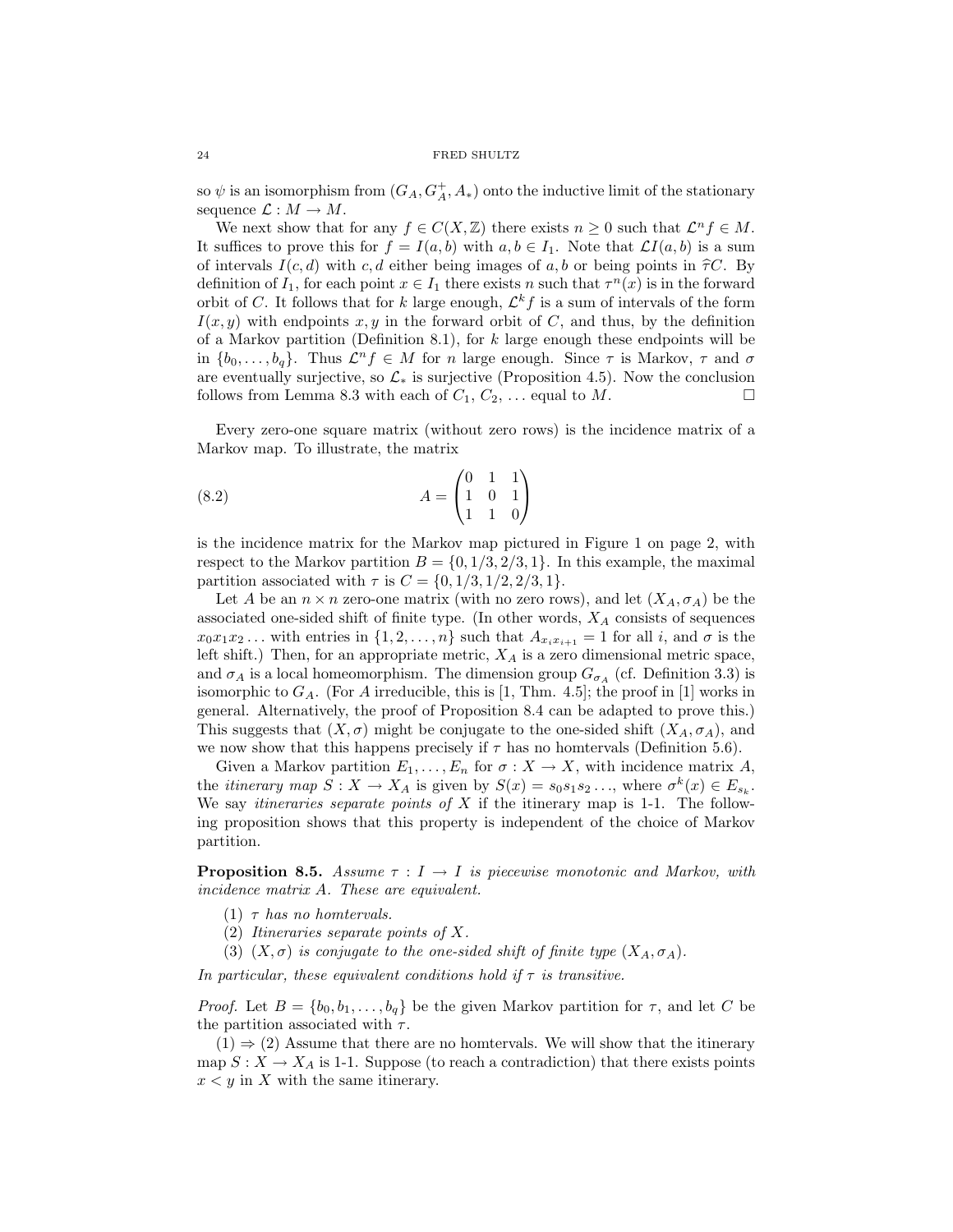so $\psi$ is an isomorphism from $(G_A, G_A^+, A_*)$ onto the inductive limit of the stationary sequence $\mathcal{L} : M \to M$.

We next show that for any $f \in C(X, \mathbb{Z})$ there exists $n \geq 0$ such that $\mathcal{L}^n f \in M$. It suffices to prove this for $f = I(a,b)$ with $a, b \in I_1$. Note that $\mathcal{L}I(a,b)$ is a sum of intervals $I(c,d)$ with $c, d$ either being images of $a, b$ or being points in $\widehat{\tau}C$. By definition of $I_1$, for each point $x \in I_1$ there exists $n$ such that $\tau^n(x)$ is in the forward orbit of $C$. It follows that for $k$ large enough, $\mathcal{L}^k f$ is a sum of intervals of the form $I(x,y)$ with endpoints $x, y$ in the forward orbit of $C$, and thus, by the definition of a Markov partition (Definition 8.1), for $k$ large enough these endpoints will be in $\{b_0, \ldots, b_q\}$. Thus $\mathcal{L}^n f \in M$ for $n$ large enough. Since $\tau$ is Markov, $\tau$ and $\sigma$ are eventually surjective, so $\mathcal{L}_*$ is surjective (Proposition 4.5). Now the conclusion follows from Lemma 8.3 with each of $C_1, C_2, \ldots$ equal to $M$. □

Every zero-one square matrix (without zero rows) is the incidence matrix of a Markov map. To illustrate, the matrix

$$A = \begin{pmatrix} 0 & 1 & 1 \\ 1 & 0 & 1 \\ 1 & 1 & 0 \end{pmatrix} \tag{8.2}$$

is the incidence matrix for the Markov map pictured in Figure 1 on page 2, with respect to the Markov partition $B = \{0, 1/3, 2/3, 1\}$. In this example, the maximal partition associated with $\tau$ is $C = \{0, 1/3, 1/2, 2/3, 1\}$.

Let $A$ be an $n \times n$ zero-one matrix (with no zero rows), and let $(X_A, \sigma_A)$ be the associated one-sided shift of finite type. (In other words, $X_A$ consists of sequences $x_0 x_1 x_2 \ldots$ with entries in $\{1, 2, \ldots, n\}$ such that $A_{x_i x_{i+1}} = 1$ for all $i$, and $\sigma$ is the left shift.) Then, for an appropriate metric, $X_A$ is a zero dimensional metric space, and $\sigma_A$ is a local homeomorphism. The dimension group $G_{\sigma_A}$ (cf. Definition 3.3) is isomorphic to $G_A$. (For $A$ irreducible, this is [1, Thm. 4.5]; the proof in [1] works in general. Alternatively, the proof of Proposition 8.4 can be adapted to prove this.) This suggests that $(X, \sigma)$ might be conjugate to the one-sided shift $(X_A, \sigma_A)$, and we now show that this happens precisely if $\tau$ has no homtervals (Definition 5.6).

Given a Markov partition $E_1, \ldots, E_n$ for $\sigma : X \to X$, with incidence matrix $A$, the *itinerary map* $S : X \to X_A$ is given by $S(x) = s_0 s_1 s_2 \ldots$, where $\sigma^k(x) \in E_{s_k}$. We say *itineraries separate points of* $X$ if the itinerary map is 1-1. The following proposition shows that this property is independent of the choice of Markov partition.

**Proposition 8.5.** *Assume $\tau : I \to I$ is piecewise monotonic and Markov, with incidence matrix $A$. These are equivalent.*

1. *$\tau$ has no homtervals.*
2. *Itineraries separate points of $X$.*
3. *$(X, \sigma)$ is conjugate to the one-sided shift of finite type $(X_A, \sigma_A)$.*

*In particular, these equivalent conditions hold if $\tau$ is transitive.*

*Proof.* Let $B = \{b_0, b_1, \ldots, b_q\}$ be the given Markov partition for $\tau$, and let $C$ be the partition associated with $\tau$.

(1) $\Rightarrow$ (2) Assume that there are no homtervals. We will show that the itinerary map $S : X \to X_A$ is 1-1. Suppose (to reach a contradiction) that there exists points $x < y$ in $X$ with the same itinerary.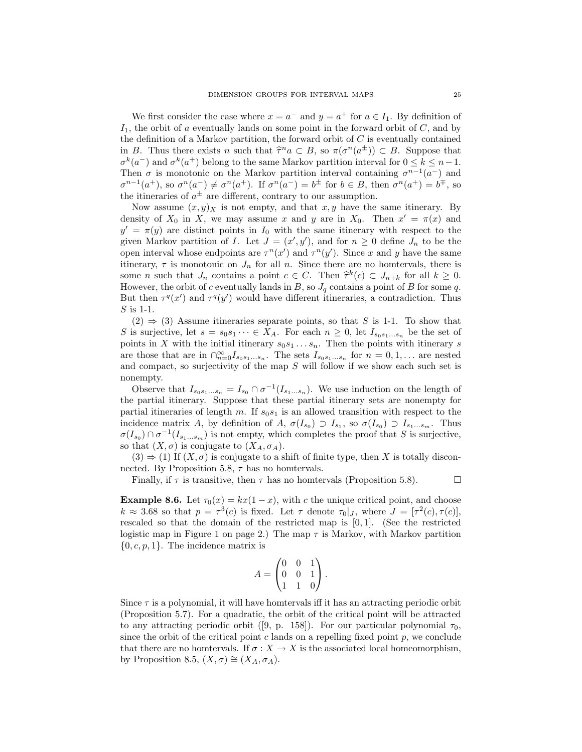We first consider the case where $x = a^-$ and $y = a^+$ for $a \in I_1$. By definition of $I_1$, the orbit of $a$ eventually lands on some point in the forward orbit of $C$, and by the definition of a Markov partition, the forward orbit of $C$ is eventually contained in $B$. Thus there exists $n$ such that $\widehat{\tau}^n a \subset B$, so $\pi(\sigma^n(a^\pm)) \subset B$. Suppose that $\sigma^k(a^-)$ and $\sigma^k(a^+)$ belong to the same Markov partition interval for $0 \le k \le n-1$. Then $\sigma$ is monotonic on the Markov partition interval containing $\sigma^{n-1}(a^-)$ and $\sigma^{n-1}(a^+)$, so $\sigma^n(a^-) \neq \sigma^n(a^+)$. If $\sigma^n(a^-) = b^\pm$ for $b \in B$, then $\sigma^n(a^+) = b^\mp$, so the itineraries of $a^\pm$ are different, contrary to our assumption.

Now assume $(x, y)_X$ is not empty, and that $x, y$ have the same itinerary. By density of $X_0$ in $X$, we may assume $x$ and $y$ are in $X_0$. Then $x' = \pi(x)$ and $y' = \pi(y)$ are distinct points in $I_0$ with the same itinerary with respect to the given Markov partition of $I$. Let $J = (x', y')$, and for $n \ge 0$ define $J_n$ to be the open interval whose endpoints are $\tau^n(x')$ and $\tau^n(y')$. Since $x$ and $y$ have the same itinerary, $\tau$ is monotonic on $J_n$ for all $n$. Since there are no homtervals, there is some $n$ such that $J_n$ contains a point $c \in C$. Then $\widehat{\tau}^k(c) \subset J_{n+k}$ for all $k \ge 0$. However, the orbit of $c$ eventually lands in $B$, so $J_q$ contains a point of $B$ for some $q$. But then $\tau^q(x')$ and $\tau^q(y')$ would have different itineraries, a contradiction. Thus $S$ is 1-1.

(2) $\Rightarrow$ (3) Assume itineraries separate points, so that $S$ is 1-1. To show that $S$ is surjective, let $s = s_0 s_1 \cdots \in X_A$. For each $n \ge 0$, let $I_{s_0 s_1 \ldots s_n}$ be the set of points in $X$ with the initial itinerary $s_0 s_1 \ldots s_n$. Then the points with itinerary $s$ are those that are in $\cap_{n=0}^{\infty} I_{s_0 s_1 \ldots s_n}$. The sets $I_{s_0 s_1 \ldots s_n}$ for $n = 0, 1, \ldots$ are nested and compact, so surjectivity of the map $S$ will follow if we show each such set is nonempty.

Observe that $I_{s_0 s_1 \ldots s_n} = I_{s_0} \cap \sigma^{-1}(I_{s_1 \ldots s_n})$. We use induction on the length of the partial itinerary. Suppose that these partial itinerary sets are nonempty for partial itineraries of length $m$. If $s_0 s_1$ is an allowed transition with respect to the incidence matrix $A$, by definition of $A$, $\sigma(I_{s_0}) \supset I_{s_1}$, so $\sigma(I_{s_0}) \supset I_{s_1 \ldots s_m}$. Thus $\sigma(I_{s_0}) \cap \sigma^{-1}(I_{s_1 \ldots s_m})$ is not empty, which completes the proof that $S$ is surjective, so that $(X, \sigma)$ is conjugate to $(X_A, \sigma_A)$.

(3) $\Rightarrow$ (1) If $(X, \sigma)$ is conjugate to a shift of finite type, then $X$ is totally disconnected. By Proposition 5.8, $\tau$ has no homtervals.

Finally, if $\tau$ is transitive, then $\tau$ has no homtervals (Proposition 5.8). $\square$

**Example 8.6.** Let $\tau_0(x) = kx(1-x)$, with $c$ the unique critical point, and choose $k \approx 3.68$ so that $p = \tau^3(c)$ is fixed. Let $\tau$ denote $\tau_0|_J$, where $J = [\tau^2(c), \tau(c)]$, rescaled so that the domain of the restricted map is $[0, 1]$. (See the restricted logistic map in Figure 1 on page 2.) The map $\tau$ is Markov, with Markov partition $\{0, c, p, 1\}$. The incidence matrix is

$$A = \begin{pmatrix} 0 & 0 & 1 \\ 0 & 0 & 1 \\ 1 & 1 & 0 \end{pmatrix}.$$

Since $\tau$ is a polynomial, it will have homtervals iff it has an attracting periodic orbit (Proposition 5.7). For a quadratic, the orbit of the critical point will be attracted to any attracting periodic orbit ([9, p. 158]). For our particular polynomial $\tau_0$, since the orbit of the critical point $c$ lands on a repelling fixed point $p$, we conclude that there are no homtervals. If $\sigma : X \to X$ is the associated local homeomorphism, by Proposition 8.5, $(X, \sigma) \cong (X_A, \sigma_A)$.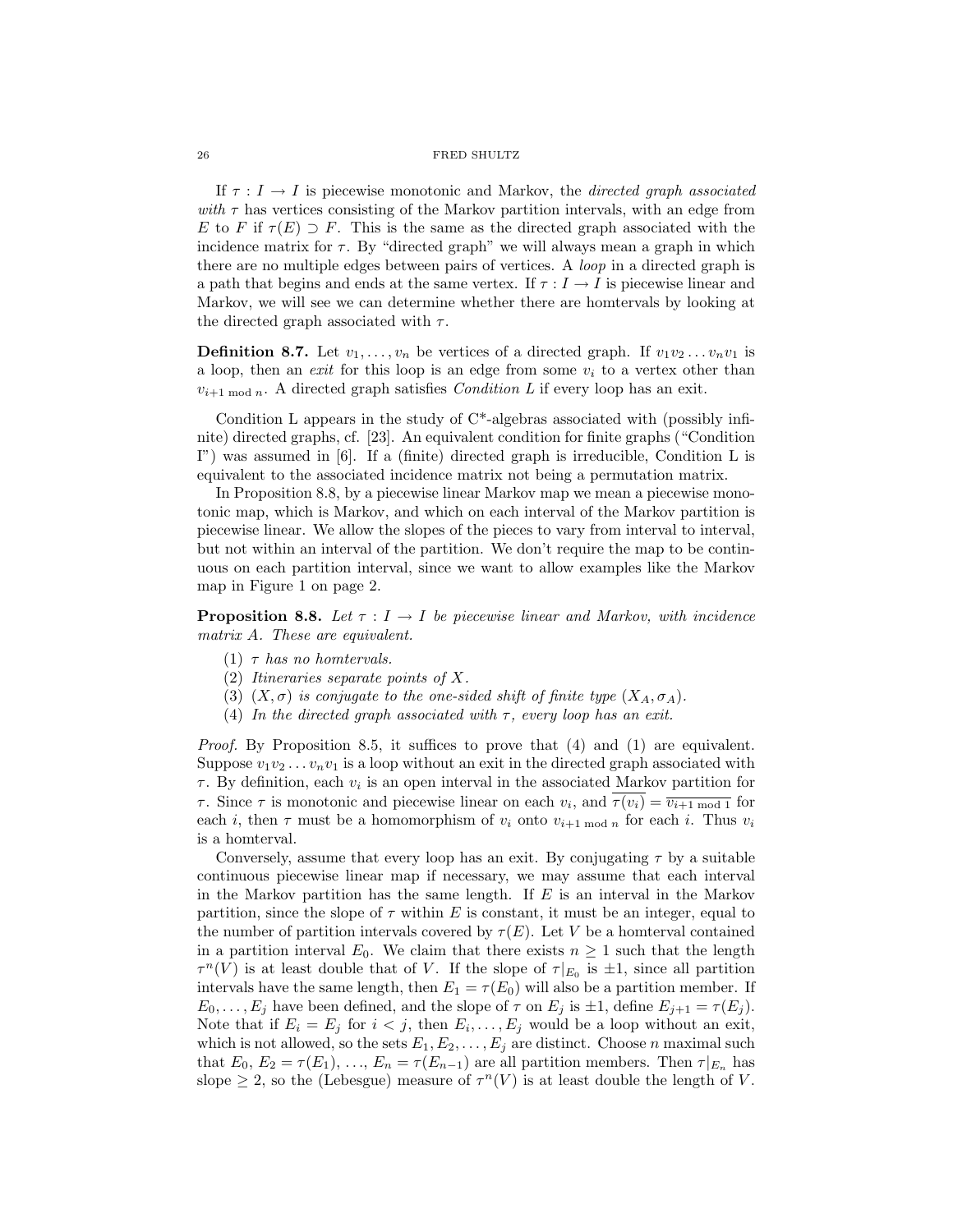If $\tau : I \to I$ is piecewise monotonic and Markov, the *directed graph associated with* $\tau$ has vertices consisting of the Markov partition intervals, with an edge from $E$ to $F$ if $\tau(E) \supset F$. This is the same as the directed graph associated with the incidence matrix for $\tau$. By "directed graph" we will always mean a graph in which there are no multiple edges between pairs of vertices. A *loop* in a directed graph is a path that begins and ends at the same vertex. If $\tau : I \to I$ is piecewise linear and Markov, we will see we can determine whether there are homtervals by looking at the directed graph associated with $\tau$.

**Definition 8.7.** Let $v_1, \ldots, v_n$ be vertices of a directed graph. If $v_1 v_2 \ldots v_n v_1$ is a loop, then an *exit* for this loop is an edge from some $v_i$ to a vertex other than $v_{i+1 \bmod n}$. A directed graph satisfies *Condition L* if every loop has an exit.

Condition L appears in the study of C*-algebras associated with (possibly infinite) directed graphs, cf. [23]. An equivalent condition for finite graphs ("Condition I") was assumed in [6]. If a (finite) directed graph is irreducible, Condition L is equivalent to the associated incidence matrix not being a permutation matrix.

In Proposition 8.8, by a piecewise linear Markov map we mean a piecewise monotonic map, which is Markov, and which on each interval of the Markov partition is piecewise linear. We allow the slopes of the pieces to vary from interval to interval, but not within an interval of the partition. We don't require the map to be continuous on each partition interval, since we want to allow examples like the Markov map in Figure 1 on page 2.

**Proposition 8.8.** *Let $\tau : I \to I$ be piecewise linear and Markov, with incidence matrix $A$. These are equivalent.*

1. *$\tau$ has no homtervals.*
2. *Itineraries separate points of $X$.*
3. *$(X, \sigma)$ is conjugate to the one-sided shift of finite type $(X_A, \sigma_A)$.*
4. *In the directed graph associated with $\tau$, every loop has an exit.*

*Proof.* By Proposition 8.5, it suffices to prove that (4) and (1) are equivalent. Suppose $v_1 v_2 \ldots v_n v_1$ is a loop without an exit in the directed graph associated with $\tau$. By definition, each $v_i$ is an open interval in the associated Markov partition for $\tau$. Since $\tau$ is monotonic and piecewise linear on each $v_i$, and $\overline{\tau(v_i)} = \overline{v_{i+1 \bmod 1}}$ for each $i$, then $\tau$ must be a homomorphism of $v_i$ onto $v_{i+1 \bmod n}$ for each $i$. Thus $v_i$ is a homterval.

Conversely, assume that every loop has an exit. By conjugating $\tau$ by a suitable continuous piecewise linear map if necessary, we may assume that each interval in the Markov partition has the same length. If $E$ is an interval in the Markov partition, since the slope of $\tau$ within $E$ is constant, it must be an integer, equal to the number of partition intervals covered by $\tau(E)$. Let $V$ be a homterval contained in a partition interval $E_0$. We claim that there exists $n \geq 1$ such that the length $\tau^n(V)$ is at least double that of $V$. If the slope of $\tau|_{E_0}$ is $\pm 1$, since all partition intervals have the same length, then $E_1 = \tau(E_0)$ will also be a partition member. If $E_0, \ldots, E_j$ have been defined, and the slope of $\tau$ on $E_j$ is $\pm 1$, define $E_{j+1} = \tau(E_j)$. Note that if $E_i = E_j$ for $i < j$, then $E_i, \ldots, E_j$ would be a loop without an exit, which is not allowed, so the sets $E_1, E_2, \ldots, E_j$ are distinct. Choose $n$ maximal such that $E_0$, $E_2 = \tau(E_1)$, $\ldots$, $E_n = \tau(E_{n-1})$ are all partition members. Then $\tau|_{E_n}$ has slope $\geq 2$, so the (Lebesgue) measure of $\tau^n(V)$ is at least double the length of $V$.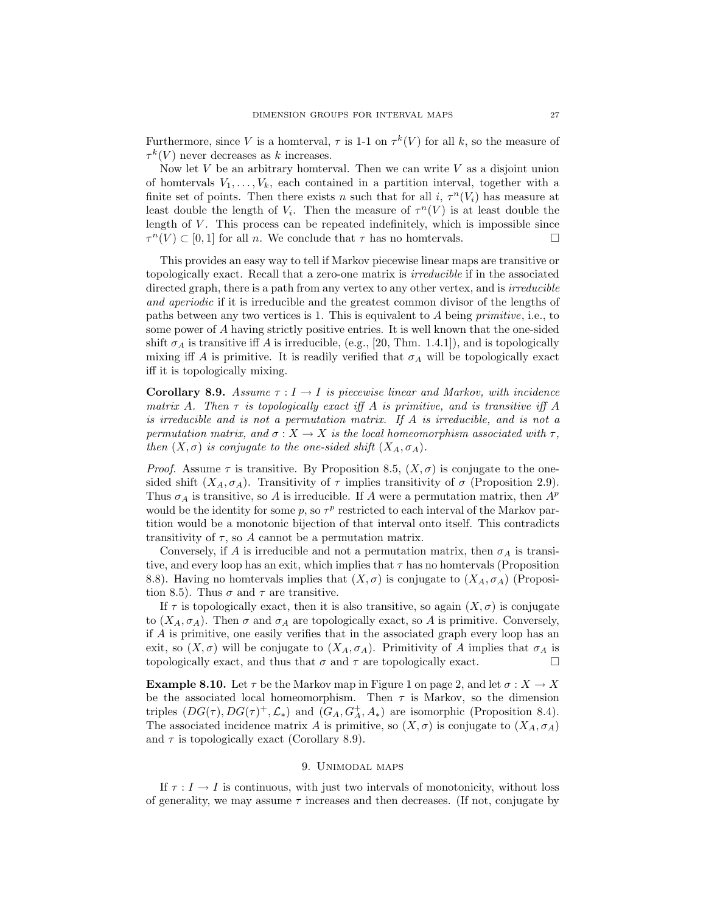Furthermore, since $V$ is a homterval, $\tau$ is 1-1 on $\tau^k(V)$ for all $k$, so the measure of $\tau^k(V)$ never decreases as $k$ increases.

Now let $V$ be an arbitrary homterval. Then we can write $V$ as a disjoint union of homtervals $V_1, \ldots, V_k$, each contained in a partition interval, together with a finite set of points. Then there exists $n$ such that for all $i$, $\tau^n(V_i)$ has measure at least double the length of $V_i$. Then the measure of $\tau^n(V)$ is at least double the length of $V$. This process can be repeated indefinitely, which is impossible since $\tau^n(V) \subset [0,1]$ for all $n$. We conclude that $\tau$ has no homtervals. □

This provides an easy way to tell if Markov piecewise linear maps are transitive or topologically exact. Recall that a zero-one matrix is *irreducible* if in the associated directed graph, there is a path from any vertex to any other vertex, and is *irreducible and aperiodic* if it is irreducible and the greatest common divisor of the lengths of paths between any two vertices is 1. This is equivalent to $A$ being *primitive*, i.e., to some power of $A$ having strictly positive entries. It is well known that the one-sided shift $\sigma_A$ is transitive iff $A$ is irreducible, (e.g., [20, Thm. 1.4.1]), and is topologically mixing iff $A$ is primitive. It is readily verified that $\sigma_A$ will be topologically exact iff it is topologically mixing.

**Corollary 8.9.** *Assume $\tau : I \to I$ is piecewise linear and Markov, with incidence matrix $A$. Then $\tau$ is topologically exact iff $A$ is primitive, and is transitive iff $A$ is irreducible and is not a permutation matrix. If $A$ is irreducible, and is not a permutation matrix, and $\sigma : X \to X$ is the local homeomorphism associated with $\tau$, then $(X, \sigma)$ is conjugate to the one-sided shift $(X_A, \sigma_A)$.*

*Proof.* Assume $\tau$ is transitive. By Proposition 8.5, $(X, \sigma)$ is conjugate to the one-sided shift $(X_A, \sigma_A)$. Transitivity of $\tau$ implies transitivity of $\sigma$ (Proposition 2.9). Thus $\sigma_A$ is transitive, so $A$ is irreducible. If $A$ were a permutation matrix, then $A^p$ would be the identity for some $p$, so $\tau^p$ restricted to each interval of the Markov partition would be a monotonic bijection of that interval onto itself. This contradicts transitivity of $\tau$, so $A$ cannot be a permutation matrix.

Conversely, if $A$ is irreducible and not a permutation matrix, then $\sigma_A$ is transitive, and every loop has an exit, which implies that $\tau$ has no homtervals (Proposition 8.8). Having no homtervals implies that $(X, \sigma)$ is conjugate to $(X_A, \sigma_A)$ (Proposition 8.5). Thus $\sigma$ and $\tau$ are transitive.

If $\tau$ is topologically exact, then it is also transitive, so again $(X, \sigma)$ is conjugate to $(X_A, \sigma_A)$. Then $\sigma$ and $\sigma_A$ are topologically exact, so $A$ is primitive. Conversely, if $A$ is primitive, one easily verifies that in the associated graph every loop has an exit, so $(X, \sigma)$ will be conjugate to $(X_A, \sigma_A)$. Primitivity of $A$ implies that $\sigma_A$ is topologically exact, and thus that $\sigma$ and $\tau$ are topologically exact. □

**Example 8.10.** Let $\tau$ be the Markov map in Figure 1 on page 2, and let $\sigma : X \to X$ be the associated local homeomorphism. Then $\tau$ is Markov, so the dimension triples $(DG(\tau), DG(\tau)^+, \mathcal{L}_*)$ and $(G_A, G_A^+, A_*)$ are isomorphic (Proposition 8.4). The associated incidence matrix $A$ is primitive, so $(X, \sigma)$ is conjugate to $(X_A, \sigma_A)$ and $\tau$ is topologically exact (Corollary 8.9).

## 9. Unimodal maps

If $\tau : I \to I$ is continuous, with just two intervals of monotonicity, without loss of generality, we may assume $\tau$ increases and then decreases. (If not, conjugate by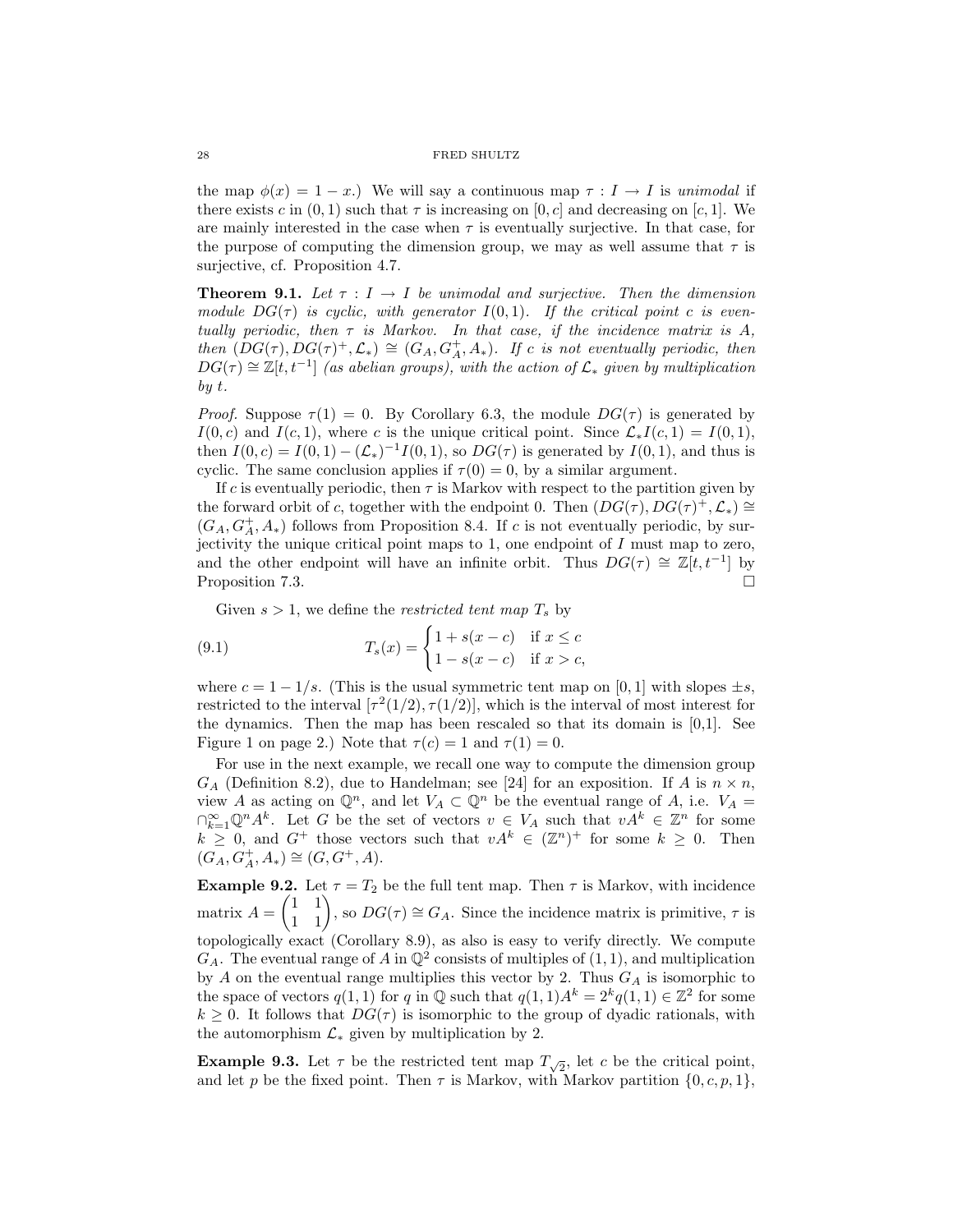the map $\phi(x) = 1 - x$.) We will say a continuous map $\tau : I \to I$ is *unimodal* if there exists $c$ in $(0, 1)$ such that $\tau$ is increasing on $[0, c]$ and decreasing on $[c, 1]$. We are mainly interested in the case when $\tau$ is eventually surjective. In that case, for the purpose of computing the dimension group, we may as well assume that $\tau$ is surjective, cf. Proposition 4.7.

**Theorem 9.1.** *Let $\tau : I \to I$ be unimodal and surjective. Then the dimension module $DG(\tau)$ is cyclic, with generator $I(0, 1)$. If the critical point $c$ is eventually periodic, then $\tau$ is Markov. In that case, if the incidence matrix is $A$, then $(DG(\tau), DG(\tau)^+, \mathcal{L}_*) \cong (G_A, G_A^+, A_*)$. If $c$ is not eventually periodic, then $DG(\tau) \cong \mathbb{Z}[t, t^{-1}]$ (as abelian groups), with the action of $\mathcal{L}_*$ given by multiplication by $t$.*

*Proof.* Suppose $\tau(1) = 0$. By Corollary 6.3, the module $DG(\tau)$ is generated by $I(0, c)$ and $I(c, 1)$, where $c$ is the unique critical point. Since $\mathcal{L}_* I(c, 1) = I(0, 1)$, then $I(0, c) = I(0, 1) - (\mathcal{L}_*)^{-1} I(0, 1)$, so $DG(\tau)$ is generated by $I(0, 1)$, and thus is cyclic. The same conclusion applies if $\tau(0) = 0$, by a similar argument.

If $c$ is eventually periodic, then $\tau$ is Markov with respect to the partition given by the forward orbit of $c$, together with the endpoint 0. Then $(DG(\tau), DG(\tau)^+, \mathcal{L}_*) \cong (G_A, G_A^+, A_*)$ follows from Proposition 8.4. If $c$ is not eventually periodic, by surjectivity the unique critical point maps to 1, one endpoint of $I$ must map to zero, and the other endpoint will have an infinite orbit. Thus $DG(\tau) \cong \mathbb{Z}[t, t^{-1}]$ by Proposition 7.3. $\square$

Given $s > 1$, we define the *restricted tent map* $T_s$ by

$$T_s(x) = \begin{cases} 1 + s(x - c) & \text{if } x \le c \\ 1 - s(x - c) & \text{if } x > c, \end{cases} \tag{9.1}$$

where $c = 1 - 1/s$. (This is the usual symmetric tent map on $[0, 1]$ with slopes $\pm s$, restricted to the interval $[\tau^2(1/2), \tau(1/2)]$, which is the interval of most interest for the dynamics. Then the map has been rescaled so that its domain is [0,1]. See Figure 1 on page 2.) Note that $\tau(c) = 1$ and $\tau(1) = 0$.

For use in the next example, we recall one way to compute the dimension group $G_A$ (Definition 8.2), due to Handelman; see [24] for an exposition. If $A$ is $n \times n$, view $A$ as acting on $\mathbb{Q}^n$, and let $V_A \subset \mathbb{Q}^n$ be the eventual range of $A$, i.e. $V_A = \cap_{k=1}^{\infty} \mathbb{Q}^n A^k$. Let $G$ be the set of vectors $v \in V_A$ such that $vA^k \in \mathbb{Z}^n$ for some $k \ge 0$, and $G^+$ those vectors such that $vA^k \in (\mathbb{Z}^n)^+$ for some $k \ge 0$. Then $(G_A, G_A^+, A_*) \cong (G, G^+, A)$.

**Example 9.2.** Let $\tau = T_2$ be the full tent map. Then $\tau$ is Markov, with incidence matrix $A = \begin{pmatrix} 1 & 1 \\ 1 & 1 \end{pmatrix}$, so $DG(\tau) \cong G_A$. Since the incidence matrix is primitive, $\tau$ is topologically exact (Corollary 8.9), as also is easy to verify directly. We compute $G_A$. The eventual range of $A$ in $\mathbb{Q}^2$ consists of multiples of $(1, 1)$, and multiplication by $A$ on the eventual range multiplies this vector by 2. Thus $G_A$ is isomorphic to the space of vectors $q(1, 1)$ for $q$ in $\mathbb{Q}$ such that $q(1, 1)A^k = 2^k q(1, 1) \in \mathbb{Z}^2$ for some $k \ge 0$. It follows that $DG(\tau)$ is isomorphic to the group of dyadic rationals, with the automorphism $\mathcal{L}_*$ given by multiplication by 2.

**Example 9.3.** Let $\tau$ be the restricted tent map $T_{\sqrt{2}}$, let $c$ be the critical point, and let $p$ be the fixed point. Then $\tau$ is Markov, with Markov partition $\{0, c, p, 1\}$,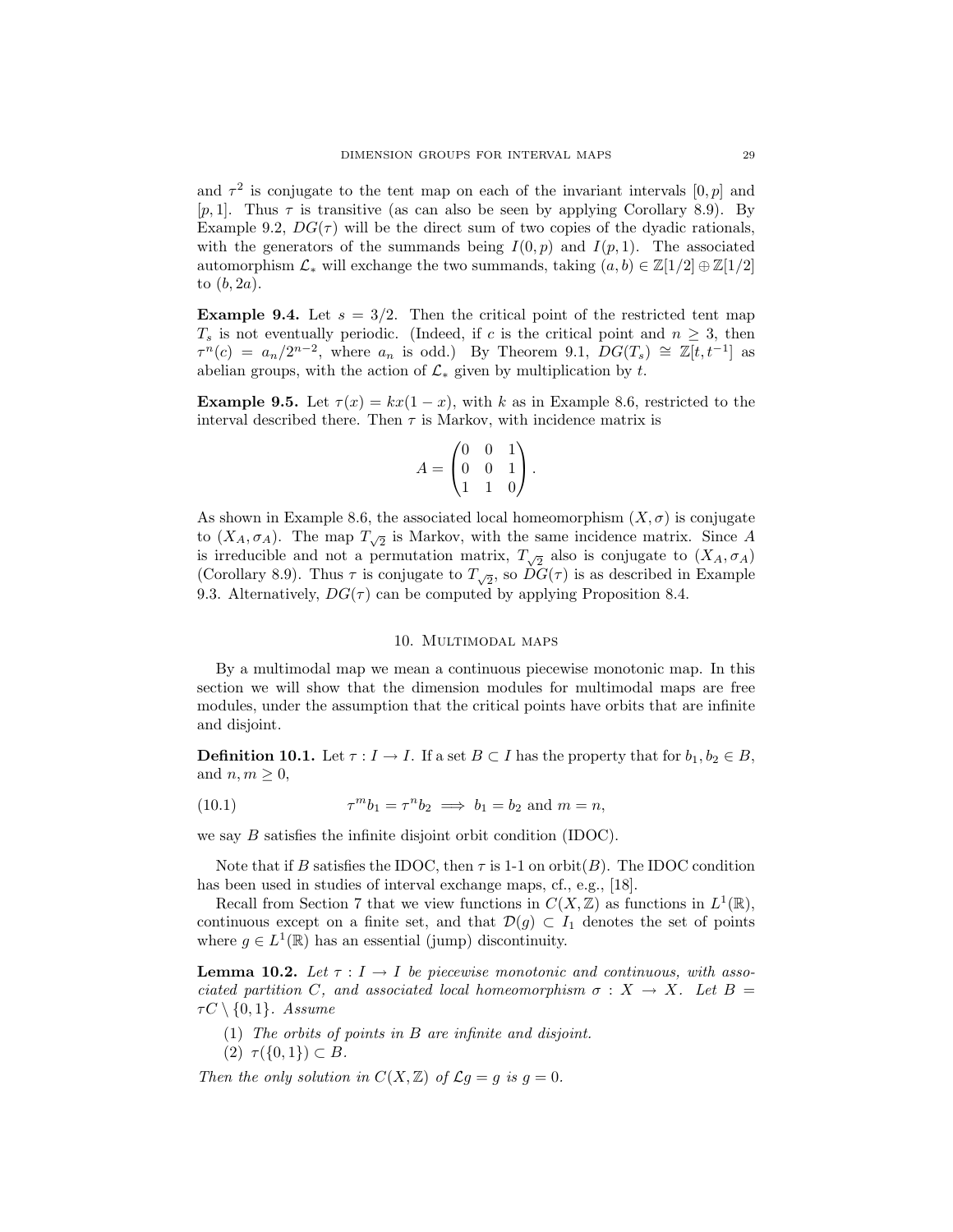and $\tau^2$ is conjugate to the tent map on each of the invariant intervals $[0, p]$ and $[p, 1]$. Thus $\tau$ is transitive (as can also be seen by applying Corollary 8.9). By Example 9.2, $DG(\tau)$ will be the direct sum of two copies of the dyadic rationals, with the generators of the summands being $I(0, p)$ and $I(p, 1)$. The associated automorphism $\mathcal{L}_*$ will exchange the two summands, taking $(a, b) \in \mathbb{Z}[1/2] \oplus \mathbb{Z}[1/2]$ to $(b, 2a)$.

**Example 9.4.** Let $s = 3/2$. Then the critical point of the restricted tent map $T_s$ is not eventually periodic. (Indeed, if $c$ is the critical point and $n \geq 3$, then $\tau^n(c) = a_n/2^{n-2}$, where $a_n$ is odd.) By Theorem 9.1, $DG(T_s) \cong \mathbb{Z}[t, t^{-1}]$ as abelian groups, with the action of $\mathcal{L}_*$ given by multiplication by $t$.

**Example 9.5.** Let $\tau(x) = kx(1 - x)$, with $k$ as in Example 8.6, restricted to the interval described there. Then $\tau$ is Markov, with incidence matrix is

$$A = \begin{pmatrix} 0 & 0 & 1 \\ 0 & 0 & 1 \\ 1 & 1 & 0 \end{pmatrix}.$$

As shown in Example 8.6, the associated local homeomorphism $(X, \sigma)$ is conjugate to $(X_A, \sigma_A)$. The map $T_{\sqrt{2}}$ is Markov, with the same incidence matrix. Since $A$ is irreducible and not a permutation matrix, $T_{\sqrt{2}}$ also is conjugate to $(X_A, \sigma_A)$ (Corollary 8.9). Thus $\tau$ is conjugate to $T_{\sqrt{2}}$, so $DG(\tau)$ is as described in Example 9.3. Alternatively, $DG(\tau)$ can be computed by applying Proposition 8.4.

## 10. Multimodal maps

By a multimodal map we mean a continuous piecewise monotonic map. In this section we will show that the dimension modules for multimodal maps are free modules, under the assumption that the critical points have orbits that are infinite and disjoint.

**Definition 10.1.** Let $\tau : I \to I$. If a set $B \subset I$ has the property that for $b_1, b_2 \in B$, and $n, m \geq 0$,

$$\tau^m b_1 = \tau^n b_2 \implies b_1 = b_2 \text{ and } m = n, \tag{10.1}$$

we say $B$ satisfies the infinite disjoint orbit condition (IDOC).

Note that if $B$ satisfies the IDOC, then $\tau$ is 1-1 on $\text{orbit}(B)$. The IDOC condition has been used in studies of interval exchange maps, cf., e.g., [18].

Recall from Section 7 that we view functions in $C(X, \mathbb{Z})$ as functions in $L^1(\mathbb{R})$, continuous except on a finite set, and that $\mathcal{D}(g) \subset I_1$ denotes the set of points where $g \in L^1(\mathbb{R})$ has an essential (jump) discontinuity.

**Lemma 10.2.** *Let $\tau : I \to I$ be piecewise monotonic and continuous, with associated partition $C$, and associated local homeomorphism $\sigma : X \to X$. Let $B = \tau C \setminus \{0, 1\}$. Assume*

1. *The orbits of points in $B$ are infinite and disjoint.*
2. *$\tau(\{0, 1\}) \subset B$.*

*Then the only solution in $C(X, \mathbb{Z})$ of $\mathcal{L}g = g$ is $g = 0$.*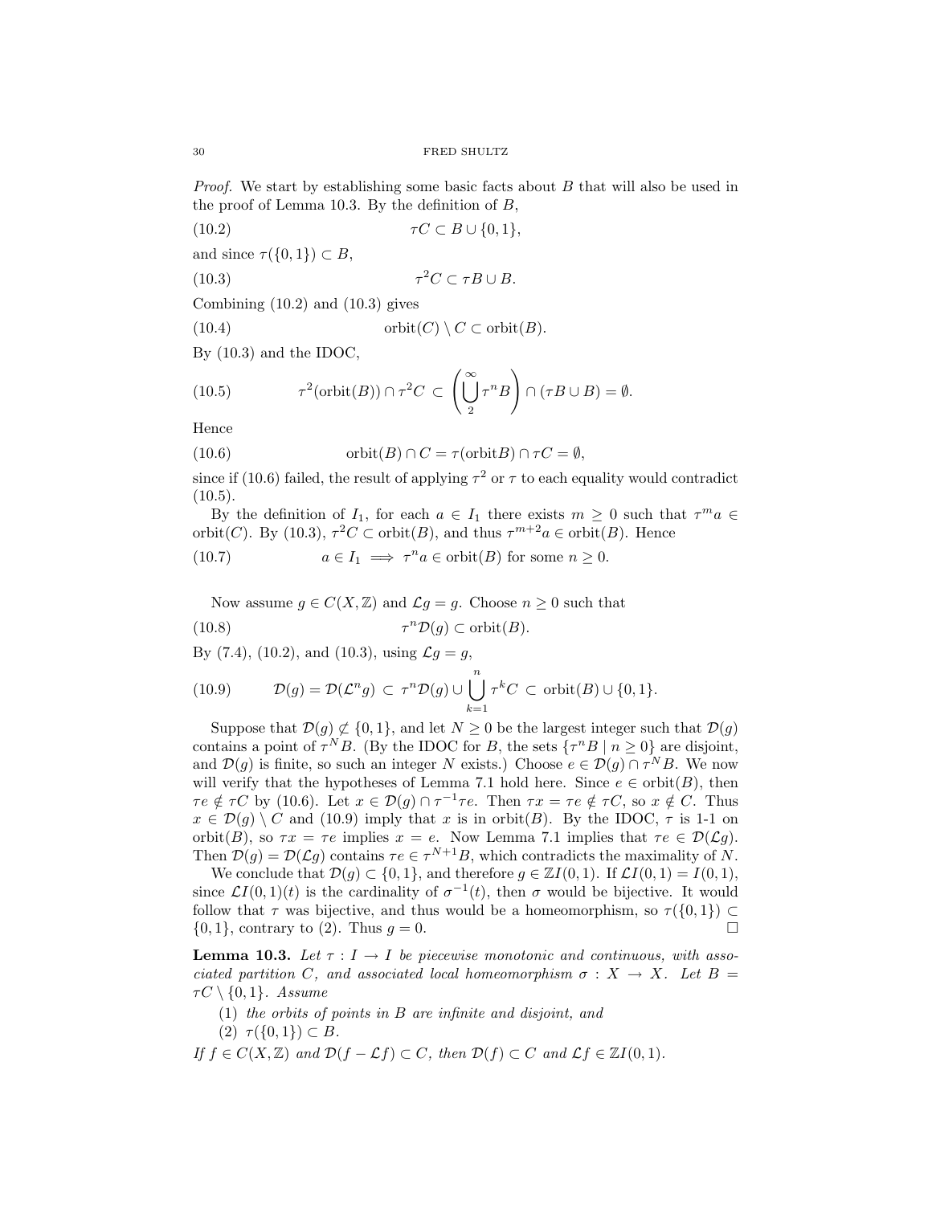*Proof.* We start by establishing some basic facts about $B$ that will also be used in the proof of Lemma 10.3. By the definition of $B$,

$$\tau C \subset B \cup \{0,1\}, \tag{10.2}$$

and since $\tau(\{0,1\}) \subset B$,

$$\tau^2 C \subset \tau B \cup B. \tag{10.3}$$

Combining (10.2) and (10.3) gives

$$\operatorname{orbit}(C) \setminus C \subset \operatorname{orbit}(B). \tag{10.4}$$

By (10.3) and the IDOC,

$$\tau^2(\operatorname{orbit}(B)) \cap \tau^2 C \subset \left( \bigcup_2^\infty \tau^n B \right) \cap (\tau B \cup B) = \emptyset. \tag{10.5}$$

Hence

$$\operatorname{orbit}(B) \cap C = \tau(\operatorname{orbit} B) \cap \tau C = \emptyset, \tag{10.6}$$

since if (10.6) failed, the result of applying $\tau^2$ or $\tau$ to each equality would contradict (10.5).

By the definition of $I_1$, for each $a \in I_1$ there exists $m \geq 0$ such that $\tau^m a \in \operatorname{orbit}(C)$. By (10.3), $\tau^2 C \subset \operatorname{orbit}(B)$, and thus $\tau^{m+2} a \in \operatorname{orbit}(B)$. Hence

$$a \in I_1 \implies \tau^n a \in \operatorname{orbit}(B) \text{ for some } n \geq 0. \tag{10.7}$$

Now assume $g \in C(X,\mathbb{Z})$ and $\mathcal{L}g = g$. Choose $n \geq 0$ such that

$$\tau^n \mathcal{D}(g) \subset \operatorname{orbit}(B). \tag{10.8}$$

By (7.4), (10.2), and (10.3), using $\mathcal{L}g = g$,

$$\mathcal{D}(g) = \mathcal{D}(\mathcal{L}^n g) \subset \tau^n \mathcal{D}(g) \cup \bigcup_{k=1}^n \tau^k C \subset \operatorname{orbit}(B) \cup \{0,1\}. \tag{10.9}$$

Suppose that $\mathcal{D}(g) \not\subset \{0,1\}$, and let $N \geq 0$ be the largest integer such that $\mathcal{D}(g)$ contains a point of $\tau^N B$. (By the IDOC for $B$, the sets $\{\tau^n B \mid n \geq 0\}$ are disjoint, and $\mathcal{D}(g)$ is finite, so such an integer $N$ exists.) Choose $e \in \mathcal{D}(g) \cap \tau^N B$. We now will verify that the hypotheses of Lemma 7.1 hold here. Since $e \in \operatorname{orbit}(B)$, then $\tau e \notin \tau C$ by (10.6). Let $x \in \mathcal{D}(g) \cap \tau^{-1}\tau e$. Then $\tau x = \tau e \notin \tau C$, so $x \notin C$. Thus $x \in \mathcal{D}(g) \setminus C$ and (10.9) imply that $x$ is in $\operatorname{orbit}(B)$. By the IDOC, $\tau$ is 1-1 on $\operatorname{orbit}(B)$, so $\tau x = \tau e$ implies $x = e$. Now Lemma 7.1 implies that $\tau e \in \mathcal{D}(\mathcal{L}g)$. Then $\mathcal{D}(g) = \mathcal{D}(\mathcal{L}g)$ contains $\tau e \in \tau^{N+1} B$, which contradicts the maximality of $N$.

We conclude that $\mathcal{D}(g) \subset \{0,1\}$, and therefore $g \in \mathbb{Z}I(0,1)$. If $\mathcal{L}I(0,1) = I(0,1)$, since $\mathcal{L}I(0,1)(t)$ is the cardinality of $\sigma^{-1}(t)$, then $\sigma$ would be bijective. It would follow that $\tau$ was bijective, and thus would be a homeomorphism, so $\tau(\{0,1\}) \subset \{0,1\}$, contrary to (2). Thus $g = 0$. □

**Lemma 10.3.** *Let $\tau : I \to I$ be piecewise monotonic and continuous, with associated partition $C$, and associated local homeomorphism $\sigma : X \to X$. Let $B = \tau C \setminus \{0,1\}$. Assume*

1. *the orbits of points in $B$ are infinite and disjoint, and*
2. *$\tau(\{0,1\}) \subset B$.*

*If $f \in C(X,\mathbb{Z})$ and $\mathcal{D}(f - \mathcal{L}f) \subset C$, then $\mathcal{D}(f) \subset C$ and $\mathcal{L}f \in \mathbb{Z}I(0,1)$.*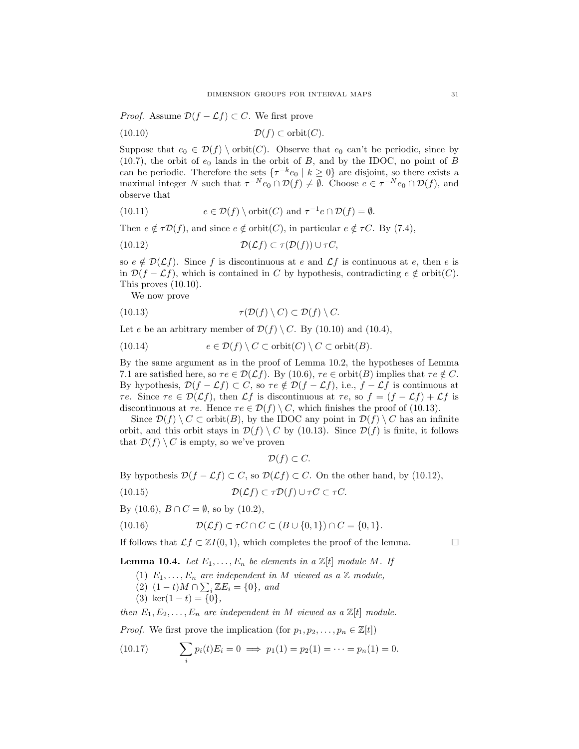*Proof.* Assume $\mathcal{D}(f - \mathcal{L}f) \subset C$. We first prove

$$\mathcal{D}(f) \subset \text{orbit}(C). \tag{10.10}$$

Suppose that $e_0 \in \mathcal{D}(f) \setminus \text{orbit}(C)$. Observe that $e_0$ can't be periodic, since by (10.7), the orbit of $e_0$ lands in the orbit of $B$, and by the IDOC, no point of $B$ can be periodic. Therefore the sets $\{\tau^{-k}e_0 \mid k \geq 0\}$ are disjoint, so there exists a maximal integer $N$ such that $\tau^{-N}e_0 \cap \mathcal{D}(f) \neq \emptyset$. Choose $e \in \tau^{-N}e_0 \cap \mathcal{D}(f)$, and observe that

$$e \in \mathcal{D}(f) \setminus \text{orbit}(C) \text{ and } \tau^{-1}e \cap \mathcal{D}(f) = \emptyset. \tag{10.11}$$

Then $e \notin \tau\mathcal{D}(f)$, and since $e \notin \text{orbit}(C)$, in particular $e \notin \tau C$. By (7.4),

$$\mathcal{D}(\mathcal{L}f) \subset \tau(\mathcal{D}(f)) \cup \tau C, \tag{10.12}$$

so $e \notin \mathcal{D}(\mathcal{L}f)$. Since $f$ is discontinuous at $e$ and $\mathcal{L}f$ is continuous at $e$, then $e$ is in $\mathcal{D}(f - \mathcal{L}f)$, which is contained in $C$ by hypothesis, contradicting $e \notin \text{orbit}(C)$. This proves (10.10).

We now prove

$$\tau(\mathcal{D}(f) \setminus C) \subset \mathcal{D}(f) \setminus C. \tag{10.13}$$

Let $e$ be an arbitrary member of $\mathcal{D}(f) \setminus C$. By (10.10) and (10.4),

$$e \in \mathcal{D}(f) \setminus C \subset \text{orbit}(C) \setminus C \subset \text{orbit}(B). \tag{10.14}$$

By the same argument as in the proof of Lemma 10.2, the hypotheses of Lemma 7.1 are satisfied here, so $\tau e \in \mathcal{D}(\mathcal{L}f)$. By (10.6), $\tau e \in \text{orbit}(B)$ implies that $\tau e \notin C$. By hypothesis, $\mathcal{D}(f - \mathcal{L}f) \subset C$, so $\tau e \notin \mathcal{D}(f - \mathcal{L}f)$, i.e., $f - \mathcal{L}f$ is continuous at $\tau e$. Since $\tau e \in \mathcal{D}(\mathcal{L}f)$, then $\mathcal{L}f$ is discontinuous at $\tau e$, so $f = (f - \mathcal{L}f) + \mathcal{L}f$ is discontinuous at $\tau e$. Hence $\tau e \in \mathcal{D}(f) \setminus C$, which finishes the proof of (10.13).

Since $\mathcal{D}(f) \setminus C \subset \text{orbit}(B)$, by the IDOC any point in $\mathcal{D}(f) \setminus C$ has an infinite orbit, and this orbit stays in $\mathcal{D}(f) \setminus C$ by (10.13). Since $\mathcal{D}(f)$ is finite, it follows that $\mathcal{D}(f) \setminus C$ is empty, so we've proven

$$\mathcal{D}(f) \subset C.$$

By hypothesis $\mathcal{D}(f - \mathcal{L}f) \subset C$, so $\mathcal{D}(\mathcal{L}f) \subset C$. On the other hand, by (10.12),

$$\mathcal{D}(\mathcal{L}f) \subset \tau\mathcal{D}(f) \cup \tau C \subset \tau C. \tag{10.15}$$

By (10.6), $B \cap C = \emptyset$, so by (10.2),

$$\mathcal{D}(\mathcal{L}f) \subset \tau C \cap C \subset (B \cup \{0, 1\}) \cap C = \{0, 1\}. \tag{10.16}$$

If follows that $\mathcal{L}f \subset \mathbb{Z}I(0, 1)$, which completes the proof of the lemma. $\square$

**Lemma 10.4.** *Let $E_1, \ldots, E_n$ be elements in a $\mathbb{Z}[t]$ module $M$. If*

1. *$E_1, \ldots, E_n$ are independent in $M$ viewed as a $\mathbb{Z}$ module,*
2. *$(1 - t)M \cap \sum_i \mathbb{Z}E_i = \{0\}$, and*
3. *$\ker(1 - t) = \{0\}$,*

*then $E_1, E_2, \ldots, E_n$ are independent in $M$ viewed as a $\mathbb{Z}[t]$ module.*

*Proof.* We first prove the implication (for $p_1, p_2, \ldots, p_n \in \mathbb{Z}[t]$)

$$\sum_i p_i(t)E_i = 0 \implies p_1(1) = p_2(1) = \cdots = p_n(1) = 0. \tag{10.17}$$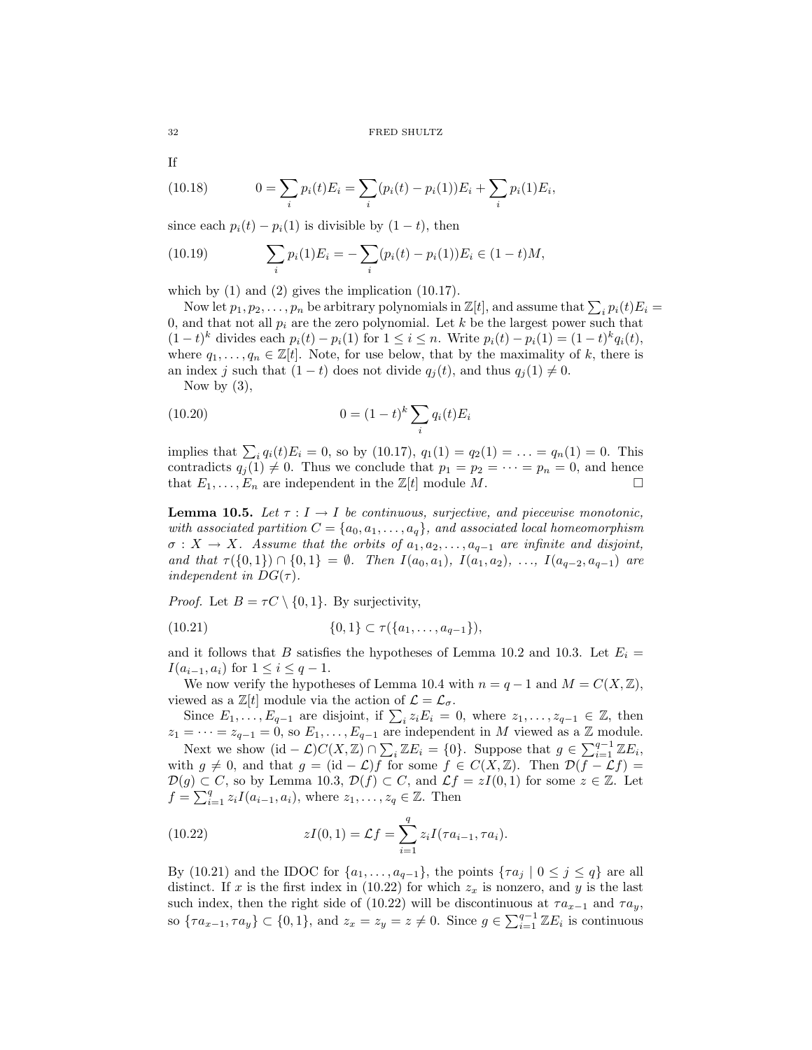If

$$0 = \sum_i p_i(t)E_i = \sum_i (p_i(t) - p_i(1))E_i + \sum_i p_i(1)E_i, \tag{10.18}$$

since each $p_i(t) - p_i(1)$ is divisible by $(1-t)$, then

$$\sum_i p_i(1)E_i = -\sum_i (p_i(t) - p_i(1))E_i \in (1-t)M, \tag{10.19}$$

which by (1) and (2) gives the implication (10.17).

Now let $p_1, p_2, \ldots, p_n$ be arbitrary polynomials in $\mathbb{Z}[t]$, and assume that $\sum_i p_i(t)E_i = 0$, and that not all $p_i$ are the zero polynomial. Let $k$ be the largest power such that $(1-t)^k$ divides each $p_i(t) - p_i(1)$ for $1 \le i \le n$. Write $p_i(t) - p_i(1) = (1-t)^k q_i(t)$, where $q_1, \ldots, q_n \in \mathbb{Z}[t]$. Note, for use below, that by the maximality of $k$, there is an index $j$ such that $(1-t)$ does not divide $q_j(t)$, and thus $q_j(1) \ne 0$.

Now by (3),

$$0 = (1-t)^k \sum_i q_i(t)E_i \tag{10.20}$$

implies that $\sum_i q_i(t)E_i = 0$, so by (10.17), $q_1(1) = q_2(1) = \ldots = q_n(1) = 0$. This contradicts $q_j(1) \ne 0$. Thus we conclude that $p_1 = p_2 = \cdots = p_n = 0$, and hence that $E_1, \ldots, E_n$ are independent in the $\mathbb{Z}[t]$ module $M$. □

**Lemma 10.5.** *Let $\tau : I \to I$ be continuous, surjective, and piecewise monotonic, with associated partition $C = \{a_0, a_1, \ldots, a_q\}$, and associated local homeomorphism $\sigma : X \to X$. Assume that the orbits of $a_1, a_2, \ldots, a_{q-1}$ are infinite and disjoint, and that $\tau(\{0,1\}) \cap \{0,1\} = \emptyset$. Then $I(a_0, a_1)$, $I(a_1, a_2)$, $\ldots$, $I(a_{q-2}, a_{q-1})$ are independent in $DG(\tau)$.*

*Proof.* Let $B = \tau C \setminus \{0,1\}$. By surjectivity,

$$\{0,1\} \subset \tau(\{a_1, \ldots, a_{q-1}\}), \tag{10.21}$$

and it follows that $B$ satisfies the hypotheses of Lemma 10.2 and 10.3. Let $E_i = I(a_{i-1}, a_i)$ for $1 \le i \le q-1$.

We now verify the hypotheses of Lemma 10.4 with $n = q-1$ and $M = C(X, \mathbb{Z})$, viewed as a $\mathbb{Z}[t]$ module via the action of $\mathcal{L} = \mathcal{L}_\sigma$.

Since $E_1, \ldots, E_{q-1}$ are disjoint, if $\sum_i z_i E_i = 0$, where $z_1, \ldots, z_{q-1} \in \mathbb{Z}$, then $z_1 = \cdots = z_{q-1} = 0$, so $E_1, \ldots, E_{q-1}$ are independent in $M$ viewed as a $\mathbb{Z}$ module.

Next we show $(\mathrm{id} - \mathcal{L})C(X, \mathbb{Z}) \cap \sum_i \mathbb{Z}E_i = \{0\}$. Suppose that $g \in \sum_{i=1}^{q-1} \mathbb{Z}E_i$, with $g \ne 0$, and that $g = (\mathrm{id} - \mathcal{L})f$ for some $f \in C(X, \mathbb{Z})$. Then $\mathcal{D}(f - \mathcal{L}f) = \mathcal{D}(g) \subset C$, so by Lemma 10.3, $\mathcal{D}(f) \subset C$, and $\mathcal{L}f = zI(0,1)$ for some $z \in \mathbb{Z}$. Let $f = \sum_{i=1}^q z_i I(a_{i-1}, a_i)$, where $z_1, \ldots, z_q \in \mathbb{Z}$. Then

$$zI(0,1) = \mathcal{L}f = \sum_{i=1}^q z_i I(\tau a_{i-1}, \tau a_i). \tag{10.22}$$

By (10.21) and the IDOC for $\{a_1, \ldots, a_{q-1}\}$, the points $\{\tau a_j \mid 0 \le j \le q\}$ are all distinct. If $x$ is the first index in (10.22) for which $z_x$ is nonzero, and $y$ is the last such index, then the right side of (10.22) will be discontinuous at $\tau a_{x-1}$ and $\tau a_y$, so $\{\tau a_{x-1}, \tau a_y\} \subset \{0,1\}$, and $z_x = z_y = z \ne 0$. Since $g \in \sum_{i=1}^{q-1} \mathbb{Z}E_i$ is continuous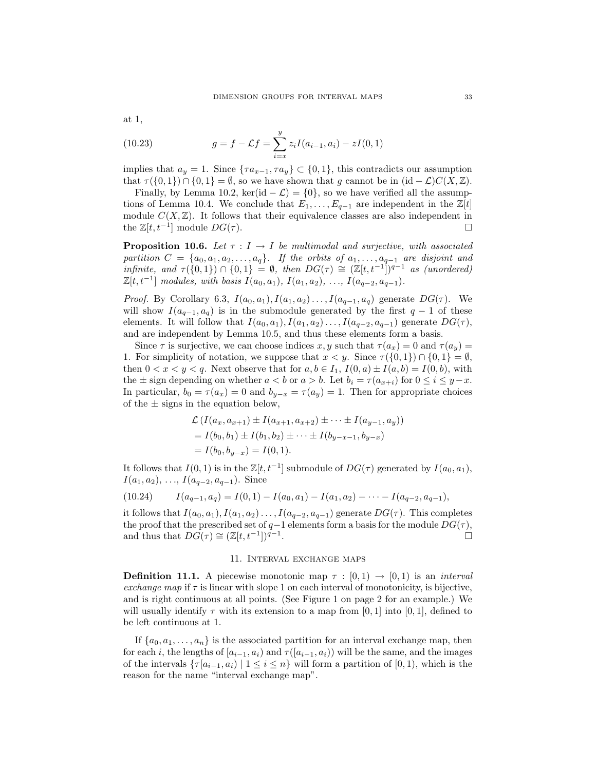at 1,

$$g = f - \mathcal{L}f = \sum_{i=x}^{y} z_i I(a_{i-1}, a_i) - zI(0,1) \tag{10.23}$$

implies that $a_y = 1$. Since $\{\tau a_{x-1}, \tau a_y\} \subset \{0,1\}$, this contradicts our assumption that $\tau(\{0,1\}) \cap \{0,1\} = \emptyset$, so we have shown that $g$ cannot be in $(\mathrm{id} - \mathcal{L})C(X,\mathbb{Z})$.

Finally, by Lemma 10.2, $\ker(\mathrm{id} - \mathcal{L}) = \{0\}$, so we have verified all the assumptions of Lemma 10.4. We conclude that $E_1, \ldots, E_{q-1}$ are independent in the $\mathbb{Z}[t]$ module $C(X,\mathbb{Z})$. It follows that their equivalence classes are also independent in the $\mathbb{Z}[t,t^{-1}]$ module $DG(\tau)$. □

**Proposition 10.6.** *Let $\tau : I \to I$ be multimodal and surjective, with associated partition $C = \{a_0, a_1, a_2, \ldots, a_q\}$. If the orbits of $a_1, \ldots, a_{q-1}$ are disjoint and infinite, and $\tau(\{0,1\}) \cap \{0,1\} = \emptyset$, then $DG(\tau) \cong (\mathbb{Z}[t,t^{-1}])^{q-1}$ as (unordered) $\mathbb{Z}[t,t^{-1}]$ modules, with basis $I(a_0,a_1)$, $I(a_1,a_2)$, $\ldots$, $I(a_{q-2},a_{q-1})$.*

*Proof.* By Corollary 6.3, $I(a_0,a_1), I(a_1,a_2)\ldots, I(a_{q-1},a_q)$ generate $DG(\tau)$. We will show $I(a_{q-1},a_q)$ is in the submodule generated by the first $q-1$ of these elements. It will follow that $I(a_0,a_1), I(a_1,a_2)\ldots, I(a_{q-2},a_{q-1})$ generate $DG(\tau)$, and are independent by Lemma 10.5, and thus these elements form a basis.

Since $\tau$ is surjective, we can choose indices $x, y$ such that $\tau(a_x) = 0$ and $\tau(a_y) = 1$. For simplicity of notation, we suppose that $x < y$. Since $\tau(\{0,1\}) \cap \{0,1\} = \emptyset$, then $0 < x < y < q$. Next observe that for $a, b \in I_1$, $I(0,a) \pm I(a,b) = I(0,b)$, with the $\pm$ sign depending on whether $a < b$ or $a > b$. Let $b_i = \tau(a_{x+i})$ for $0 \le i \le y - x$. In particular, $b_0 = \tau(a_x) = 0$ and $b_{y-x} = \tau(a_y) = 1$. Then for appropriate choices of the $\pm$ signs in the equation below,

$$\begin{aligned}
&\mathcal{L}\left(I(a_x,a_{x+1}) \pm I(a_{x+1},a_{x+2}) \pm \cdots \pm I(a_{y-1},a_y)\right)\\
&= I(b_0,b_1) \pm I(b_1,b_2) \pm \cdots \pm I(b_{y-x-1},b_{y-x})\\
&= I(b_0,b_{y-x}) = I(0,1).
\end{aligned}$$

It follows that $I(0,1)$ is in the $\mathbb{Z}[t,t^{-1}]$ submodule of $DG(\tau)$ generated by $I(a_0,a_1)$, $I(a_1,a_2)$, $\ldots$, $I(a_{q-2},a_{q-1})$. Since

$$I(a_{q-1},a_q) = I(0,1) - I(a_0,a_1) - I(a_1,a_2) - \cdots - I(a_{q-2},a_{q-1}), \tag{10.24}$$

it follows that $I(a_0,a_1), I(a_1,a_2)\ldots, I(a_{q-2},a_{q-1})$ generate $DG(\tau)$. This completes the proof that the prescribed set of $q-1$ elements form a basis for the module $DG(\tau)$, and thus that $DG(\tau) \cong (\mathbb{Z}[t,t^{-1}])^{q-1}$. □

## 11. Interval exchange maps

**Definition 11.1.** A piecewise monotonic map $\tau : [0,1) \to [0,1)$ is an *interval exchange map* if $\tau$ is linear with slope 1 on each interval of monotonicity, is bijective, and is right continuous at all points. (See Figure 1 on page 2 for an example.) We will usually identify $\tau$ with its extension to a map from $[0,1]$ into $[0,1]$, defined to be left continuous at 1.

If $\{a_0, a_1, \ldots, a_n\}$ is the associated partition for an interval exchange map, then for each $i$, the lengths of $[a_{i-1}, a_i)$ and $\tau([a_{i-1}, a_i))$ will be the same, and the images of the intervals $\{\tau[a_{i-1}, a_i) \mid 1 \le i \le n\}$ will form a partition of $[0,1)$, which is the reason for the name "interval exchange map".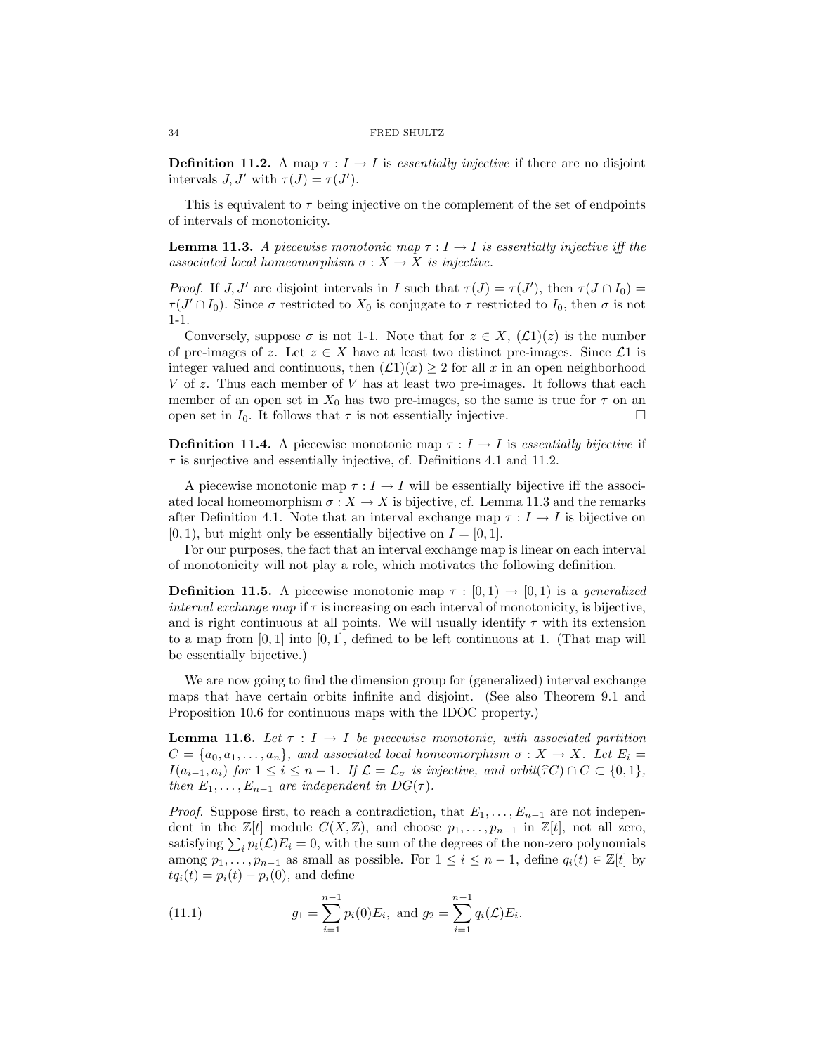**Definition 11.2.** A map $\tau : I \to I$ is *essentially injective* if there are no disjoint intervals $J, J'$ with $\tau(J) = \tau(J')$.

This is equivalent to $\tau$ being injective on the complement of the set of endpoints of intervals of monotonicity.

**Lemma 11.3.** *A piecewise monotonic map $\tau : I \to I$ is essentially injective iff the associated local homeomorphism $\sigma : X \to X$ is injective.*

*Proof.* If $J, J'$ are disjoint intervals in $I$ such that $\tau(J) = \tau(J')$, then $\tau(J \cap I_0) = \tau(J' \cap I_0)$. Since $\sigma$ restricted to $X_0$ is conjugate to $\tau$ restricted to $I_0$, then $\sigma$ is not 1-1.

Conversely, suppose $\sigma$ is not 1-1. Note that for $z \in X$, $(\mathcal{L}1)(z)$ is the number of pre-images of $z$. Let $z \in X$ have at least two distinct pre-images. Since $\mathcal{L}1$ is integer valued and continuous, then $(\mathcal{L}1)(x) \geq 2$ for all $x$ in an open neighborhood $V$ of $z$. Thus each member of $V$ has at least two pre-images. It follows that each member of an open set in $X_0$ has two pre-images, so the same is true for $\tau$ on an open set in $I_0$. It follows that $\tau$ is not essentially injective. $\square$

**Definition 11.4.** A piecewise monotonic map $\tau : I \to I$ is *essentially bijective* if $\tau$ is surjective and essentially injective, cf. Definitions 4.1 and 11.2.

A piecewise monotonic map $\tau : I \to I$ will be essentially bijective iff the associated local homeomorphism $\sigma : X \to X$ is bijective, cf. Lemma 11.3 and the remarks after Definition 4.1. Note that an interval exchange map $\tau : I \to I$ is bijective on $[0, 1)$, but might only be essentially bijective on $I = [0, 1]$.

For our purposes, the fact that an interval exchange map is linear on each interval of monotonicity will not play a role, which motivates the following definition.

**Definition 11.5.** A piecewise monotonic map $\tau : [0, 1) \to [0, 1)$ is a *generalized interval exchange map* if $\tau$ is increasing on each interval of monotonicity, is bijective, and is right continuous at all points. We will usually identify $\tau$ with its extension to a map from $[0, 1]$ into $[0, 1]$, defined to be left continuous at 1. (That map will be essentially bijective.)

We are now going to find the dimension group for (generalized) interval exchange maps that have certain orbits infinite and disjoint. (See also Theorem 9.1 and Proposition 10.6 for continuous maps with the IDOC property.)

**Lemma 11.6.** *Let $\tau : I \to I$ be piecewise monotonic, with associated partition $C = \{a_0, a_1, \ldots, a_n\}$, and associated local homeomorphism $\sigma : X \to X$. Let $E_i = I(a_{i-1}, a_i)$ for $1 \leq i \leq n-1$. If $\mathcal{L} = \mathcal{L}_\sigma$ is injective, and orbit$(\widehat{\tau}C) \cap C \subset \{0, 1\}$, then $E_1, \ldots, E_{n-1}$ are independent in $DG(\tau)$.*

*Proof.* Suppose first, to reach a contradiction, that $E_1, \ldots, E_{n-1}$ are not independent in the $\mathbb{Z}[t]$ module $C(X, \mathbb{Z})$, and choose $p_1, \ldots, p_{n-1}$ in $\mathbb{Z}[t]$, not all zero, satisfying $\sum_i p_i(\mathcal{L})E_i = 0$, with the sum of the degrees of the non-zero polynomials among $p_1, \ldots, p_{n-1}$ as small as possible. For $1 \leq i \leq n-1$, define $q_i(t) \in \mathbb{Z}[t]$ by $tq_i(t) = p_i(t) - p_i(0)$, and define

$$g_1 = \sum_{i=1}^{n-1} p_i(0)E_i, \text{ and } g_2 = \sum_{i=1}^{n-1} q_i(\mathcal{L})E_i. \tag{11.1}$$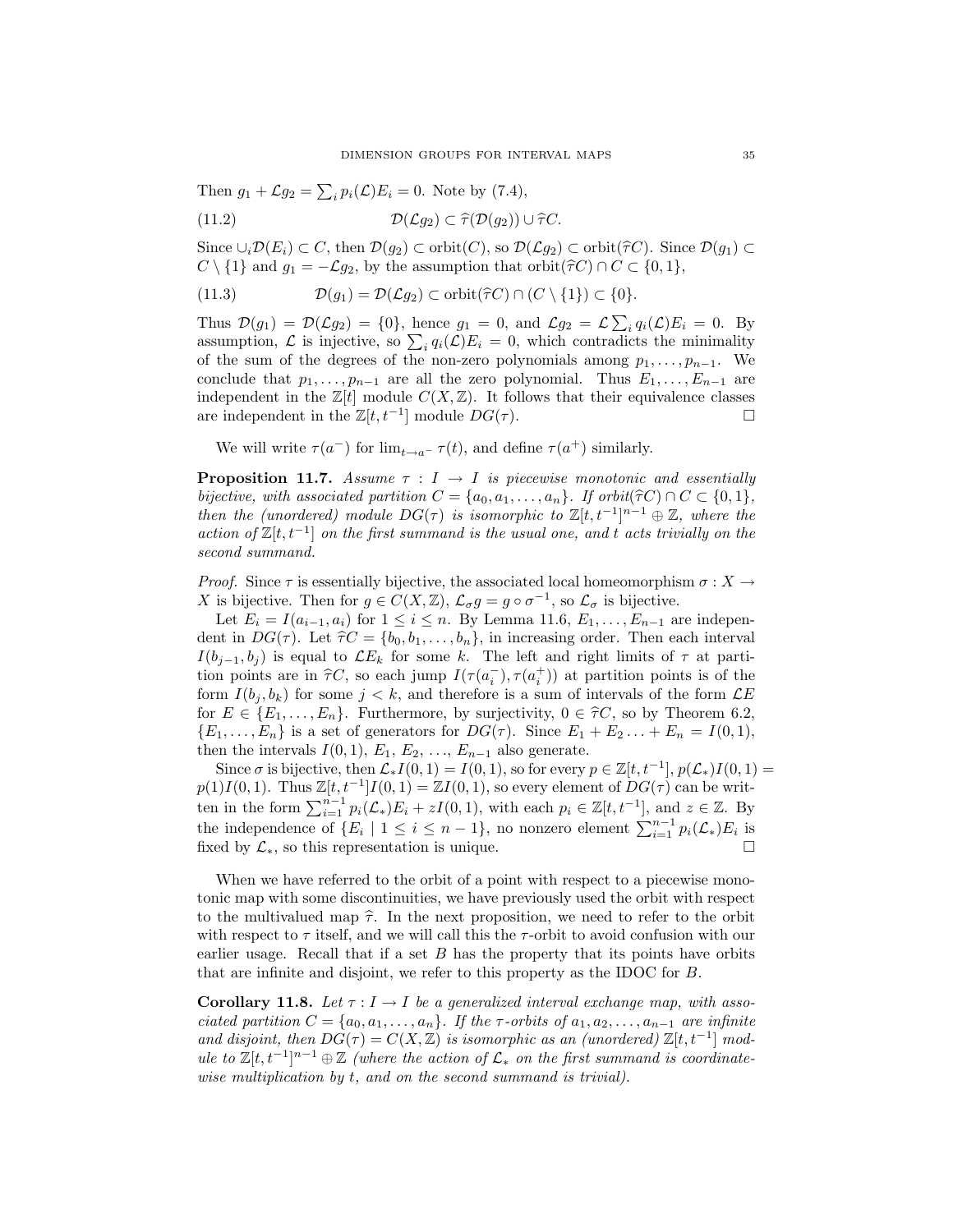Then $g_1 + \mathcal{L}g_2 = \sum_i p_i(\mathcal{L})E_i = 0$. Note by (7.4),

$$\mathcal{D}(\mathcal{L}g_2) \subset \widehat{\tau}(\mathcal{D}(g_2)) \cup \widehat{\tau}C. \tag{11.2}$$

Since $\cup_i \mathcal{D}(E_i) \subset C$, then $\mathcal{D}(g_2) \subset \text{orbit}(C)$, so $\mathcal{D}(\mathcal{L}g_2) \subset \text{orbit}(\widehat{\tau}C)$. Since $\mathcal{D}(g_1) \subset C \setminus \{1\}$ and $g_1 = -\mathcal{L}g_2$, by the assumption that $\text{orbit}(\widehat{\tau}C) \cap C \subset \{0, 1\}$,

$$\mathcal{D}(g_1) = \mathcal{D}(\mathcal{L}g_2) \subset \text{orbit}(\widehat{\tau}C) \cap (C \setminus \{1\}) \subset \{0\}. \tag{11.3}$$

Thus $\mathcal{D}(g_1) = \mathcal{D}(\mathcal{L}g_2) = \{0\}$, hence $g_1 = 0$, and $\mathcal{L}g_2 = \mathcal{L}\sum_i q_i(\mathcal{L})E_i = 0$. By assumption, $\mathcal{L}$ is injective, so $\sum_i q_i(\mathcal{L})E_i = 0$, which contradicts the minimality of the sum of the degrees of the non-zero polynomials among $p_1, \ldots, p_{n-1}$. We conclude that $p_1, \ldots, p_{n-1}$ are all the zero polynomial. Thus $E_1, \ldots, E_{n-1}$ are independent in the $\mathbb{Z}[t]$ module $C(X, \mathbb{Z})$. It follows that their equivalence classes are independent in the $\mathbb{Z}[t, t^{-1}]$ module $DG(\tau)$. $\square$

We will write $\tau(a^-)$ for $\lim_{t \to a^-} \tau(t)$, and define $\tau(a^+)$ similarly.

**Proposition 11.7.** *Assume $\tau : I \to I$ is piecewise monotonic and essentially bijective, with associated partition $C = \{a_0, a_1, \ldots, a_n\}$. If $orbit(\widehat{\tau}C) \cap C \subset \{0, 1\}$, then the (unordered) module $DG(\tau)$ is isomorphic to $\mathbb{Z}[t, t^{-1}]^{n-1} \oplus \mathbb{Z}$, where the action of $\mathbb{Z}[t, t^{-1}]$ on the first summand is the usual one, and $t$ acts trivially on the second summand.*

*Proof.* Since $\tau$ is essentially bijective, the associated local homeomorphism $\sigma : X \to X$ is bijective. Then for $g \in C(X, \mathbb{Z})$, $\mathcal{L}_\sigma g = g \circ \sigma^{-1}$, so $\mathcal{L}_\sigma$ is bijective.

Let $E_i = I(a_{i-1}, a_i)$ for $1 \le i \le n$. By Lemma 11.6, $E_1, \ldots, E_{n-1}$ are independent in $DG(\tau)$. Let $\widehat{\tau}C = \{b_0, b_1, \ldots, b_n\}$, in increasing order. Then each interval $I(b_{j-1}, b_j)$ is equal to $\mathcal{L}E_k$ for some $k$. The left and right limits of $\tau$ at partition points are in $\widehat{\tau}C$, so each jump $I(\tau(a_i^-), \tau(a_i^+))$ at partition points is of the form $I(b_j, b_k)$ for some $j < k$, and therefore is a sum of intervals of the form $\mathcal{L}E$ for $E \in \{E_1, \ldots, E_n\}$. Furthermore, by surjectivity, $0 \in \widehat{\tau}C$, so by Theorem 6.2, $\{E_1, \ldots, E_n\}$ is a set of generators for $DG(\tau)$. Since $E_1 + E_2 \ldots + E_n = I(0, 1)$, then the intervals $I(0, 1)$, $E_1$, $E_2$, ..., $E_{n-1}$ also generate.

Since $\sigma$ is bijective, then $\mathcal{L}_* I(0, 1) = I(0, 1)$, so for every $p \in \mathbb{Z}[t, t^{-1}]$, $p(\mathcal{L}_*)I(0, 1) = p(1)I(0, 1)$. Thus $\mathbb{Z}[t, t^{-1}]I(0, 1) = \mathbb{Z}I(0, 1)$, so every element of $DG(\tau)$ can be written in the form $\sum_{i=1}^{n-1} p_i(\mathcal{L}_*)E_i + zI(0, 1)$, with each $p_i \in \mathbb{Z}[t, t^{-1}]$, and $z \in \mathbb{Z}$. By the independence of $\{E_i \mid 1 \le i \le n - 1\}$, no nonzero element $\sum_{i=1}^{n-1} p_i(\mathcal{L}_*)E_i$ is fixed by $\mathcal{L}_*$, so this representation is unique. $\square$

When we have referred to the orbit of a point with respect to a piecewise monotonic map with some discontinuities, we have previously used the orbit with respect to the multivalued map $\widehat{\tau}$. In the next proposition, we need to refer to the orbit with respect to $\tau$ itself, and we will call this the $\tau$-orbit to avoid confusion with our earlier usage. Recall that if a set $B$ has the property that its points have orbits that are infinite and disjoint, we refer to this property as the IDOC for $B$.

**Corollary 11.8.** *Let $\tau : I \to I$ be a generalized interval exchange map, with associated partition $C = \{a_0, a_1, \ldots, a_n\}$. If the $\tau$-orbits of $a_1, a_2, \ldots, a_{n-1}$ are infinite and disjoint, then $DG(\tau) = C(X, \mathbb{Z})$ is isomorphic as an (unordered) $\mathbb{Z}[t, t^{-1}]$ module to $\mathbb{Z}[t, t^{-1}]^{n-1} \oplus \mathbb{Z}$ (where the action of $\mathcal{L}_*$ on the first summand is coordinatewise multiplication by $t$, and on the second summand is trivial).*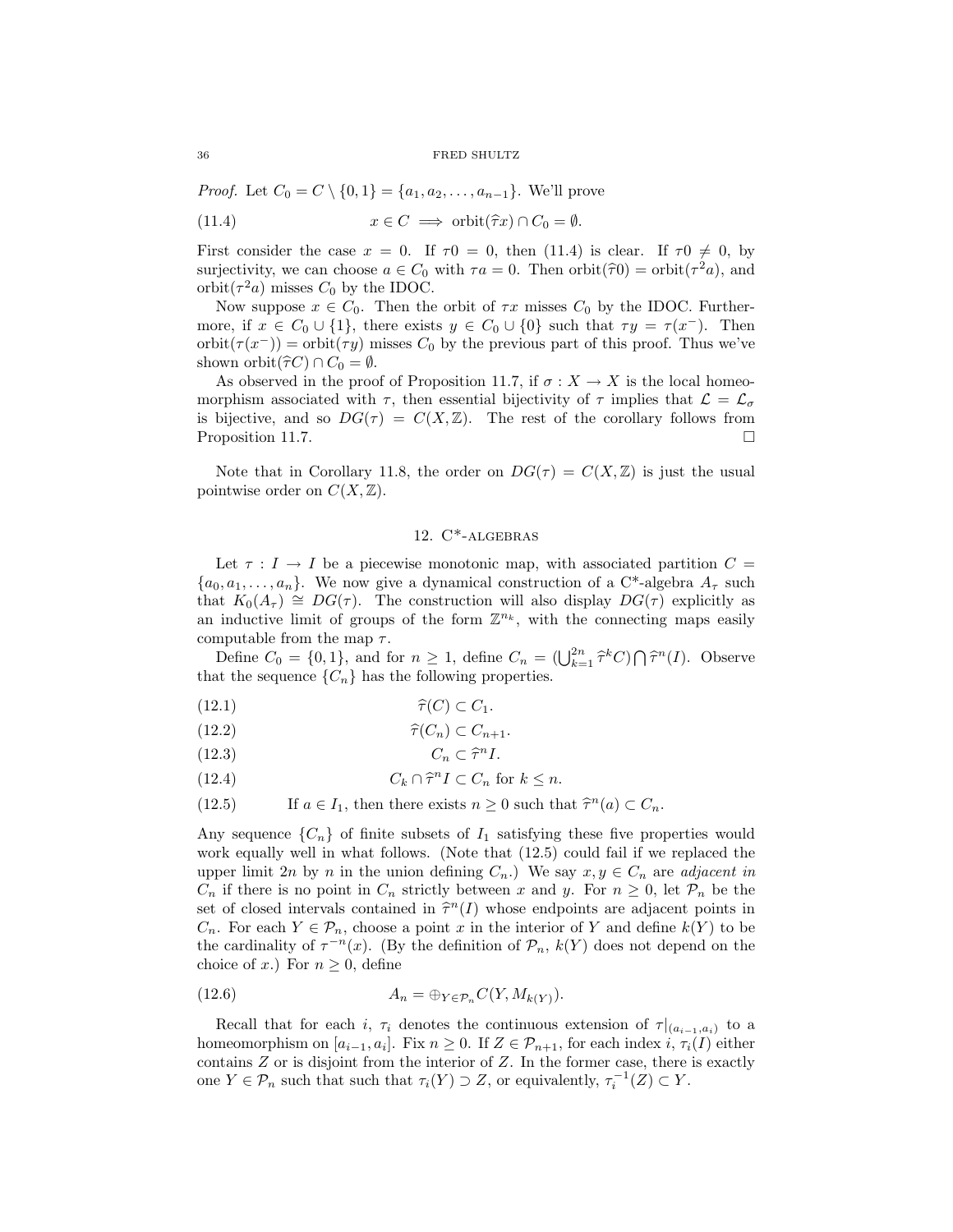*Proof.* Let $C_0 = C \setminus \{0, 1\} = \{a_1, a_2, \ldots, a_{n-1}\}$. We'll prove

$$x \in C \implies \text{orbit}(\widehat{\tau}x) \cap C_0 = \emptyset. \tag{11.4}$$

First consider the case $x = 0$. If $\tau 0 = 0$, then (11.4) is clear. If $\tau 0 \neq 0$, by surjectivity, we can choose $a \in C_0$ with $\tau a = 0$. Then $\text{orbit}(\widehat{\tau}0) = \text{orbit}(\tau^2 a)$, and $\text{orbit}(\tau^2 a)$ misses $C_0$ by the IDOC.

Now suppose $x \in C_0$. Then the orbit of $\tau x$ misses $C_0$ by the IDOC. Furthermore, if $x \in C_0 \cup \{1\}$, there exists $y \in C_0 \cup \{0\}$ such that $\tau y = \tau(x^-)$. Then $\text{orbit}(\tau(x^-)) = \text{orbit}(\tau y)$ misses $C_0$ by the previous part of this proof. Thus we've shown $\text{orbit}(\widehat{\tau}C) \cap C_0 = \emptyset$.

As observed in the proof of Proposition 11.7, if $\sigma : X \to X$ is the local homeomorphism associated with $\tau$, then essential bijectivity of $\tau$ implies that $\mathcal{L} = \mathcal{L}_\sigma$ is bijective, and so $DG(\tau) = C(X, \mathbb{Z})$. The rest of the corollary follows from Proposition 11.7. $\square$

Note that in Corollary 11.8, the order on $DG(\tau) = C(X, \mathbb{Z})$ is just the usual pointwise order on $C(X, \mathbb{Z})$.

## 12. C*-algebras

Let $\tau : I \to I$ be a piecewise monotonic map, with associated partition $C = \{a_0, a_1, \ldots, a_n\}$. We now give a dynamical construction of a C*-algebra $A_\tau$ such that $K_0(A_\tau) \cong DG(\tau)$. The construction will also display $DG(\tau)$ explicitly as an inductive limit of groups of the form $\mathbb{Z}^{n_k}$, with the connecting maps easily computable from the map $\tau$.

Define $C_0 = \{0, 1\}$, and for $n \geq 1$, define $C_n = (\bigcup_{k=1}^{2n} \widehat{\tau}^k C) \bigcap \widehat{\tau}^n(I)$. Observe that the sequence $\{C_n\}$ has the following properties.

$$\widehat{\tau}(C) \subset C_1. \tag{12.1}$$

$$\widehat{\tau}(C_n) \subset C_{n+1}. \tag{12.2}$$

$$C_n \subset \widehat{\tau}^n I. \tag{12.3}$$

$$C_k \cap \widehat{\tau}^n I \subset C_n \text{ for } k \leq n. \tag{12.4}$$

$$\text{If } a \in I_1, \text{ then there exists } n \geq 0 \text{ such that } \widehat{\tau}^n(a) \subset C_n. \tag{12.5}$$

Any sequence $\{C_n\}$ of finite subsets of $I_1$ satisfying these five properties would work equally well in what follows. (Note that (12.5) could fail if we replaced the upper limit $2n$ by $n$ in the union defining $C_n$.) We say $x, y \in C_n$ are *adjacent in* $C_n$ if there is no point in $C_n$ strictly between $x$ and $y$. For $n \geq 0$, let $\mathcal{P}_n$ be the set of closed intervals contained in $\widehat{\tau}^n(I)$ whose endpoints are adjacent points in $C_n$. For each $Y \in \mathcal{P}_n$, choose a point $x$ in the interior of $Y$ and define $k(Y)$ to be the cardinality of $\tau^{-n}(x)$. (By the definition of $\mathcal{P}_n$, $k(Y)$ does not depend on the choice of $x$.) For $n \geq 0$, define

$$A_n = \oplus_{Y \in \mathcal{P}_n} C(Y, M_{k(Y)}). \tag{12.6}$$

Recall that for each $i$, $\tau_i$ denotes the continuous extension of $\tau|_{(a_{i-1}, a_i)}$ to a homeomorphism on $[a_{i-1}, a_i]$. Fix $n \geq 0$. If $Z \in \mathcal{P}_{n+1}$, for each index $i$, $\tau_i(I)$ either contains $Z$ or is disjoint from the interior of $Z$. In the former case, there is exactly one $Y \in \mathcal{P}_n$ such that such that $\tau_i(Y) \supset Z$, or equivalently, $\tau_i^{-1}(Z) \subset Y$.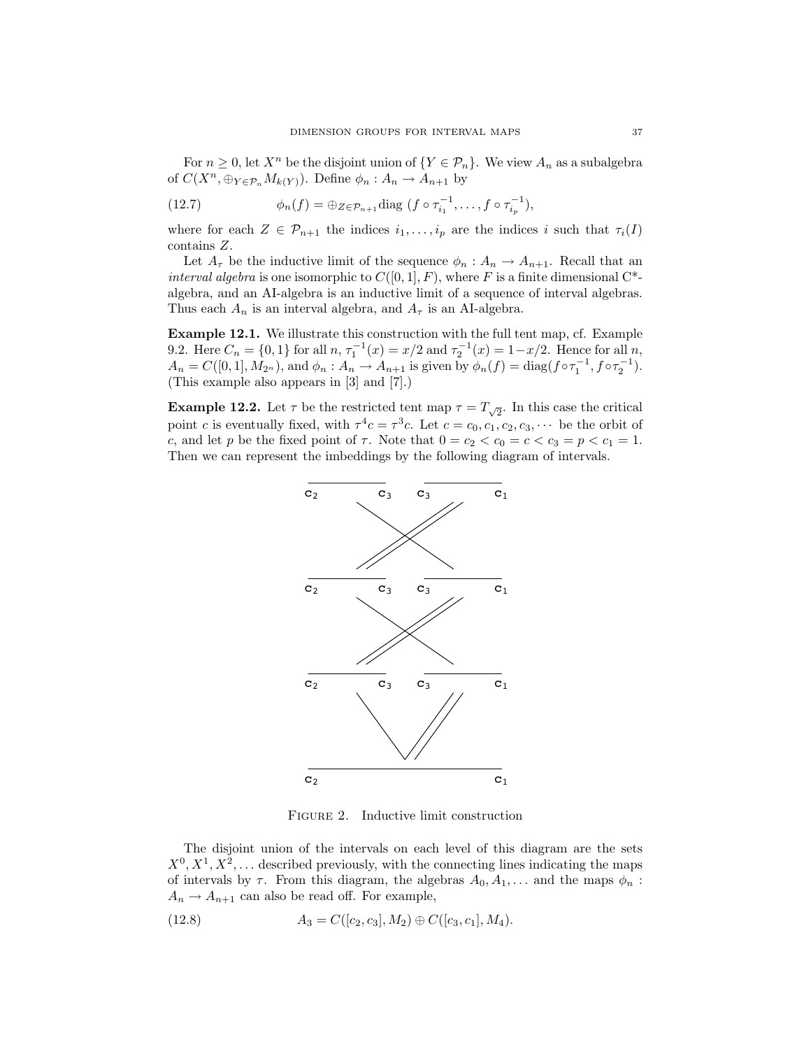For $n \geq 0$, let $X^n$ be the disjoint union of $\{Y \in \mathcal{P}_n\}$. We view $A_n$ as a subalgebra of $C(X^n, \oplus_{Y \in \mathcal{P}_n} M_{k(Y)})$. Define $\phi_n : A_n \to A_{n+1}$ by

$$\phi_n(f) = \oplus_{Z \in \mathcal{P}_{n+1}} \text{diag } (f \circ \tau_{i_1}^{-1}, \ldots, f \circ \tau_{i_p}^{-1}), \tag{12.7}$$

where for each $Z \in \mathcal{P}_{n+1}$ the indices $i_1, \ldots, i_p$ are the indices $i$ such that $\tau_i(I)$ contains $Z$.

Let $A_\tau$ be the inductive limit of the sequence $\phi_n : A_n \to A_{n+1}$. Recall that an *interval algebra* is one isomorphic to $C([0,1], F)$, where $F$ is a finite dimensional C*-algebra, and an AI-algebra is an inductive limit of a sequence of interval algebras. Thus each $A_n$ is an interval algebra, and $A_\tau$ is an AI-algebra.

**Example 12.1.** We illustrate this construction with the full tent map, cf. Example 9.2. Here $C_n = \{0, 1\}$ for all $n$, $\tau_1^{-1}(x) = x/2$ and $\tau_2^{-1}(x) = 1 - x/2$. Hence for all $n$, $A_n = C([0,1], M_{2^n})$, and $\phi_n : A_n \to A_{n+1}$ is given by $\phi_n(f) = \text{diag}(f \circ \tau_1^{-1}, f \circ \tau_2^{-1})$. (This example also appears in [3] and [7].)

**Example 12.2.** Let $\tau$ be the restricted tent map $\tau = T_{\sqrt{2}}$. In this case the critical point $c$ is eventually fixed, with $\tau^4 c = \tau^3 c$. Let $c = c_0, c_1, c_2, c_3, \cdots$ be the orbit of $c$, and let $p$ be the fixed point of $\tau$. Note that $0 = c_2 < c_0 = c < c_3 = p < c_1 = 1$. Then we can represent the imbeddings by the following diagram of intervals.

c₂ c₃ c₃ c₁

c₂ c₃ c₃ c₁

c₂ c₃ c₃ c₁

c₂ c₁

Figure 2. Inductive limit construction

The disjoint union of the intervals on each level of this diagram are the sets $X^0, X^1, X^2, \ldots$ described previously, with the connecting lines indicating the maps of intervals by $\tau$. From this diagram, the algebras $A_0, A_1, \ldots$ and the maps $\phi_n : A_n \to A_{n+1}$ can also be read off. For example,

$$A_3 = C([c_2, c_3], M_2) \oplus C([c_3, c_1], M_4). \tag{12.8}$$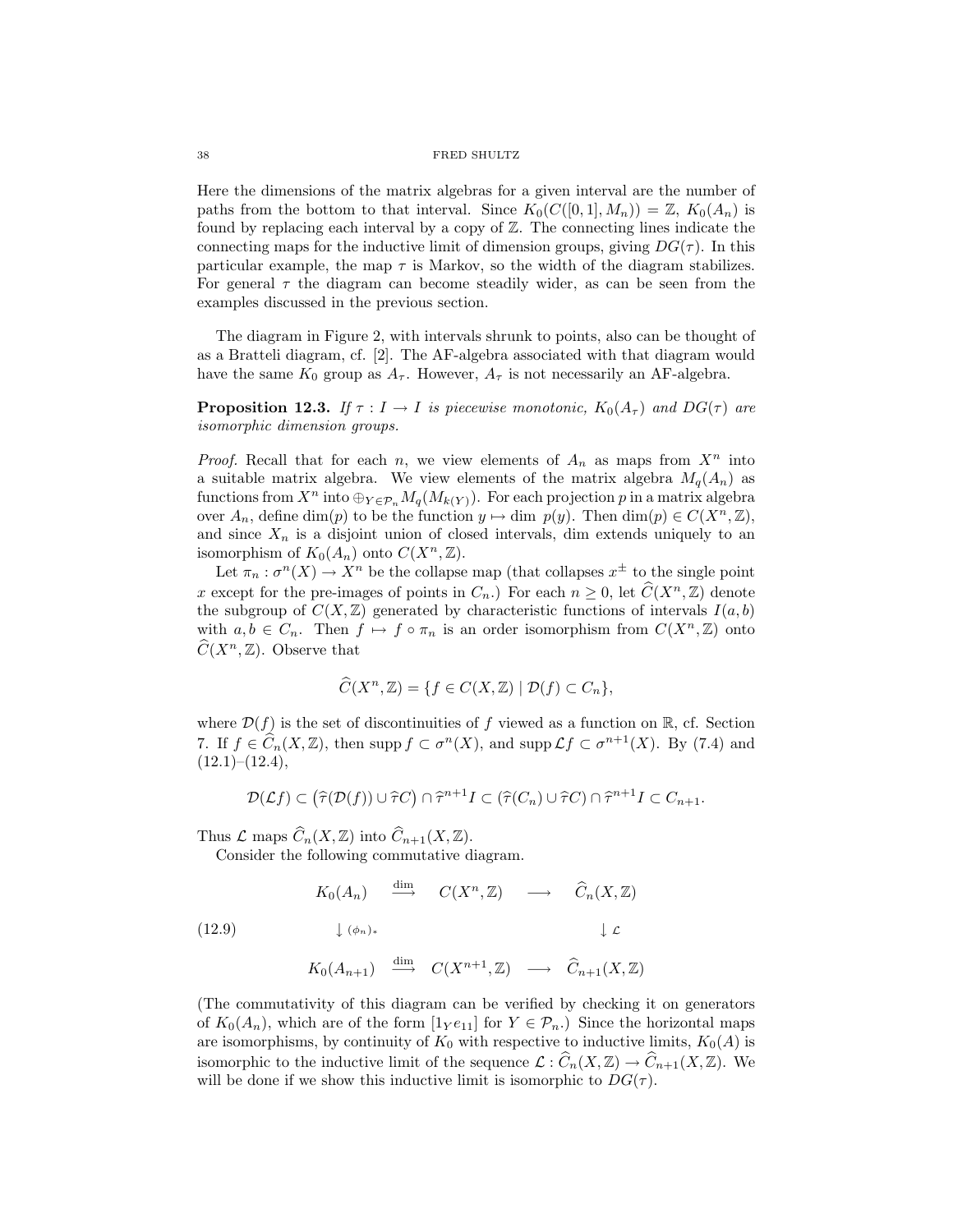Here the dimensions of the matrix algebras for a given interval are the number of paths from the bottom to that interval. Since $K_0(C([0,1], M_n)) = \mathbb{Z}$, $K_0(A_n)$ is found by replacing each interval by a copy of $\mathbb{Z}$. The connecting lines indicate the connecting maps for the inductive limit of dimension groups, giving $DG(\tau)$. In this particular example, the map $\tau$ is Markov, so the width of the diagram stabilizes. For general $\tau$ the diagram can become steadily wider, as can be seen from the examples discussed in the previous section.

The diagram in Figure 2, with intervals shrunk to points, also can be thought of as a Bratteli diagram, cf. [2]. The AF-algebra associated with that diagram would have the same $K_0$ group as $A_\tau$. However, $A_\tau$ is not necessarily an AF-algebra.

**Proposition 12.3.** *If $\tau : I \to I$ is piecewise monotonic, $K_0(A_\tau)$ and $DG(\tau)$ are isomorphic dimension groups.*

*Proof.* Recall that for each $n$, we view elements of $A_n$ as maps from $X^n$ into a suitable matrix algebra. We view elements of the matrix algebra $M_q(A_n)$ as functions from $X^n$ into $\oplus_{Y \in \mathcal{P}_n} M_q(M_{k(Y)})$. For each projection $p$ in a matrix algebra over $A_n$, define $\dim(p)$ to be the function $y \mapsto \dim\ p(y)$. Then $\dim(p) \in C(X^n, \mathbb{Z})$, and since $X_n$ is a disjoint union of closed intervals, dim extends uniquely to an isomorphism of $K_0(A_n)$ onto $C(X^n, \mathbb{Z})$.

Let $\pi_n : \sigma^n(X) \to X^n$ be the collapse map (that collapses $x^\pm$ to the single point $x$ except for the pre-images of points in $C_n$.) For each $n \geq 0$, let $\widehat{C}(X^n, \mathbb{Z})$ denote the subgroup of $C(X, \mathbb{Z})$ generated by characteristic functions of intervals $I(a, b)$ with $a, b \in C_n$. Then $f \mapsto f \circ \pi_n$ is an order isomorphism from $C(X^n, \mathbb{Z})$ onto $\widehat{C}(X^n, \mathbb{Z})$. Observe that

$$\widehat{C}(X^n, \mathbb{Z}) = \{f \in C(X, \mathbb{Z}) \mid \mathcal{D}(f) \subset C_n\},$$

where $\mathcal{D}(f)$ is the set of discontinuities of $f$ viewed as a function on $\mathbb{R}$, cf. Section 7. If $f \in \widehat{C}_n(X, \mathbb{Z})$, then $\operatorname{supp} f \subset \sigma^n(X)$, and $\operatorname{supp} \mathcal{L}f \subset \sigma^{n+1}(X)$. By (7.4) and (12.1)–(12.4),

$$\mathcal{D}(\mathcal{L}f) \subset \big(\widehat{\tau}(\mathcal{D}(f)) \cup \widehat{\tau}C\big) \cap \widehat{\tau}^{n+1}I \subset (\widehat{\tau}(C_n) \cup \widehat{\tau}C) \cap \widehat{\tau}^{n+1}I \subset C_{n+1}.$$

Thus $\mathcal{L}$ maps $\widehat{C}_n(X, \mathbb{Z})$ into $\widehat{C}_{n+1}(X, \mathbb{Z})$.

Consider the following commutative diagram.

$$\begin{array}{ccccc} K_0(A_n) & \xrightarrow{\dim} & C(X^n, \mathbb{Z}) & \longrightarrow & \widehat{C}_n(X, \mathbb{Z}) \\ \downarrow (\phi_n)_* & & & & \downarrow \mathcal{L} \\ K_0(A_{n+1}) & \xrightarrow{\dim} & C(X^{n+1}, \mathbb{Z}) & \longrightarrow & \widehat{C}_{n+1}(X, \mathbb{Z}) \end{array} \tag{12.9}$$

(The commutativity of this diagram can be verified by checking it on generators of $K_0(A_n)$, which are of the form $[1_Y e_{11}]$ for $Y \in \mathcal{P}_n$.) Since the horizontal maps are isomorphisms, by continuity of $K_0$ with respective to inductive limits, $K_0(A)$ is isomorphic to the inductive limit of the sequence $\mathcal{L} : \widehat{C}_n(X, \mathbb{Z}) \to \widehat{C}_{n+1}(X, \mathbb{Z})$. We will be done if we show this inductive limit is isomorphic to $DG(\tau)$.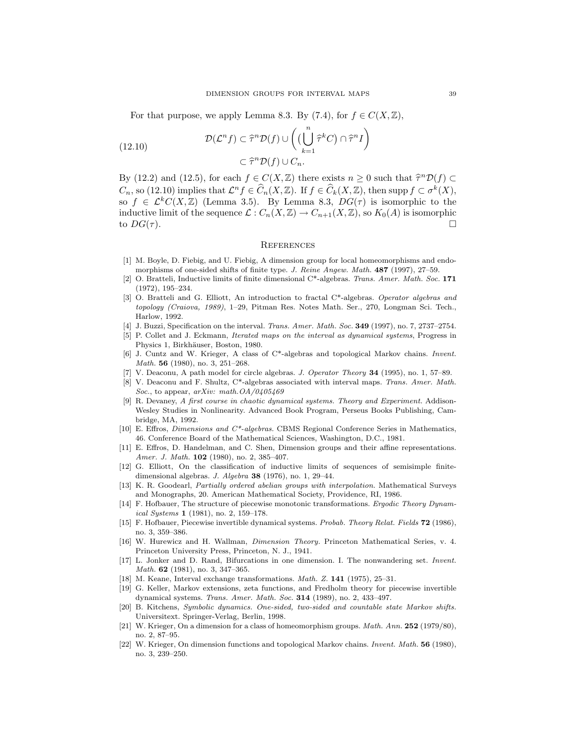For that purpose, we apply Lemma 8.3. By (7.4), for $f \in C(X, \mathbb{Z})$,

$$
\begin{aligned}
\mathcal{D}(\mathcal{L}^n f) &\subset \widehat{\tau}^n \mathcal{D}(f) \cup \left( \Big( \bigcup_{k=1}^{n} \widehat{\tau}^k C \Big) \cap \widehat{\tau}^n I \right) \\
&\subset \widehat{\tau}^n \mathcal{D}(f) \cup C_n.
\end{aligned} \tag{12.10}
$$

By (12.2) and (12.5), for each $f \in C(X, \mathbb{Z})$ there exists $n \geq 0$ such that $\widehat{\tau}^n \mathcal{D}(f) \subset C_n$, so (12.10) implies that $\mathcal{L}^n f \in \widehat{C}_n(X, \mathbb{Z})$. If $f \in \widehat{C}_k(X, \mathbb{Z})$, then $\operatorname{supp} f \subset \sigma^k(X)$, so $f \in \mathcal{L}^k C(X, \mathbb{Z})$ (Lemma 3.5). By Lemma 8.3, $DG(\tau)$ is isomorphic to the inductive limit of the sequence $\mathcal{L} : C_n(X, \mathbb{Z}) \to C_{n+1}(X, \mathbb{Z})$, so $K_0(A)$ is isomorphic to $DG(\tau)$. □

## References

[1] M. Boyle, D. Fiebig, and U. Fiebig, A dimension group for local homeomorphisms and endomorphisms of one-sided shifts of finite type. *J. Reine Angew. Math.* **487** (1997), 27–59.

[2] O. Bratteli, Inductive limits of finite dimensional C*-algebras. *Trans. Amer. Math. Soc.* **171** (1972), 195–234.

[3] O. Bratteli and G. Elliott, An introduction to fractal C*-algebras. *Operator algebras and topology (Craiova, 1989)*, 1–29, Pitman Res. Notes Math. Ser., 270, Longman Sci. Tech., Harlow, 1992.

[4] J. Buzzi, Specification on the interval. *Trans. Amer. Math. Soc.* **349** (1997), no. 7, 2737–2754.

[5] P. Collet and J. Eckmann, *Iterated maps on the interval as dynamical systems*, Progress in Physics 1, Birkhäuser, Boston, 1980.

[6] J. Cuntz and W. Krieger, A class of C*-algebras and topological Markov chains. *Invent. Math.* **56** (1980), no. 3, 251–268.

[7] V. Deaconu, A path model for circle algebras. *J. Operator Theory* **34** (1995), no. 1, 57–89.

[8] V. Deaconu and F. Shultz, C*-algebras associated with interval maps. *Trans. Amer. Math. Soc.*, to appear, *arXiv: math.OA/0405469*

[9] R. Devaney, *A first course in chaotic dynamical systems. Theory and Experiment.* Addison-Wesley Studies in Nonlinearity. Advanced Book Program, Perseus Books Publishing, Cambridge, MA, 1992.

[10] E. Effros, *Dimensions and C*-algebras.* CBMS Regional Conference Series in Mathematics, 46. Conference Board of the Mathematical Sciences, Washington, D.C., 1981.

[11] E. Effros, D. Handelman, and C. Shen, Dimension groups and their affine representations. *Amer. J. Math.* **102** (1980), no. 2, 385–407.

[12] G. Elliott, On the classification of inductive limits of sequences of semisimple finite-dimensional algebras. *J. Algebra* **38** (1976), no. 1, 29–44.

[13] K. R. Goodearl, *Partially ordered abelian groups with interpolation.* Mathematical Surveys and Monographs, 20. American Mathematical Society, Providence, RI, 1986.

[14] F. Hofbauer, The structure of piecewise monotonic transformations. *Ergodic Theory Dynamical Systems* **1** (1981), no. 2, 159–178.

[15] F. Hofbauer, Piecewise invertible dynamical systems. *Probab. Theory Relat. Fields* **72** (1986), no. 3, 359–386.

[16] W. Hurewicz and H. Wallman, *Dimension Theory.* Princeton Mathematical Series, v. 4. Princeton University Press, Princeton, N. J., 1941.

[17] L. Jonker and D. Rand, Bifurcations in one dimension. I. The nonwandering set. *Invent. Math.* **62** (1981), no. 3, 347–365.

[18] M. Keane, Interval exchange transformations. *Math. Z.* **141** (1975), 25–31.

[19] G. Keller, Markov extensions, zeta functions, and Fredholm theory for piecewise invertible dynamical systems. *Trans. Amer. Math. Soc.* **314** (1989), no. 2, 433–497.

[20] B. Kitchens, *Symbolic dynamics. One-sided, two-sided and countable state Markov shifts.* Universitext. Springer-Verlag, Berlin, 1998.

[21] W. Krieger, On a dimension for a class of homeomorphism groups. *Math. Ann.* **252** (1979/80), no. 2, 87–95.

[22] W. Krieger, On dimension functions and topological Markov chains. *Invent. Math.* **56** (1980), no. 3, 239–250.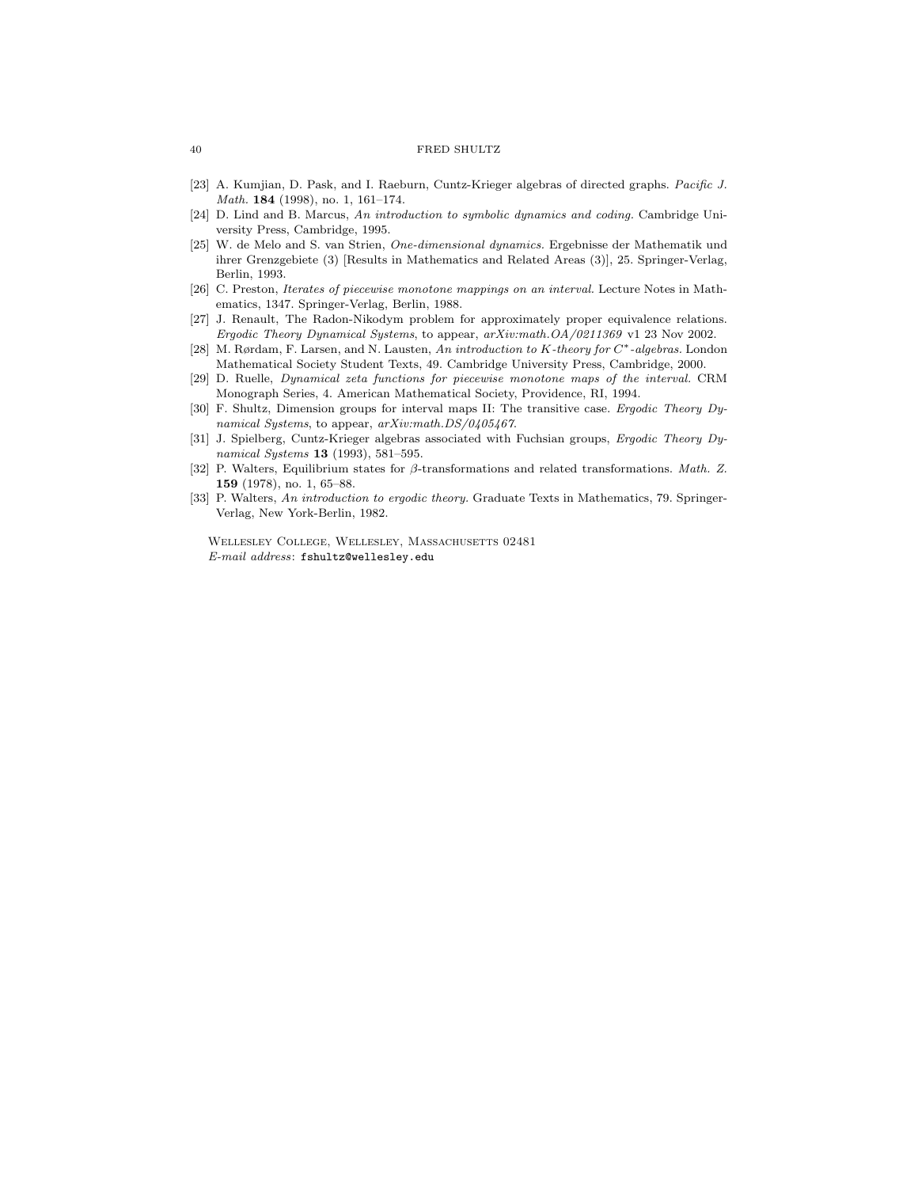[23] A. Kumjian, D. Pask, and I. Raeburn, Cuntz-Krieger algebras of directed graphs. *Pacific J. Math.* **184** (1998), no. 1, 161–174.

[24] D. Lind and B. Marcus, *An introduction to symbolic dynamics and coding.* Cambridge University Press, Cambridge, 1995.

[25] W. de Melo and S. van Strien, *One-dimensional dynamics.* Ergebnisse der Mathematik und ihrer Grenzgebiete (3) [Results in Mathematics and Related Areas (3)], 25. Springer-Verlag, Berlin, 1993.

[26] C. Preston, *Iterates of piecewise monotone mappings on an interval.* Lecture Notes in Mathematics, 1347. Springer-Verlag, Berlin, 1988.

[27] J. Renault, The Radon-Nikodym problem for approximately proper equivalence relations. *Ergodic Theory Dynamical Systems*, to appear, *arXiv:math.OA/0211369* v1 23 Nov 2002.

[28] M. Rørdam, F. Larsen, and N. Lausten, *An introduction to K-theory for $C^*$-algebras.* London Mathematical Society Student Texts, 49. Cambridge University Press, Cambridge, 2000.

[29] D. Ruelle, *Dynamical zeta functions for piecewise monotone maps of the interval.* CRM Monograph Series, 4. American Mathematical Society, Providence, RI, 1994.

[30] F. Shultz, Dimension groups for interval maps II: The transitive case. *Ergodic Theory Dynamical Systems*, to appear, *arXiv:math.DS/0405467*.

[31] J. Spielberg, Cuntz-Krieger algebras associated with Fuchsian groups, *Ergodic Theory Dynamical Systems* **13** (1993), 581–595.

[32] P. Walters, Equilibrium states for $\beta$-transformations and related transformations. *Math. Z.* **159** (1978), no. 1, 65–88.

[33] P. Walters, *An introduction to ergodic theory.* Graduate Texts in Mathematics, 79. Springer-Verlag, New York-Berlin, 1982.

Wellesley College, Wellesley, Massachusetts 02481
*E-mail address*: fshultz@wellesley.edu